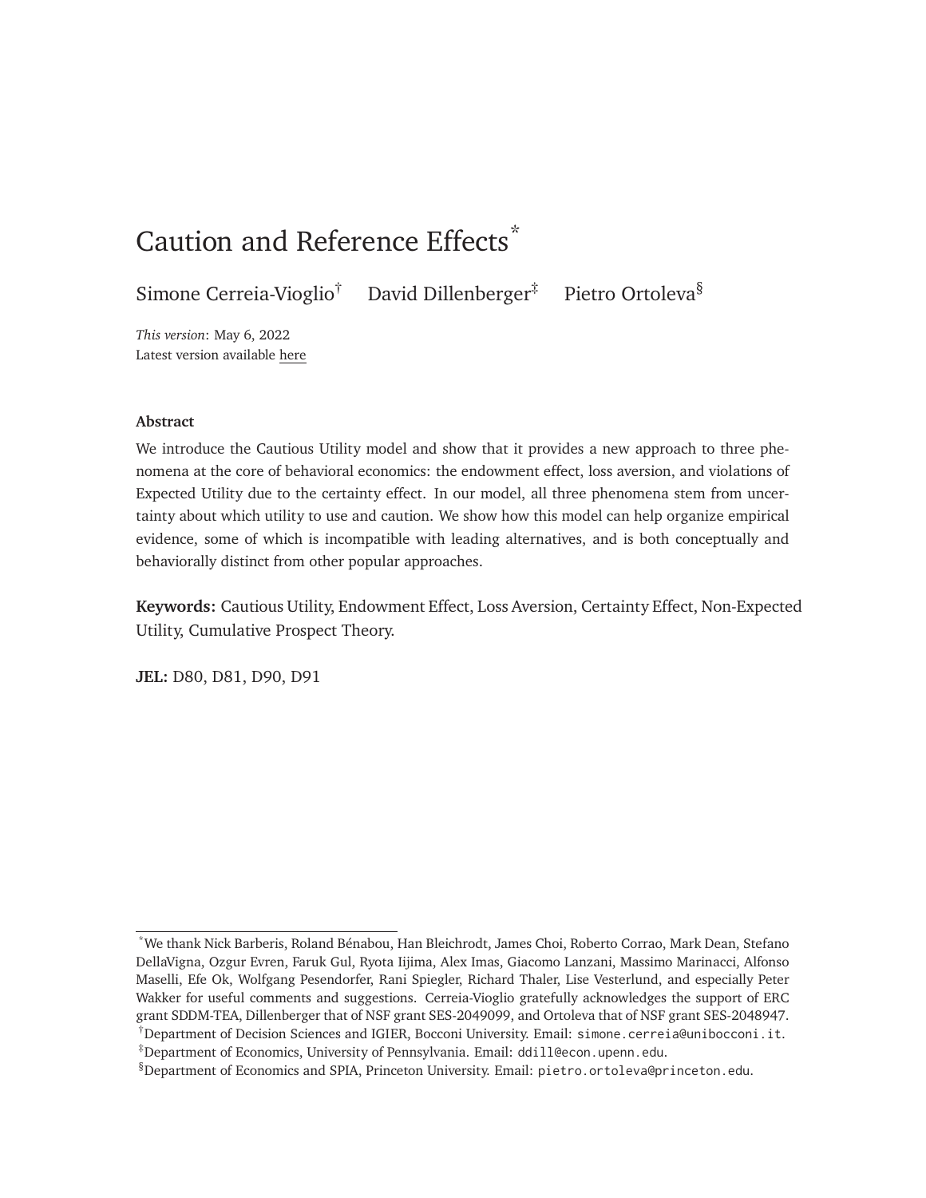# Caution and Reference Effects[*]

Simone Cerreia-Vioglio[†] David Dillenberger[‡] Pietro Ortoleva[§]

*This version*: May 6, 2022
Latest version available here

**Abstract**

We introduce the Cautious Utility model and show that it provides a new approach to three phenomena at the core of behavioral economics: the endowment effect, loss aversion, and violations of Expected Utility due to the certainty effect. In our model, all three phenomena stem from uncertainty about which utility to use and caution. We show how this model can help organize empirical evidence, some of which is incompatible with leading alternatives, and is both conceptually and behaviorally distinct from other popular approaches.

**Keywords:** Cautious Utility, Endowment Effect, Loss Aversion, Certainty Effect, Non-Expected Utility, Cumulative Prospect Theory.

**JEL:** D80, D81, D90, D91

---

[*] We thank Nick Barberis, Roland Bénabou, Han Bleichrodt, James Choi, Roberto Corrao, Mark Dean, Stefano DellaVigna, Ozgur Evren, Faruk Gul, Ryota Iijima, Alex Imas, Giacomo Lanzani, Massimo Marinacci, Alfonso Maselli, Efe Ok, Wolfgang Pesendorfer, Rani Spiegler, Richard Thaler, Lise Vesterlund, and especially Peter Wakker for useful comments and suggestions. Cerreia-Vioglio gratefully acknowledges the support of ERC grant SDDM-TEA, Dillenberger that of NSF grant SES-2049099, and Ortoleva that of NSF grant SES-2048947.

[†] Department of Decision Sciences and IGIER, Bocconi University. Email: simone.cerreia@unibocconi.it.

[‡] Department of Economics, University of Pennsylvania. Email: ddill@econ.upenn.edu.

[§] Department of Economics and SPIA, Princeton University. Email: pietro.ortoleva@princeton.edu.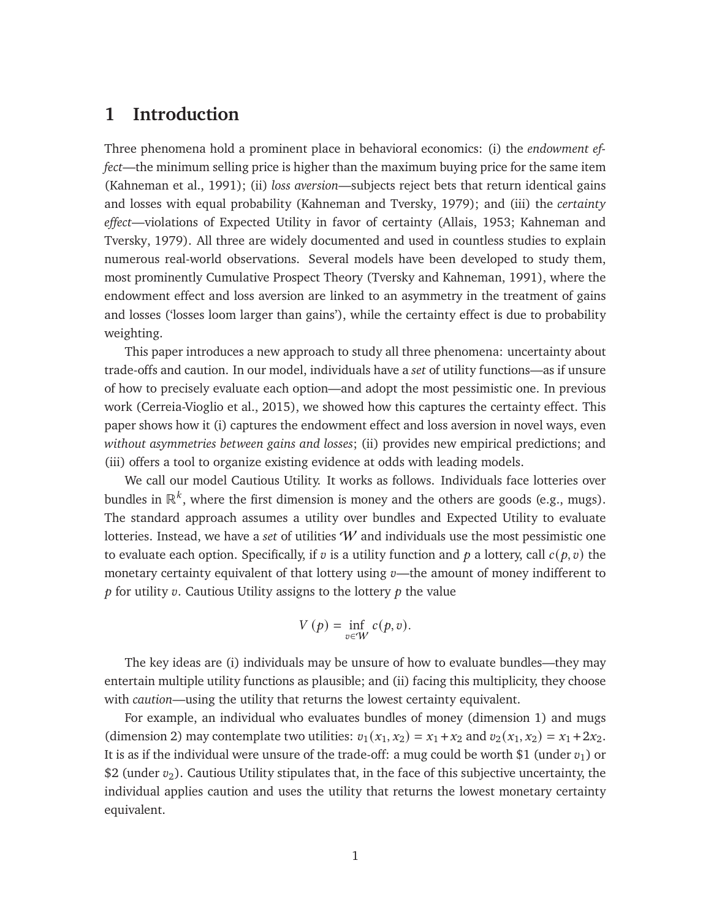# 1 Introduction

Three phenomena hold a prominent place in behavioral economics: (i) the *endowment effect*—the minimum selling price is higher than the maximum buying price for the same item (Kahneman et al., 1991); (ii) *loss aversion*—subjects reject bets that return identical gains and losses with equal probability (Kahneman and Tversky, 1979); and (iii) the *certainty effect*—violations of Expected Utility in favor of certainty (Allais, 1953; Kahneman and Tversky, 1979). All three are widely documented and used in countless studies to explain numerous real-world observations. Several models have been developed to study them, most prominently Cumulative Prospect Theory (Tversky and Kahneman, 1991), where the endowment effect and loss aversion are linked to an asymmetry in the treatment of gains and losses ('losses loom larger than gains'), while the certainty effect is due to probability weighting.

This paper introduces a new approach to study all three phenomena: uncertainty about trade-offs and caution. In our model, individuals have a *set* of utility functions—as if unsure of how to precisely evaluate each option—and adopt the most pessimistic one. In previous work (Cerreia-Vioglio et al., 2015), we showed how this captures the certainty effect. This paper shows how it (i) captures the endowment effect and loss aversion in novel ways, even *without asymmetries between gains and losses*; (ii) provides new empirical predictions; and (iii) offers a tool to organize existing evidence at odds with leading models.

We call our model Cautious Utility. It works as follows. Individuals face lotteries over bundles in $\mathbb{R}^k$, where the first dimension is money and the others are goods (e.g., mugs). The standard approach assumes a utility over bundles and Expected Utility to evaluate lotteries. Instead, we have a *set* of utilities $\mathcal{W}$ and individuals use the most pessimistic one to evaluate each option. Specifically, if $v$ is a utility function and $p$ a lottery, call $c(p, v)$ the monetary certainty equivalent of that lottery using $v$—the amount of money indifferent to $p$ for utility $v$. Cautious Utility assigns to the lottery $p$ the value

$$V(p) = \inf_{v \in \mathcal{W}} c(p, v).$$

The key ideas are (i) individuals may be unsure of how to evaluate bundles—they may entertain multiple utility functions as plausible; and (ii) facing this multiplicity, they choose with *caution*—using the utility that returns the lowest certainty equivalent.

For example, an individual who evaluates bundles of money (dimension 1) and mugs (dimension 2) may contemplate two utilities: $v_1(x_1, x_2) = x_1 + x_2$ and $v_2(x_1, x_2) = x_1 + 2x_2$. It is as if the individual were unsure of the trade-off: a mug could be worth \$1 (under $v_1$) or \$2 (under $v_2$). Cautious Utility stipulates that, in the face of this subjective uncertainty, the individual applies caution and uses the utility that returns the lowest monetary certainty equivalent.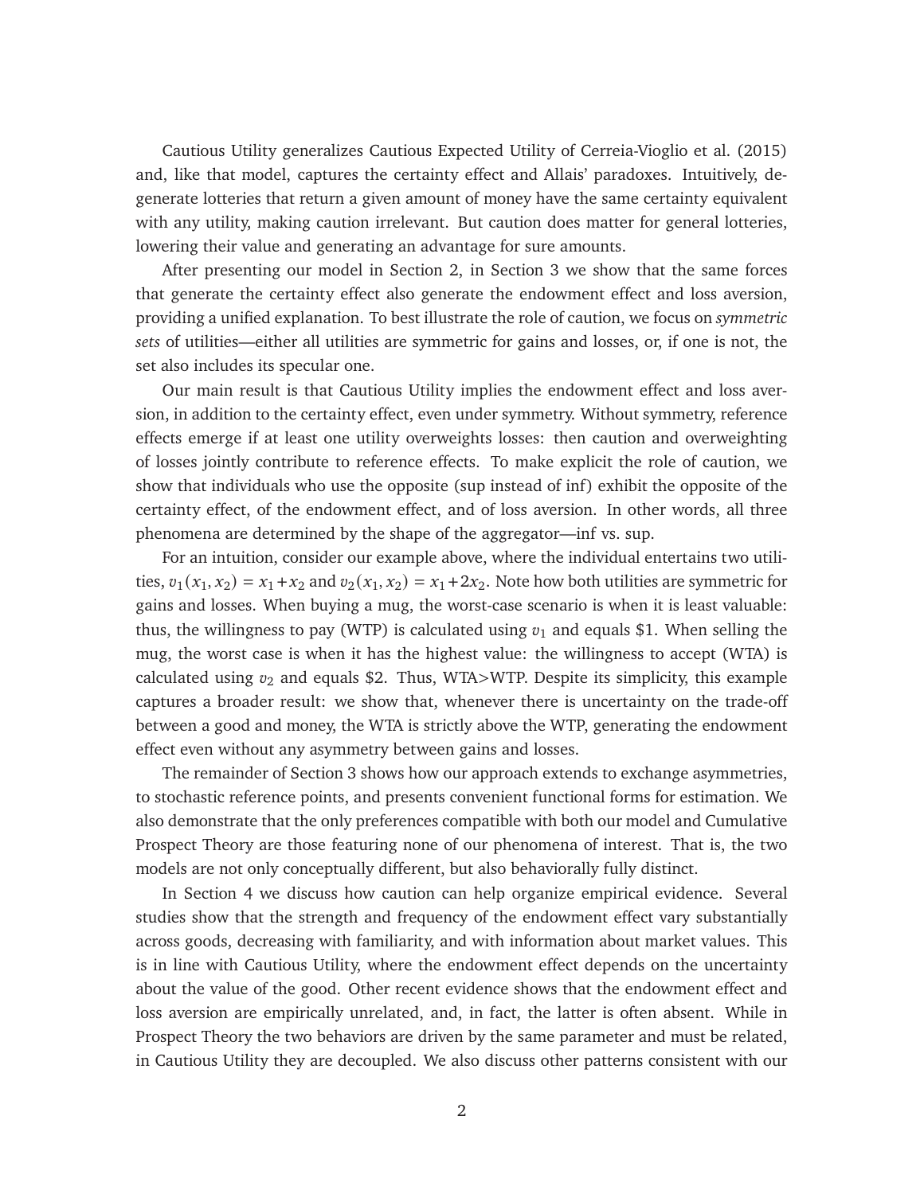Cautious Utility generalizes Cautious Expected Utility of Cerreia-Vioglio et al. (2015) and, like that model, captures the certainty effect and Allais' paradoxes. Intuitively, degenerate lotteries that return a given amount of money have the same certainty equivalent with any utility, making caution irrelevant. But caution does matter for general lotteries, lowering their value and generating an advantage for sure amounts.

After presenting our model in Section 2, in Section 3 we show that the same forces that generate the certainty effect also generate the endowment effect and loss aversion, providing a unified explanation. To best illustrate the role of caution, we focus on *symmetric sets* of utilities—either all utilities are symmetric for gains and losses, or, if one is not, the set also includes its specular one.

Our main result is that Cautious Utility implies the endowment effect and loss aversion, in addition to the certainty effect, even under symmetry. Without symmetry, reference effects emerge if at least one utility overweights losses: then caution and overweighting of losses jointly contribute to reference effects. To make explicit the role of caution, we show that individuals who use the opposite (sup instead of inf) exhibit the opposite of the certainty effect, of the endowment effect, and of loss aversion. In other words, all three phenomena are determined by the shape of the aggregator—inf vs. sup.

For an intuition, consider our example above, where the individual entertains two utilities, $v_1(x_1, x_2) = x_1 + x_2$ and $v_2(x_1, x_2) = x_1 + 2x_2$. Note how both utilities are symmetric for gains and losses. When buying a mug, the worst-case scenario is when it is least valuable: thus, the willingness to pay (WTP) is calculated using $v_1$ and equals \$1. When selling the mug, the worst case is when it has the highest value: the willingness to accept (WTA) is calculated using $v_2$ and equals \$2. Thus, WTA>WTP. Despite its simplicity, this example captures a broader result: we show that, whenever there is uncertainty on the trade-off between a good and money, the WTA is strictly above the WTP, generating the endowment effect even without any asymmetry between gains and losses.

The remainder of Section 3 shows how our approach extends to exchange asymmetries, to stochastic reference points, and presents convenient functional forms for estimation. We also demonstrate that the only preferences compatible with both our model and Cumulative Prospect Theory are those featuring none of our phenomena of interest. That is, the two models are not only conceptually different, but also behaviorally fully distinct.

In Section 4 we discuss how caution can help organize empirical evidence. Several studies show that the strength and frequency of the endowment effect vary substantially across goods, decreasing with familiarity, and with information about market values. This is in line with Cautious Utility, where the endowment effect depends on the uncertainty about the value of the good. Other recent evidence shows that the endowment effect and loss aversion are empirically unrelated, and, in fact, the latter is often absent. While in Prospect Theory the two behaviors are driven by the same parameter and must be related, in Cautious Utility they are decoupled. We also discuss other patterns consistent with our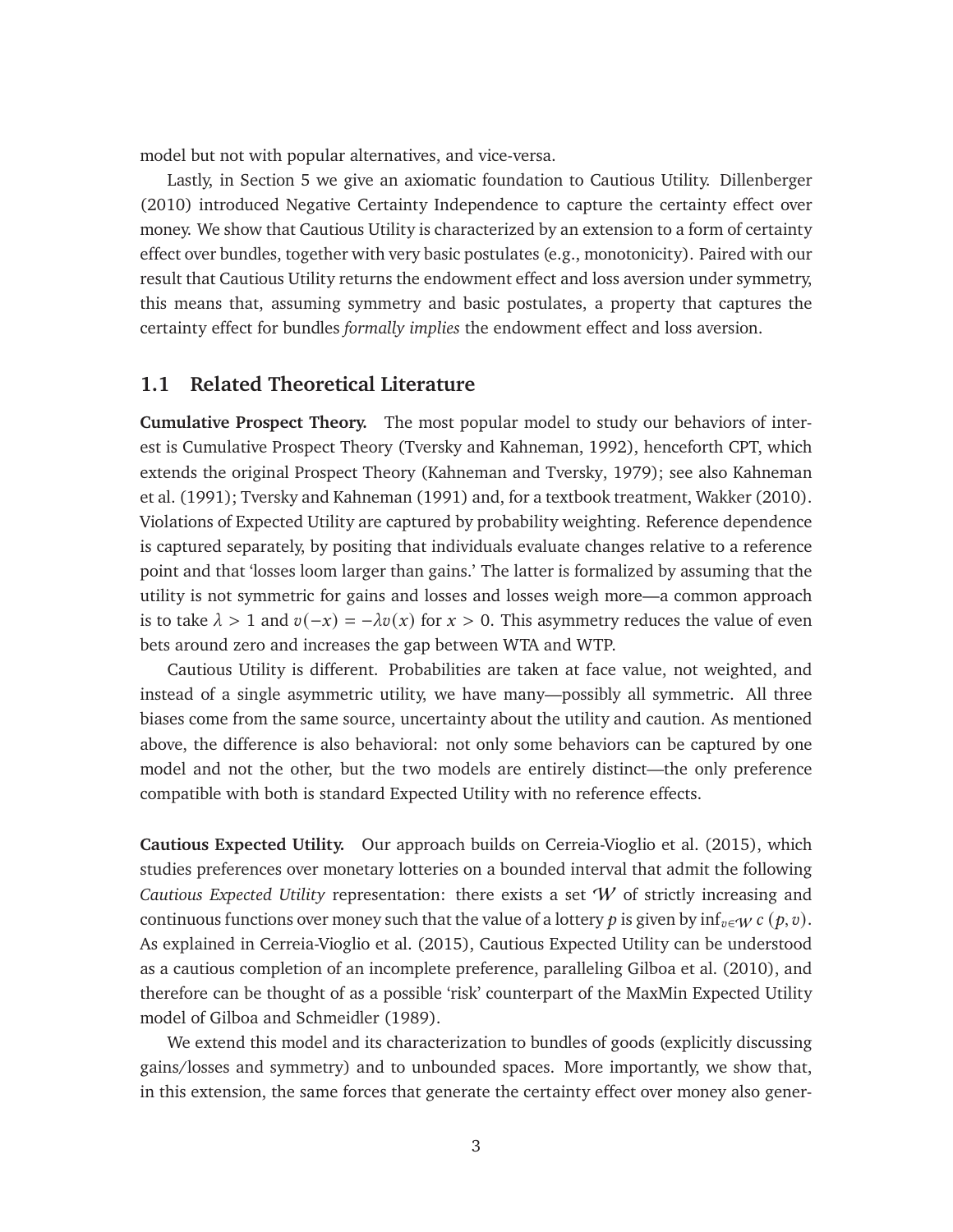model but not with popular alternatives, and vice-versa.

Lastly, in Section 5 we give an axiomatic foundation to Cautious Utility. Dillenberger (2010) introduced Negative Certainty Independence to capture the certainty effect over money. We show that Cautious Utility is characterized by an extension to a form of certainty effect over bundles, together with very basic postulates (e.g., monotonicity). Paired with our result that Cautious Utility returns the endowment effect and loss aversion under symmetry, this means that, assuming symmetry and basic postulates, a property that captures the certainty effect for bundles *formally implies* the endowment effect and loss aversion.

## 1.1 Related Theoretical Literature

**Cumulative Prospect Theory.** The most popular model to study our behaviors of interest is Cumulative Prospect Theory (Tversky and Kahneman, 1992), henceforth CPT, which extends the original Prospect Theory (Kahneman and Tversky, 1979); see also Kahneman et al. (1991); Tversky and Kahneman (1991) and, for a textbook treatment, Wakker (2010). Violations of Expected Utility are captured by probability weighting. Reference dependence is captured separately, by positing that individuals evaluate changes relative to a reference point and that 'losses loom larger than gains.' The latter is formalized by assuming that the utility is not symmetric for gains and losses and losses weigh more—a common approach is to take $\lambda > 1$ and $v(-x) = -\lambda v(x)$ for $x > 0$. This asymmetry reduces the value of even bets around zero and increases the gap between WTA and WTP.

Cautious Utility is different. Probabilities are taken at face value, not weighted, and instead of a single asymmetric utility, we have many—possibly all symmetric. All three biases come from the same source, uncertainty about the utility and caution. As mentioned above, the difference is also behavioral: not only some behaviors can be captured by one model and not the other, but the two models are entirely distinct—the only preference compatible with both is standard Expected Utility with no reference effects.

**Cautious Expected Utility.** Our approach builds on Cerreia-Vioglio et al. (2015), which studies preferences over monetary lotteries on a bounded interval that admit the following *Cautious Expected Utility* representation: there exists a set $\mathcal{W}$ of strictly increasing and continuous functions over money such that the value of a lottery $p$ is given by $\inf_{v \in \mathcal{W}} c(p, v)$. As explained in Cerreia-Vioglio et al. (2015), Cautious Expected Utility can be understood as a cautious completion of an incomplete preference, paralleling Gilboa et al. (2010), and therefore can be thought of as a possible 'risk' counterpart of the MaxMin Expected Utility model of Gilboa and Schmeidler (1989).

We extend this model and its characterization to bundles of goods (explicitly discussing gains/losses and symmetry) and to unbounded spaces. More importantly, we show that, in this extension, the same forces that generate the certainty effect over money also gener-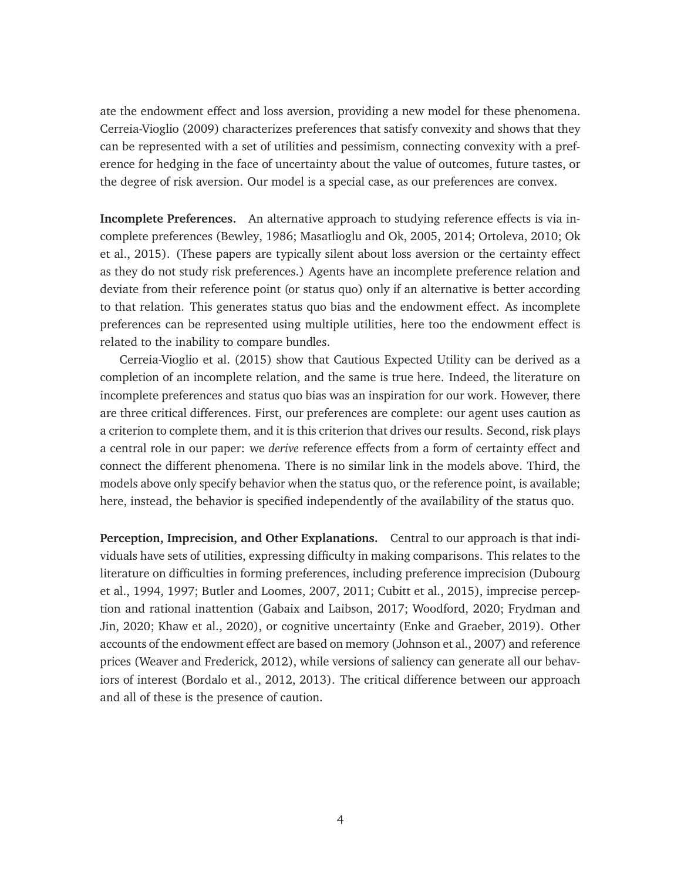ate the endowment effect and loss aversion, providing a new model for these phenomena. Cerreia-Vioglio (2009) characterizes preferences that satisfy convexity and shows that they can be represented with a set of utilities and pessimism, connecting convexity with a preference for hedging in the face of uncertainty about the value of outcomes, future tastes, or the degree of risk aversion. Our model is a special case, as our preferences are convex.

**Incomplete Preferences.** An alternative approach to studying reference effects is via incomplete preferences (Bewley, 1986; Masatlioglu and Ok, 2005, 2014; Ortoleva, 2010; Ok et al., 2015). (These papers are typically silent about loss aversion or the certainty effect as they do not study risk preferences.) Agents have an incomplete preference relation and deviate from their reference point (or status quo) only if an alternative is better according to that relation. This generates status quo bias and the endowment effect. As incomplete preferences can be represented using multiple utilities, here too the endowment effect is related to the inability to compare bundles.

Cerreia-Vioglio et al. (2015) show that Cautious Expected Utility can be derived as a completion of an incomplete relation, and the same is true here. Indeed, the literature on incomplete preferences and status quo bias was an inspiration for our work. However, there are three critical differences. First, our preferences are complete: our agent uses caution as a criterion to complete them, and it is this criterion that drives our results. Second, risk plays a central role in our paper: we *derive* reference effects from a form of certainty effect and connect the different phenomena. There is no similar link in the models above. Third, the models above only specify behavior when the status quo, or the reference point, is available; here, instead, the behavior is specified independently of the availability of the status quo.

**Perception, Imprecision, and Other Explanations.** Central to our approach is that individuals have sets of utilities, expressing difficulty in making comparisons. This relates to the literature on difficulties in forming preferences, including preference imprecision (Dubourg et al., 1994, 1997; Butler and Loomes, 2007, 2011; Cubitt et al., 2015), imprecise perception and rational inattention (Gabaix and Laibson, 2017; Woodford, 2020; Frydman and Jin, 2020; Khaw et al., 2020), or cognitive uncertainty (Enke and Graeber, 2019). Other accounts of the endowment effect are based on memory (Johnson et al., 2007) and reference prices (Weaver and Frederick, 2012), while versions of saliency can generate all our behaviors of interest (Bordalo et al., 2012, 2013). The critical difference between our approach and all of these is the presence of caution.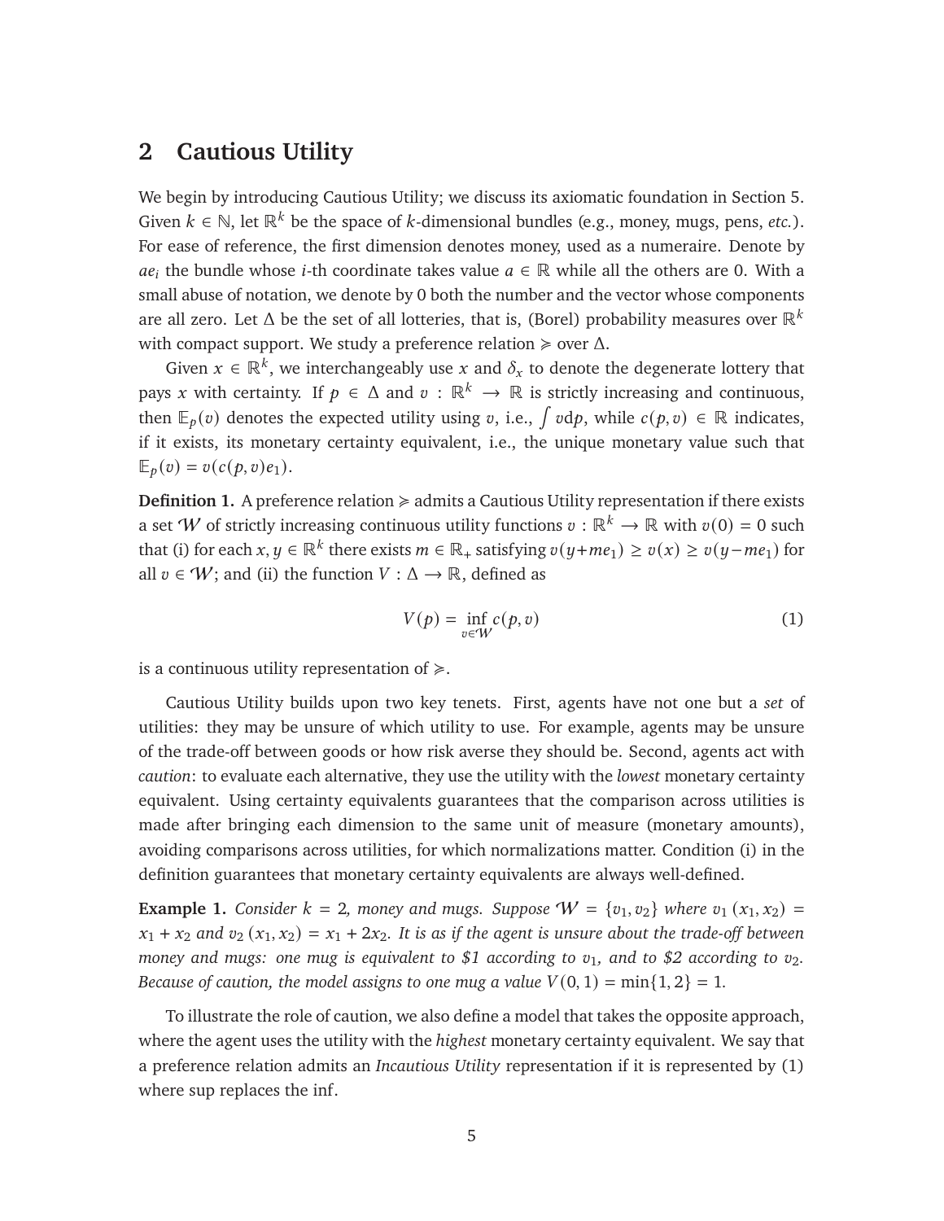## 2 Cautious Utility

We begin by introducing Cautious Utility; we discuss its axiomatic foundation in Section 5. Given $k \in \mathbb{N}$, let $\mathbb{R}^k$ be the space of $k$-dimensional bundles (e.g., money, mugs, pens, *etc.*). For ease of reference, the first dimension denotes money, used as a numeraire. Denote by $ae_i$ the bundle whose $i$-th coordinate takes value $a \in \mathbb{R}$ while all the others are 0. With a small abuse of notation, we denote by 0 both the number and the vector whose components are all zero. Let $\Delta$ be the set of all lotteries, that is, (Borel) probability measures over $\mathbb{R}^k$ with compact support. We study a preference relation $\succcurlyeq$ over $\Delta$.

Given $x \in \mathbb{R}^k$, we interchangeably use $x$ and $\delta_x$ to denote the degenerate lottery that pays $x$ with certainty. If $p \in \Delta$ and $v : \mathbb{R}^k \to \mathbb{R}$ is strictly increasing and continuous, then $\mathbb{E}_p(v)$ denotes the expected utility using $v$, i.e., $\int v \mathrm{d}p$, while $c(p, v) \in \mathbb{R}$ indicates, if it exists, its monetary certainty equivalent, i.e., the unique monetary value such that $\mathbb{E}_p(v) = v(c(p, v)e_1)$.

**Definition 1.** A preference relation $\succcurlyeq$ admits a Cautious Utility representation if there exists a set $\mathcal{W}$ of strictly increasing continuous utility functions $v : \mathbb{R}^k \to \mathbb{R}$ with $v(0) = 0$ such that (i) for each $x, y \in \mathbb{R}^k$ there exists $m \in \mathbb{R}_+$ satisfying $v(y+me_1) \geq v(x) \geq v(y-me_1)$ for all $v \in \mathcal{W}$; and (ii) the function $V : \Delta \to \mathbb{R}$, defined as

$$V(p) = \inf_{v \in \mathcal{W}} c(p, v) \tag{1}$$

is a continuous utility representation of $\succcurlyeq$.

Cautious Utility builds upon two key tenets. First, agents have not one but a *set* of utilities: they may be unsure of which utility to use. For example, agents may be unsure of the trade-off between goods or how risk averse they should be. Second, agents act with *caution*: to evaluate each alternative, they use the utility with the *lowest* monetary certainty equivalent. Using certainty equivalents guarantees that the comparison across utilities is made after bringing each dimension to the same unit of measure (monetary amounts), avoiding comparisons across utilities, for which normalizations matter. Condition (i) in the definition guarantees that monetary certainty equivalents are always well-defined.

**Example 1.** *Consider $k = 2$, money and mugs. Suppose $\mathcal{W} = \{v_1, v_2\}$ where $v_1(x_1, x_2) = x_1 + x_2$ and $v_2(x_1, x_2) = x_1 + 2x_2$. It is as if the agent is unsure about the trade-off between money and mugs: one mug is equivalent to \$1 according to $v_1$, and to \$2 according to $v_2$. Because of caution, the model assigns to one mug a value $V(0, 1) = \min\{1, 2\} = 1$.*

To illustrate the role of caution, we also define a model that takes the opposite approach, where the agent uses the utility with the *highest* monetary certainty equivalent. We say that a preference relation admits an *Incautious Utility* representation if it is represented by (1) where sup replaces the inf.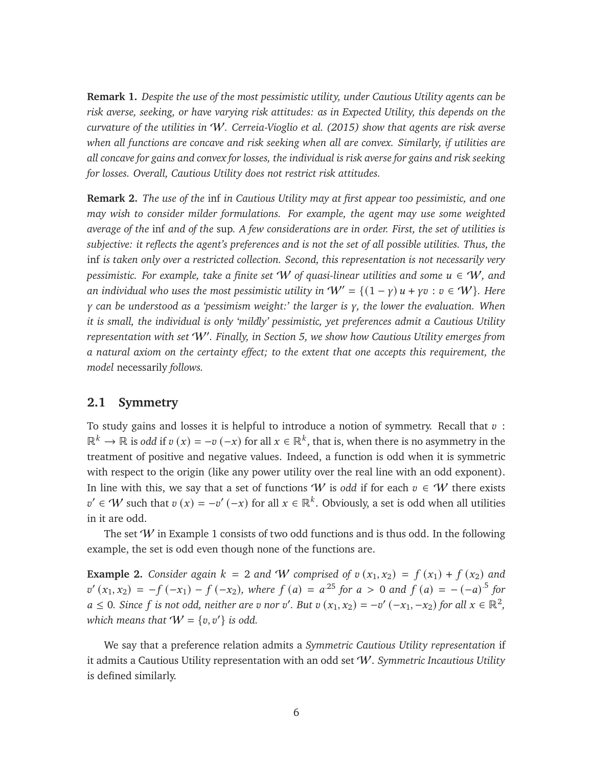**Remark 1.** *Despite the use of the most pessimistic utility, under Cautious Utility agents can be risk averse, seeking, or have varying risk attitudes: as in Expected Utility, this depends on the curvature of the utilities in $\mathcal{W}$. Cerreia-Vioglio et al. (2015) show that agents are risk averse when all functions are concave and risk seeking when all are convex. Similarly, if utilities are all concave for gains and convex for losses, the individual is risk averse for gains and risk seeking for losses. Overall, Cautious Utility does not restrict risk attitudes.*

**Remark 2.** *The use of the* inf *in Cautious Utility may at first appear too pessimistic, and one may wish to consider milder formulations. For example, the agent may use some weighted average of the* inf *and of the* sup*. A few considerations are in order. First, the set of utilities is subjective: it reflects the agent's preferences and is not the set of all possible utilities. Thus, the* inf *is taken only over a restricted collection. Second, this representation is not necessarily very pessimistic. For example, take a finite set $\mathcal{W}$ of quasi-linear utilities and some $u \in \mathcal{W}$, and an individual who uses the most pessimistic utility in $\mathcal{W}' = \{(1-\gamma)\,u + \gamma v : v \in \mathcal{W}\}$. Here $\gamma$ can be understood as a 'pessimism weight:' the larger is $\gamma$, the lower the evaluation. When it is small, the individual is only 'mildly' pessimistic, yet preferences admit a Cautious Utility representation with set $\mathcal{W}'$. Finally, in Section 5, we show how Cautious Utility emerges from a natural axiom on the certainty effect; to the extent that one accepts this requirement, the model* necessarily *follows.*

## 2.1 Symmetry

To study gains and losses it is helpful to introduce a notion of symmetry. Recall that $v : \mathbb{R}^k \to \mathbb{R}$ is *odd* if $v(x) = -v(-x)$ for all $x \in \mathbb{R}^k$, that is, when there is no asymmetry in the treatment of positive and negative values. Indeed, a function is odd when it is symmetric with respect to the origin (like any power utility over the real line with an odd exponent). In line with this, we say that a set of functions $\mathcal{W}$ is *odd* if for each $v \in \mathcal{W}$ there exists $v' \in \mathcal{W}$ such that $v(x) = -v'(-x)$ for all $x \in \mathbb{R}^k$. Obviously, a set is odd when all utilities in it are odd.

The set $\mathcal{W}$ in Example 1 consists of two odd functions and is thus odd. In the following example, the set is odd even though none of the functions are.

**Example 2.** *Consider again $k = 2$ and $\mathcal{W}$ comprised of $v(x_1, x_2) = f(x_1) + f(x_2)$ and $v'(x_1, x_2) = -f(-x_1) - f(-x_2)$, where $f(a) = a^{.25}$ for $a > 0$ and $f(a) = -(-a)^{.5}$ for $a \leq 0$. Since $f$ is not odd, neither are $v$ nor $v'$. But $v(x_1, x_2) = -v'(-x_1, -x_2)$ for all $x \in \mathbb{R}^2$, which means that $\mathcal{W} = \{v, v'\}$ is odd.*

We say that a preference relation admits a *Symmetric Cautious Utility representation* if it admits a Cautious Utility representation with an odd set $\mathcal{W}$. *Symmetric Incautious Utility* is defined similarly.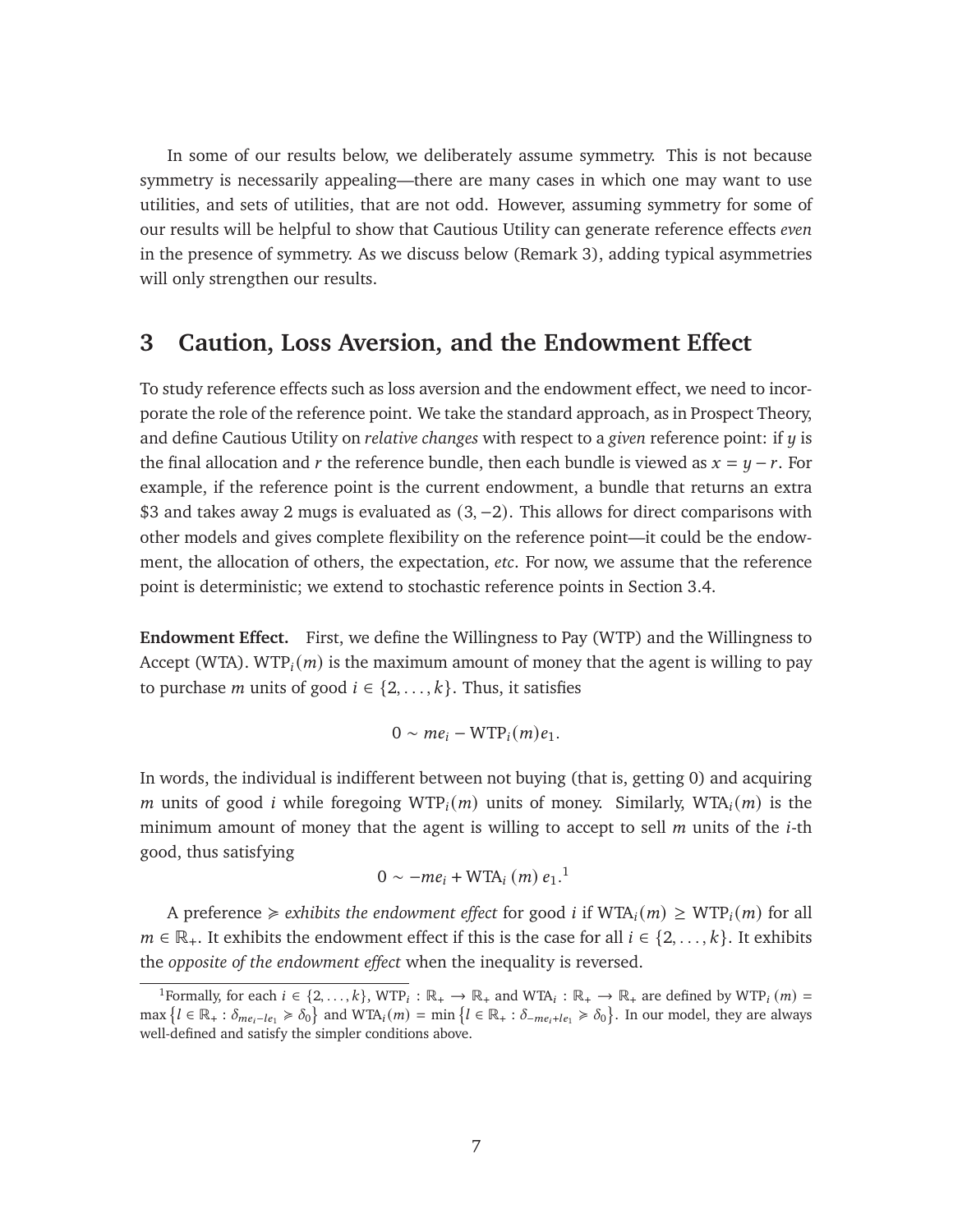In some of our results below, we deliberately assume symmetry. This is not because symmetry is necessarily appealing—there are many cases in which one may want to use utilities, and sets of utilities, that are not odd. However, assuming symmetry for some of our results will be helpful to show that Cautious Utility can generate reference effects *even* in the presence of symmetry. As we discuss below (Remark 3), adding typical asymmetries will only strengthen our results.

## 3 Caution, Loss Aversion, and the Endowment Effect

To study reference effects such as loss aversion and the endowment effect, we need to incorporate the role of the reference point. We take the standard approach, as in Prospect Theory, and define Cautious Utility on *relative changes* with respect to a *given* reference point: if $y$ is the final allocation and $r$ the reference bundle, then each bundle is viewed as $x = y - r$. For example, if the reference point is the current endowment, a bundle that returns an extra \$3 and takes away 2 mugs is evaluated as $(3, -2)$. This allows for direct comparisons with other models and gives complete flexibility on the reference point—it could be the endowment, the allocation of others, the expectation, *etc*. For now, we assume that the reference point is deterministic; we extend to stochastic reference points in Section 3.4.

**Endowment Effect.** First, we define the Willingness to Pay (WTP) and the Willingness to Accept (WTA). $\text{WTP}_i(m)$ is the maximum amount of money that the agent is willing to pay to purchase $m$ units of good $i \in \{2, \ldots, k\}$. Thus, it satisfies

$$0 \sim me_i - \text{WTP}_i(m)e_1.$$

In words, the individual is indifferent between not buying (that is, getting 0) and acquiring $m$ units of good $i$ while foregoing $\text{WTP}_i(m)$ units of money. Similarly, $\text{WTA}_i(m)$ is the minimum amount of money that the agent is willing to accept to sell $m$ units of the $i$-th good, thus satisfying

$$0 \sim -me_i + \text{WTA}_i(m)\, e_1.$ [1]$$

A preference $\succcurlyeq$ *exhibits the endowment effect* for good $i$ if $\text{WTA}_i(m) \geq \text{WTP}_i(m)$ for all $m \in \mathbb{R}_+$. It exhibits the endowment effect if this is the case for all $i \in \{2, \ldots, k\}$. It exhibits the *opposite of the endowment effect* when the inequality is reversed.

[1] Formally, for each $i \in \{2, \ldots, k\}$, $\text{WTP}_i : \mathbb{R}_+ \to \mathbb{R}_+$ and $\text{WTA}_i : \mathbb{R}_+ \to \mathbb{R}_+$ are defined by $\text{WTP}_i(m) = \max\{l \in \mathbb{R}_+ : \delta_{me_i - le_1} \succcurlyeq \delta_0\}$ and $\text{WTA}_i(m) = \min\{l \in \mathbb{R}_+ : \delta_{-me_i + le_1} \succcurlyeq \delta_0\}$. In our model, they are always well-defined and satisfy the simpler conditions above.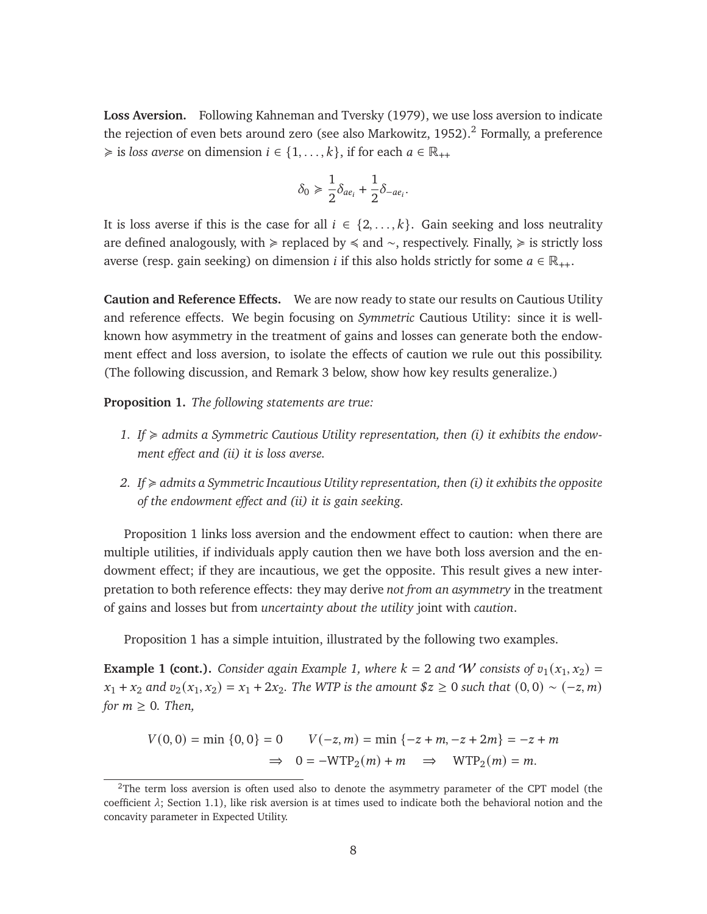**Loss Aversion.** Following Kahneman and Tversky (1979), we use loss aversion to indicate the rejection of even bets around zero (see also Markowitz, 1952).[2] Formally, a preference $\succcurlyeq$ is *loss averse* on dimension $i \in \{1, \ldots, k\}$, if for each $a \in \mathbb{R}_{++}$

$$\delta_0 \succcurlyeq \frac{1}{2}\delta_{ae_i} + \frac{1}{2}\delta_{-ae_i}.$$

It is loss averse if this is the case for all $i \in \{2, \ldots, k\}$. Gain seeking and loss neutrality are defined analogously, with $\succcurlyeq$ replaced by $\preccurlyeq$ and $\sim$, respectively. Finally, $\succcurlyeq$ is strictly loss averse (resp. gain seeking) on dimension $i$ if this also holds strictly for some $a \in \mathbb{R}_{++}$.

**Caution and Reference Effects.** We are now ready to state our results on Cautious Utility and reference effects. We begin focusing on *Symmetric* Cautious Utility: since it is well-known how asymmetry in the treatment of gains and losses can generate both the endowment effect and loss aversion, to isolate the effects of caution we rule out this possibility. (The following discussion, and Remark 3 below, show how key results generalize.)

**Proposition 1.** *The following statements are true:*

1. *If $\succcurlyeq$ admits a Symmetric Cautious Utility representation, then (i) it exhibits the endowment effect and (ii) it is loss averse.*
2. *If $\succcurlyeq$ admits a Symmetric Incautious Utility representation, then (i) it exhibits the opposite of the endowment effect and (ii) it is gain seeking.*

Proposition 1 links loss aversion and the endowment effect to caution: when there are multiple utilities, if individuals apply caution then we have both loss aversion and the endowment effect; if they are incautious, we get the opposite. This result gives a new interpretation to both reference effects: they may derive *not from an asymmetry* in the treatment of gains and losses but from *uncertainty about the utility* joint with *caution*.

Proposition 1 has a simple intuition, illustrated by the following two examples.

**Example 1 (cont.).** *Consider again Example 1, where $k = 2$ and $\mathcal{W}$ consists of $v_1(x_1, x_2) = x_1 + x_2$ and $v_2(x_1, x_2) = x_1 + 2x_2$. The WTP is the amount \$$z \geq 0$ such that $(0, 0) \sim (-z, m)$ for $m \geq 0$. Then,*

$$V(0,0) = \min\{0, 0\} = 0 \qquad V(-z, m) = \min\{-z + m, -z + 2m\} = -z + m$$
$$\Rightarrow \quad 0 = -\mathrm{WTP}_2(m) + m \quad \Rightarrow \quad \mathrm{WTP}_2(m) = m.$$

[2] The term loss aversion is often used also to denote the asymmetry parameter of the CPT model (the coefficient $\lambda$; Section 1.1), like risk aversion is at times used to indicate both the behavioral notion and the concavity parameter in Expected Utility.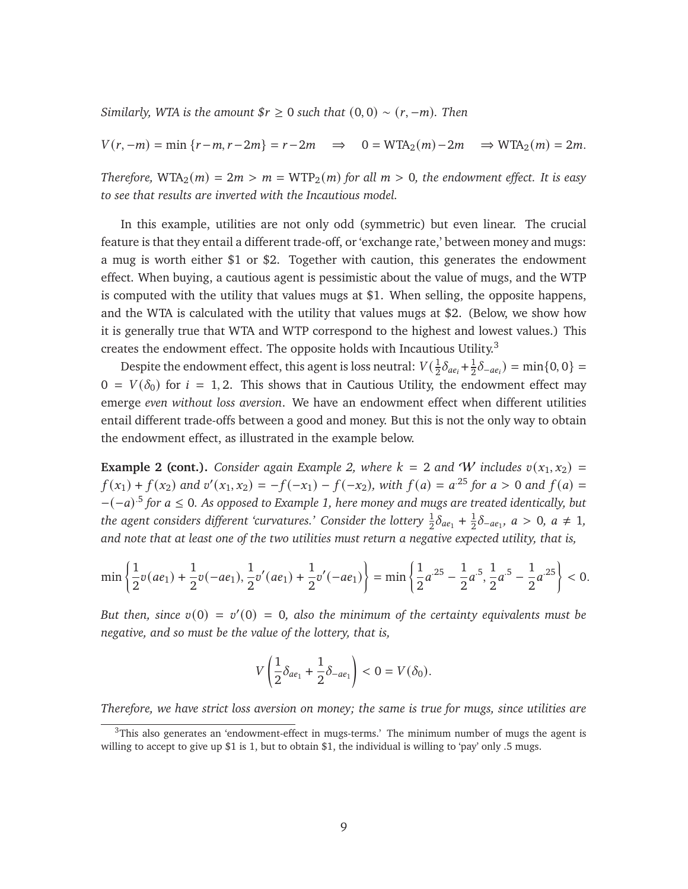*Similarly, WTA is the amount \$r $\geq 0$ such that $(0,0) \sim (r, -m)$. Then*

$$V(r,-m) = \min\{r-m, r-2m\} = r-2m \quad \Rightarrow \quad 0 = \text{WTA}_2(m) - 2m \quad \Rightarrow \text{WTA}_2(m) = 2m.$$

*Therefore,* $\text{WTA}_2(m) = 2m > m = \text{WTP}_2(m)$ *for all* $m > 0$*, the endowment effect. It is easy to see that results are inverted with the Incautious model.*

In this example, utilities are not only odd (symmetric) but even linear. The crucial feature is that they entail a different trade-off, or 'exchange rate,' between money and mugs: a mug is worth either \$1 or \$2. Together with caution, this generates the endowment effect. When buying, a cautious agent is pessimistic about the value of mugs, and the WTP is computed with the utility that values mugs at \$1. When selling, the opposite happens, and the WTA is calculated with the utility that values mugs at \$2. (Below, we show how it is generally true that WTA and WTP correspond to the highest and lowest values.) This creates the endowment effect. The opposite holds with Incautious Utility.[3]

Despite the endowment effect, this agent is loss neutral: $V(\frac{1}{2}\delta_{ae_i} + \frac{1}{2}\delta_{-ae_i}) = \min\{0,0\} = 0 = V(\delta_0)$ for $i = 1,2$. This shows that in Cautious Utility, the endowment effect may emerge *even without loss aversion*. We have an endowment effect when different utilities entail different trade-offs between a good and money. But this is not the only way to obtain the endowment effect, as illustrated in the example below.

**Example 2 (cont.).** *Consider again Example 2, where* $k = 2$ *and* $\mathcal{W}$ *includes* $v(x_1, x_2) = f(x_1) + f(x_2)$ *and* $v'(x_1, x_2) = -f(-x_1) - f(-x_2)$*, with* $f(a) = a^{.25}$ *for* $a > 0$ *and* $f(a) = -(-a)^{.5}$ *for* $a \leq 0$*. As opposed to Example 1, here money and mugs are treated identically, but the agent considers different 'curvatures.' Consider the lottery* $\frac{1}{2}\delta_{ae_1} + \frac{1}{2}\delta_{-ae_1}$*,* $a > 0$*,* $a \neq 1$*, and note that at least one of the two utilities must return a negative expected utility, that is,*

$$\min\left\{\frac{1}{2}v(ae_1) + \frac{1}{2}v(-ae_1), \frac{1}{2}v'(ae_1) + \frac{1}{2}v'(-ae_1)\right\} = \min\left\{\frac{1}{2}a^{.25} - \frac{1}{2}a^{.5}, \frac{1}{2}a^{.5} - \frac{1}{2}a^{.25}\right\} < 0.$$

*But then, since* $v(0) = v'(0) = 0$*, also the minimum of the certainty equivalents must be negative, and so must be the value of the lottery, that is,*

$$V\left(\frac{1}{2}\delta_{ae_1} + \frac{1}{2}\delta_{-ae_1}\right) < 0 = V(\delta_0).$$

*Therefore, we have strict loss aversion on money; the same is true for mugs, since utilities are*

[3] This also generates an 'endowment-effect in mugs-terms.' The minimum number of mugs the agent is willing to accept to give up \$1 is 1, but to obtain \$1, the individual is willing to 'pay' only .5 mugs.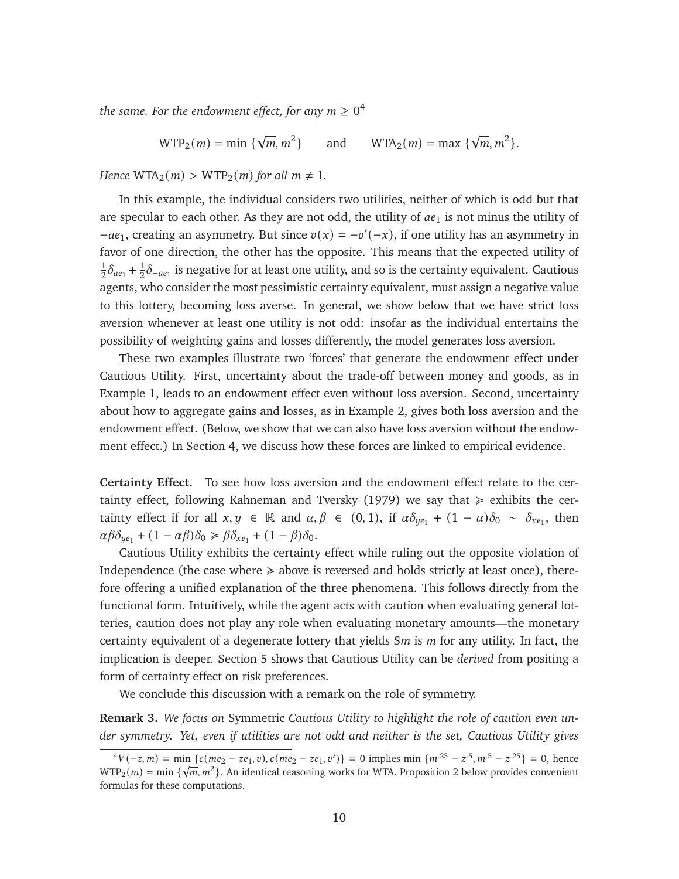*the same. For the endowment effect, for any $m \geq 0$*[4]

$$\text{WTP}_2(m) = \min\{\sqrt{m}, m^2\} \qquad \text{and} \qquad \text{WTA}_2(m) = \max\{\sqrt{m}, m^2\}.$$

*Hence* $\text{WTA}_2(m) > \text{WTP}_2(m)$ *for all* $m \neq 1$.

In this example, the individual considers two utilities, neither of which is odd but that are specular to each other. As they are not odd, the utility of $ae_1$ is not minus the utility of $-ae_1$, creating an asymmetry. But since $v(x) = -v'(-x)$, if one utility has an asymmetry in favor of one direction, the other has the opposite. This means that the expected utility of $\frac{1}{2}\delta_{ae_1} + \frac{1}{2}\delta_{-ae_1}$ is negative for at least one utility, and so is the certainty equivalent. Cautious agents, who consider the most pessimistic certainty equivalent, must assign a negative value to this lottery, becoming loss averse. In general, we show below that we have strict loss aversion whenever at least one utility is not odd: insofar as the individual entertains the possibility of weighting gains and losses differently, the model generates loss aversion.

These two examples illustrate two 'forces' that generate the endowment effect under Cautious Utility. First, uncertainty about the trade-off between money and goods, as in Example 1, leads to an endowment effect even without loss aversion. Second, uncertainty about how to aggregate gains and losses, as in Example 2, gives both loss aversion and the endowment effect. (Below, we show that we can also have loss aversion without the endowment effect.) In Section 4, we discuss how these forces are linked to empirical evidence.

**Certainty Effect.** To see how loss aversion and the endowment effect relate to the certainty effect, following Kahneman and Tversky (1979) we say that $\succcurlyeq$ exhibits the certainty effect if for all $x, y \in \mathbb{R}$ and $\alpha, \beta \in (0, 1)$, if $\alpha\delta_{ye_1} + (1-\alpha)\delta_0 \sim \delta_{xe_1}$, then $\alpha\beta\delta_{ye_1} + (1-\alpha\beta)\delta_0 \succcurlyeq \beta\delta_{xe_1} + (1-\beta)\delta_0$.

Cautious Utility exhibits the certainty effect while ruling out the opposite violation of Independence (the case where $\succcurlyeq$ above is reversed and holds strictly at least once), therefore offering a unified explanation of the three phenomena. This follows directly from the functional form. Intuitively, while the agent acts with caution when evaluating general lotteries, caution does not play any role when evaluating monetary amounts—the monetary certainty equivalent of a degenerate lottery that yields \$$m$ is $m$ for any utility. In fact, the implication is deeper. Section 5 shows that Cautious Utility can be *derived* from positing a form of certainty effect on risk preferences.

We conclude this discussion with a remark on the role of symmetry.

**Remark 3.** *We focus on* Symmetric *Cautious Utility to highlight the role of caution even under symmetry. Yet, even if utilities are not odd and neither is the set, Cautious Utility gives*

[4] $V(-z, m) = \min\{c(me_2 - ze_1, v), c(me_2 - ze_1, v')\} = 0$ implies $\min\{m^{.25} - z^{.5}, m^{.5} - z^{.25}\} = 0$, hence $\text{WTP}_2(m) = \min\{\sqrt{m}, m^2\}$. An identical reasoning works for WTA. Proposition 2 below provides convenient formulas for these computations.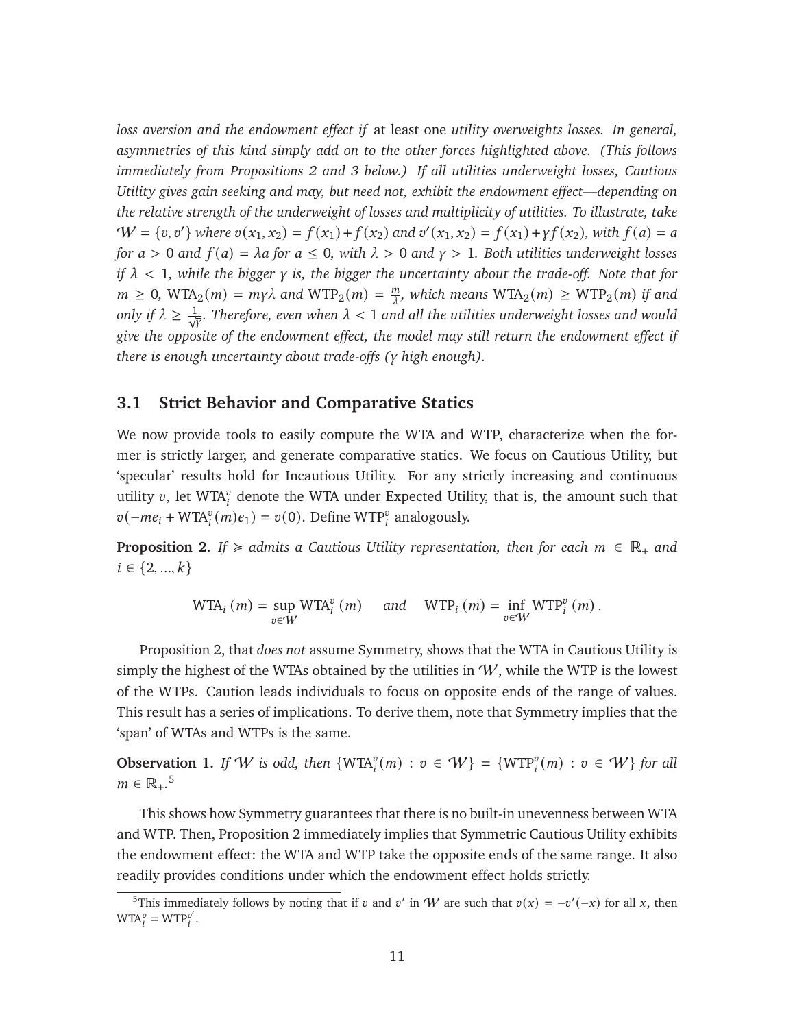*loss aversion and the endowment effect if* at least one *utility overweights losses. In general, asymmetries of this kind simply add on to the other forces highlighted above. (This follows immediately from Propositions 2 and 3 below.) If all utilities underweight losses, Cautious Utility gives gain seeking and may, but need not, exhibit the endowment effect—depending on the relative strength of the underweight of losses and multiplicity of utilities. To illustrate, take* $\mathcal{W} = \{v, v'\}$ *where* $v(x_1, x_2) = f(x_1) + f(x_2)$ *and* $v'(x_1, x_2) = f(x_1) + \gamma f(x_2)$*, with* $f(a) = a$ *for* $a > 0$ *and* $f(a) = \lambda a$ *for* $a \leq 0$*, with* $\lambda > 0$ *and* $\gamma > 1$*. Both utilities underweight losses if* $\lambda < 1$*, while the bigger* $\gamma$ *is, the bigger the uncertainty about the trade-off. Note that for* $m \geq 0$*,* $\mathrm{WTA}_2(m) = m\gamma\lambda$ *and* $\mathrm{WTP}_2(m) = \frac{m}{\lambda}$*, which means* $\mathrm{WTA}_2(m) \geq \mathrm{WTP}_2(m)$ *if and only if* $\lambda \geq \frac{1}{\sqrt{\gamma}}$*. Therefore, even when* $\lambda < 1$ *and all the utilities underweight losses and would give the opposite of the endowment effect, the model may still return the endowment effect if there is enough uncertainty about trade-offs (*$\gamma$ *high enough).*

## 3.1 Strict Behavior and Comparative Statics

We now provide tools to easily compute the WTA and WTP, characterize when the former is strictly larger, and generate comparative statics. We focus on Cautious Utility, but 'specular' results hold for Incautious Utility. For any strictly increasing and continuous utility $v$, let $\mathrm{WTA}_i^v$ denote the WTA under Expected Utility, that is, the amount such that $v(-me_i + \mathrm{WTA}_i^v(m)e_1) = v(0)$. Define $\mathrm{WTP}_i^v$ analogously.

**Proposition 2.** *If* $\succcurlyeq$ *admits a Cautious Utility representation, then for each* $m \in \mathbb{R}_+$ *and* $i \in \{2, ..., k\}$

$$\mathrm{WTA}_i(m) = \sup_{v \in \mathcal{W}} \mathrm{WTA}_i^v(m) \quad \text{ and } \quad \mathrm{WTP}_i(m) = \inf_{v \in \mathcal{W}} \mathrm{WTP}_i^v(m).$$

Proposition 2, that *does not* assume Symmetry, shows that the WTA in Cautious Utility is simply the highest of the WTAs obtained by the utilities in $\mathcal{W}$, while the WTP is the lowest of the WTPs. Caution leads individuals to focus on opposite ends of the range of values. This result has a series of implications. To derive them, note that Symmetry implies that the 'span' of WTAs and WTPs is the same.

**Observation 1.** *If* $\mathcal{W}$ *is odd, then* $\{\mathrm{WTA}_i^v(m) : v \in \mathcal{W}\} = \{\mathrm{WTP}_i^v(m) : v \in \mathcal{W}\}$ *for all* $m \in \mathbb{R}_+$.[5]

This shows how Symmetry guarantees that there is no built-in unevenness between WTA and WTP. Then, Proposition 2 immediately implies that Symmetric Cautious Utility exhibits the endowment effect: the WTA and WTP take the opposite ends of the same range. It also readily provides conditions under which the endowment effect holds strictly.

[5] This immediately follows by noting that if $v$ and $v'$ in $\mathcal{W}$ are such that $v(x) = -v'(-x)$ for all $x$, then $\mathrm{WTA}_i^v = \mathrm{WTP}_i^{v'}$.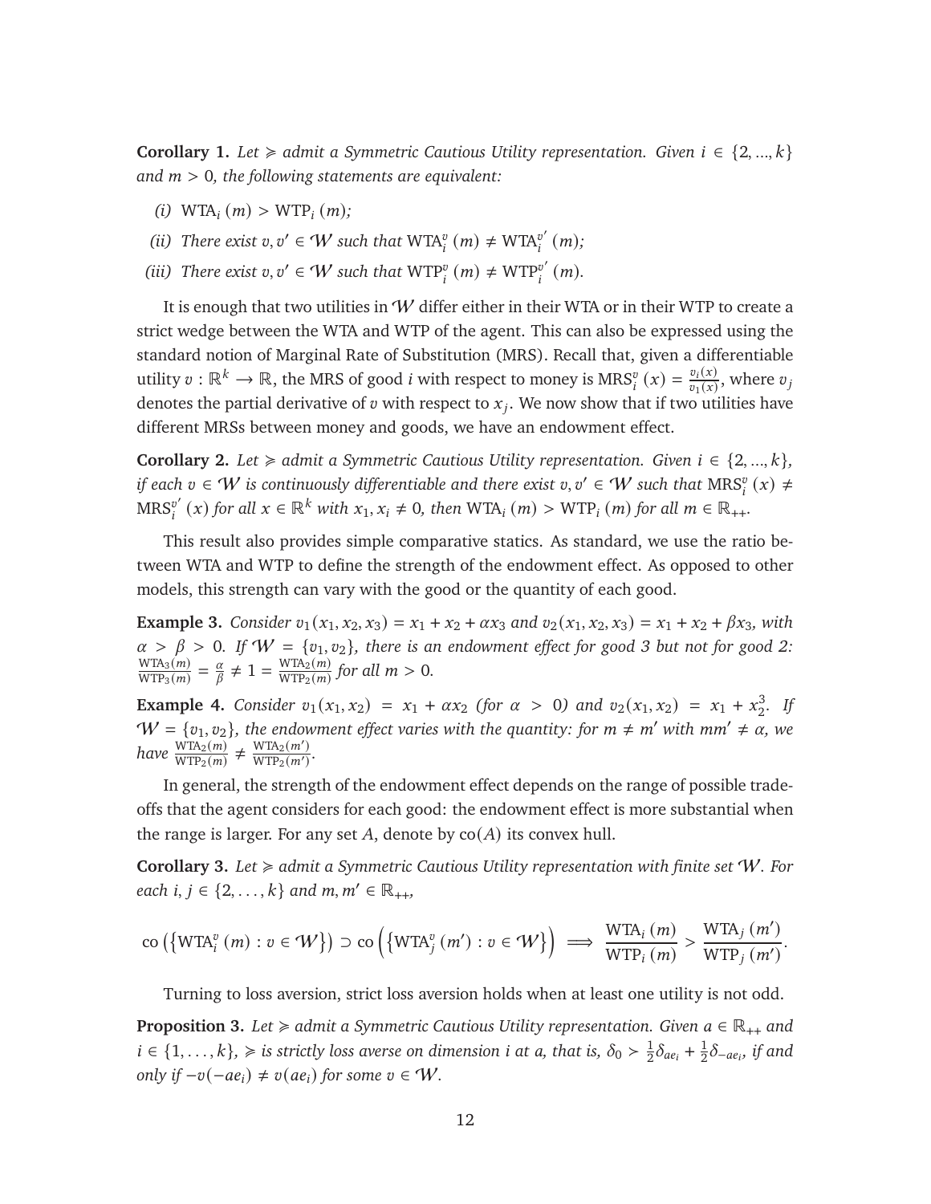**Corollary 1.** *Let $\succcurlyeq$ admit a Symmetric Cautious Utility representation. Given $i \in \{2, ..., k\}$ and $m > 0$, the following statements are equivalent:*

*(i)* $\text{WTA}_i(m) > \text{WTP}_i(m)$*;*

*(ii) There exist $v, v' \in \mathcal{W}$ such that* $\text{WTA}_i^v(m) \neq \text{WTA}_i^{v'}(m)$*;*

*(iii) There exist $v, v' \in \mathcal{W}$ such that* $\text{WTP}_i^v(m) \neq \text{WTP}_i^{v'}(m)$.

It is enough that two utilities in $\mathcal{W}$ differ either in their WTA or in their WTP to create a strict wedge between the WTA and WTP of the agent. This can also be expressed using the standard notion of Marginal Rate of Substitution (MRS). Recall that, given a differentiable utility $v : \mathbb{R}^k \to \mathbb{R}$, the MRS of good $i$ with respect to money is $\text{MRS}_i^v(x) = \frac{v_i(x)}{v_1(x)}$, where $v_j$ denotes the partial derivative of $v$ with respect to $x_j$. We now show that if two utilities have different MRSs between money and goods, we have an endowment effect.

**Corollary 2.** *Let $\succcurlyeq$ admit a Symmetric Cautious Utility representation. Given $i \in \{2, ..., k\}$, if each $v \in \mathcal{W}$ is continuously differentiable and there exist $v, v' \in \mathcal{W}$ such that $\text{MRS}_i^v(x) \neq \text{MRS}_i^{v'}(x)$ for all $x \in \mathbb{R}^k$ with $x_1, x_i \neq 0$, then $\text{WTA}_i(m) > \text{WTP}_i(m)$ for all $m \in \mathbb{R}_{++}$.*

This result also provides simple comparative statics. As standard, we use the ratio between WTA and WTP to define the strength of the endowment effect. As opposed to other models, this strength can vary with the good or the quantity of each good.

**Example 3.** *Consider $v_1(x_1, x_2, x_3) = x_1 + x_2 + \alpha x_3$ and $v_2(x_1, x_2, x_3) = x_1 + x_2 + \beta x_3$, with $\alpha > \beta > 0$. If $\mathcal{W} = \{v_1, v_2\}$, there is an endowment effect for good 3 but not for good 2: $\frac{\text{WTA}_3(m)}{\text{WTP}_3(m)} = \frac{\alpha}{\beta} \neq 1 = \frac{\text{WTA}_2(m)}{\text{WTP}_2(m)}$ for all $m > 0$.*

**Example 4.** *Consider $v_1(x_1, x_2) = x_1 + \alpha x_2$ (for $\alpha > 0$) and $v_2(x_1, x_2) = x_1 + x_2^3$. If $\mathcal{W} = \{v_1, v_2\}$, the endowment effect varies with the quantity: for $m \neq m'$ with $mm' \neq \alpha$, we have $\frac{\text{WTA}_2(m)}{\text{WTP}_2(m)} \neq \frac{\text{WTA}_2(m')}{\text{WTP}_2(m')}$.*

In general, the strength of the endowment effect depends on the range of possible trade-offs that the agent considers for each good: the endowment effect is more substantial when the range is larger. For any set $A$, denote by $\text{co}(A)$ its convex hull.

**Corollary 3.** *Let $\succcurlyeq$ admit a Symmetric Cautious Utility representation with finite set $\mathcal{W}$. For each $i, j \in \{2, \ldots, k\}$ and $m, m' \in \mathbb{R}_{++}$,*

$$\text{co}\left(\left\{\text{WTA}_i^v(m) : v \in \mathcal{W}\right\}\right) \supset \text{co}\left(\left\{\text{WTA}_j^v(m') : v \in \mathcal{W}\right\}\right) \implies \frac{\text{WTA}_i(m)}{\text{WTP}_i(m)} > \frac{\text{WTA}_j(m')}{\text{WTP}_j(m')}.$$

Turning to loss aversion, strict loss aversion holds when at least one utility is not odd.

**Proposition 3.** *Let $\succcurlyeq$ admit a Symmetric Cautious Utility representation. Given $a \in \mathbb{R}_{++}$ and $i \in \{1, \ldots, k\}$, $\succcurlyeq$ is strictly loss averse on dimension $i$ at $a$, that is, $\delta_0 \succ \frac{1}{2}\delta_{ae_i} + \frac{1}{2}\delta_{-ae_i}$, if and only if $-v(-ae_i) \neq v(ae_i)$ for some $v \in \mathcal{W}$.*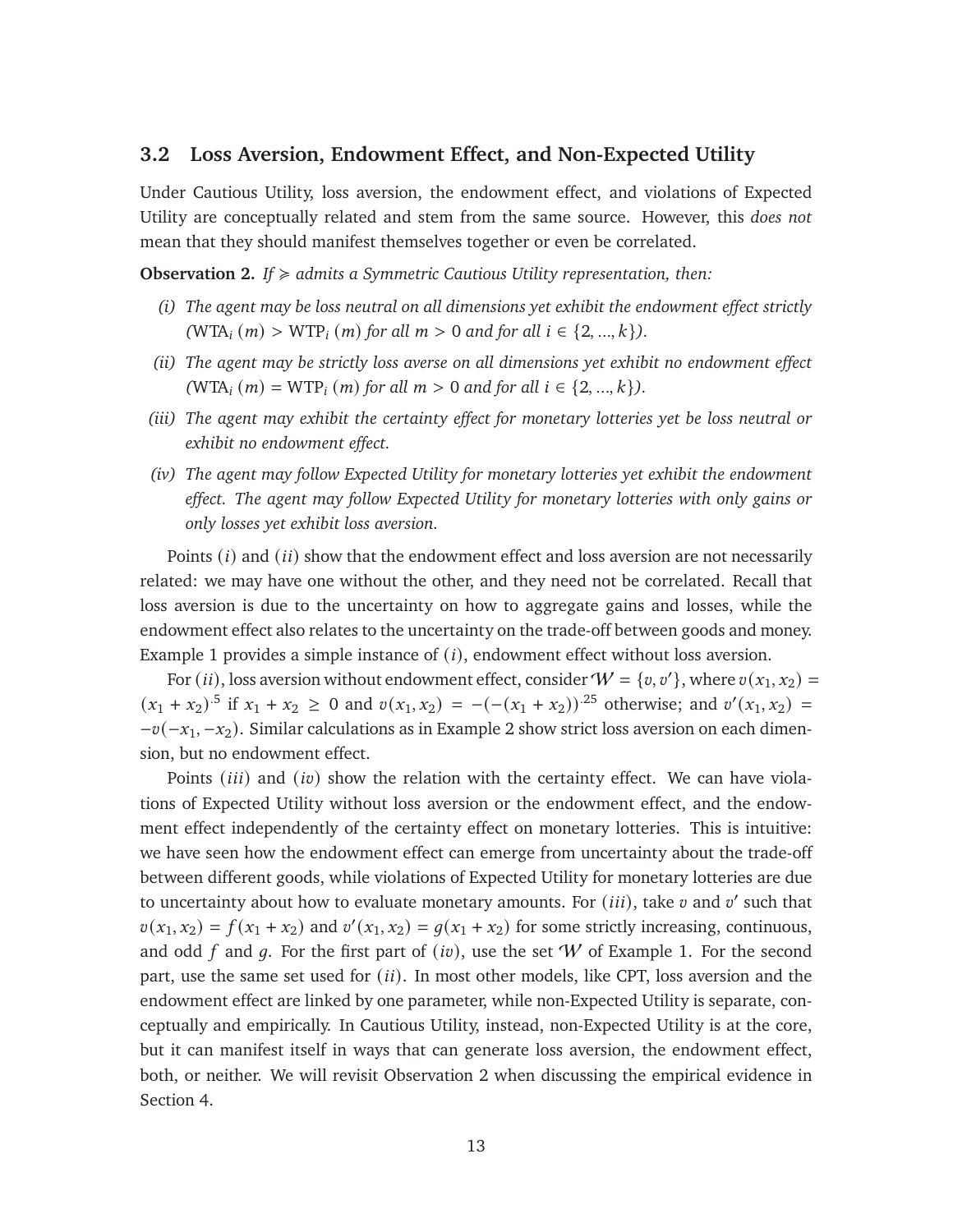### 3.2 Loss Aversion, Endowment Effect, and Non-Expected Utility

Under Cautious Utility, loss aversion, the endowment effect, and violations of Expected Utility are conceptually related and stem from the same source. However, this *does not* mean that they should manifest themselves together or even be correlated.

**Observation 2.** *If $\succcurlyeq$ admits a Symmetric Cautious Utility representation, then:*

*(i) The agent may be loss neutral on all dimensions yet exhibit the endowment effect strictly ($\text{WTA}_i(m) > \text{WTP}_i(m)$ for all $m > 0$ and for all $i \in \{2, ..., k\}$).*

*(ii) The agent may be strictly loss averse on all dimensions yet exhibit no endowment effect ($\text{WTA}_i(m) = \text{WTP}_i(m)$ for all $m > 0$ and for all $i \in \{2, ..., k\}$).*

*(iii) The agent may exhibit the certainty effect for monetary lotteries yet be loss neutral or exhibit no endowment effect.*

*(iv) The agent may follow Expected Utility for monetary lotteries yet exhibit the endowment effect. The agent may follow Expected Utility for monetary lotteries with only gains or only losses yet exhibit loss aversion.*

Points $(i)$ and $(ii)$ show that the endowment effect and loss aversion are not necessarily related: we may have one without the other, and they need not be correlated. Recall that loss aversion is due to the uncertainty on how to aggregate gains and losses, while the endowment effect also relates to the uncertainty on the trade-off between goods and money. Example 1 provides a simple instance of $(i)$, endowment effect without loss aversion.

For $(ii)$, loss aversion without endowment effect, consider $\mathcal{W} = \{v, v'\}$, where $v(x_1, x_2) = (x_1 + x_2)^{.5}$ if $x_1 + x_2 \geq 0$ and $v(x_1, x_2) = -(-(x_1 + x_2))^{.25}$ otherwise; and $v'(x_1, x_2) = -v(-x_1, -x_2)$. Similar calculations as in Example 2 show strict loss aversion on each dimension, but no endowment effect.

Points $(iii)$ and $(iv)$ show the relation with the certainty effect. We can have violations of Expected Utility without loss aversion or the endowment effect, and the endowment effect independently of the certainty effect on monetary lotteries. This is intuitive: we have seen how the endowment effect can emerge from uncertainty about the trade-off between different goods, while violations of Expected Utility for monetary lotteries are due to uncertainty about how to evaluate monetary amounts. For $(iii)$, take $v$ and $v'$ such that $v(x_1, x_2) = f(x_1 + x_2)$ and $v'(x_1, x_2) = g(x_1 + x_2)$ for some strictly increasing, continuous, and odd $f$ and $g$. For the first part of $(iv)$, use the set $\mathcal{W}$ of Example 1. For the second part, use the same set used for $(ii)$. In most other models, like CPT, loss aversion and the endowment effect are linked by one parameter, while non-Expected Utility is separate, conceptually and empirically. In Cautious Utility, instead, non-Expected Utility is at the core, but it can manifest itself in ways that can generate loss aversion, the endowment effect, both, or neither. We will revisit Observation 2 when discussing the empirical evidence in Section 4.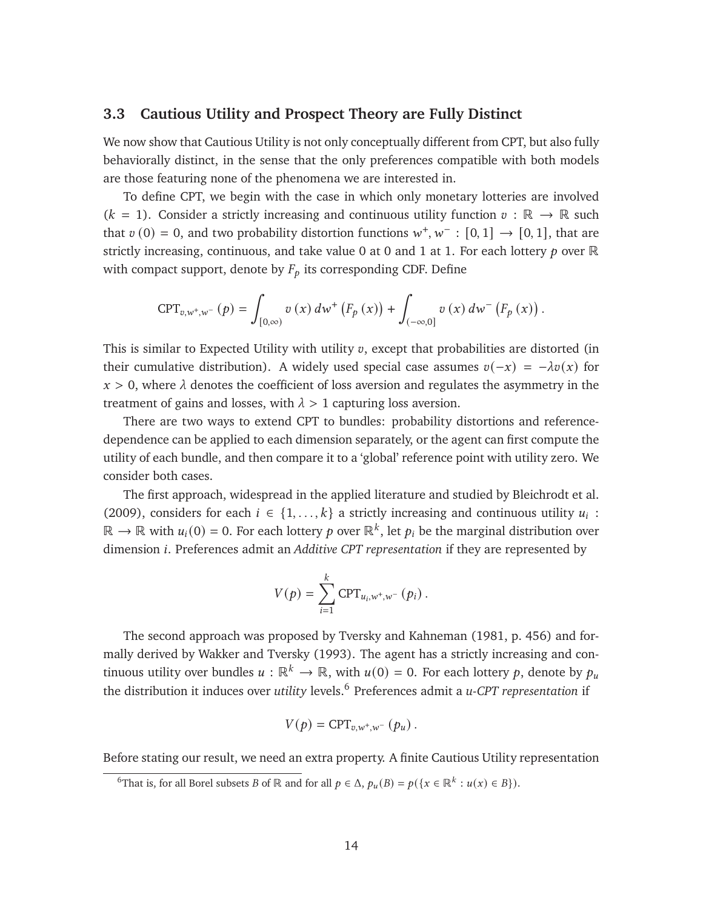### 3.3 Cautious Utility and Prospect Theory are Fully Distinct

We now show that Cautious Utility is not only conceptually different from CPT, but also fully behaviorally distinct, in the sense that the only preferences compatible with both models are those featuring none of the phenomena we are interested in.

To define CPT, we begin with the case in which only monetary lotteries are involved ($k = 1$). Consider a strictly increasing and continuous utility function $v : \mathbb{R} \to \mathbb{R}$ such that $v(0) = 0$, and two probability distortion functions $w^+, w^- : [0,1] \to [0,1]$, that are strictly increasing, continuous, and take value 0 at 0 and 1 at 1. For each lottery $p$ over $\mathbb{R}$ with compact support, denote by $F_p$ its corresponding CDF. Define

$$\text{CPT}_{v,w^+,w^-}(p) = \int_{[0,\infty)} v(x)\, dw^+\left(F_p(x)\right) + \int_{(-\infty,0]} v(x)\, dw^-\left(F_p(x)\right).$$

This is similar to Expected Utility with utility $v$, except that probabilities are distorted (in their cumulative distribution). A widely used special case assumes $v(-x) = -\lambda v(x)$ for $x > 0$, where $\lambda$ denotes the coefficient of loss aversion and regulates the asymmetry in the treatment of gains and losses, with $\lambda > 1$ capturing loss aversion.

There are two ways to extend CPT to bundles: probability distortions and reference-dependence can be applied to each dimension separately, or the agent can first compute the utility of each bundle, and then compare it to a 'global' reference point with utility zero. We consider both cases.

The first approach, widespread in the applied literature and studied by Bleichrodt et al. (2009), considers for each $i \in \{1, \ldots, k\}$ a strictly increasing and continuous utility $u_i : \mathbb{R} \to \mathbb{R}$ with $u_i(0) = 0$. For each lottery $p$ over $\mathbb{R}^k$, let $p_i$ be the marginal distribution over dimension $i$. Preferences admit an *Additive CPT representation* if they are represented by

$$V(p) = \sum_{i=1}^{k} \text{CPT}_{u_i,w^+,w^-}(p_i).$$

The second approach was proposed by Tversky and Kahneman (1981, p. 456) and formally derived by Wakker and Tversky (1993). The agent has a strictly increasing and continuous utility over bundles $u : \mathbb{R}^k \to \mathbb{R}$, with $u(0) = 0$. For each lottery $p$, denote by $p_u$ the distribution it induces over *utility* levels.[6] Preferences admit a *u-CPT representation* if

$$V(p) = \text{CPT}_{v,w^+,w^-}(p_u).$$

Before stating our result, we need an extra property. A finite Cautious Utility representation

[6] That is, for all Borel subsets $B$ of $\mathbb{R}$ and for all $p \in \Delta$, $p_u(B) = p(\{x \in \mathbb{R}^k : u(x) \in B\})$.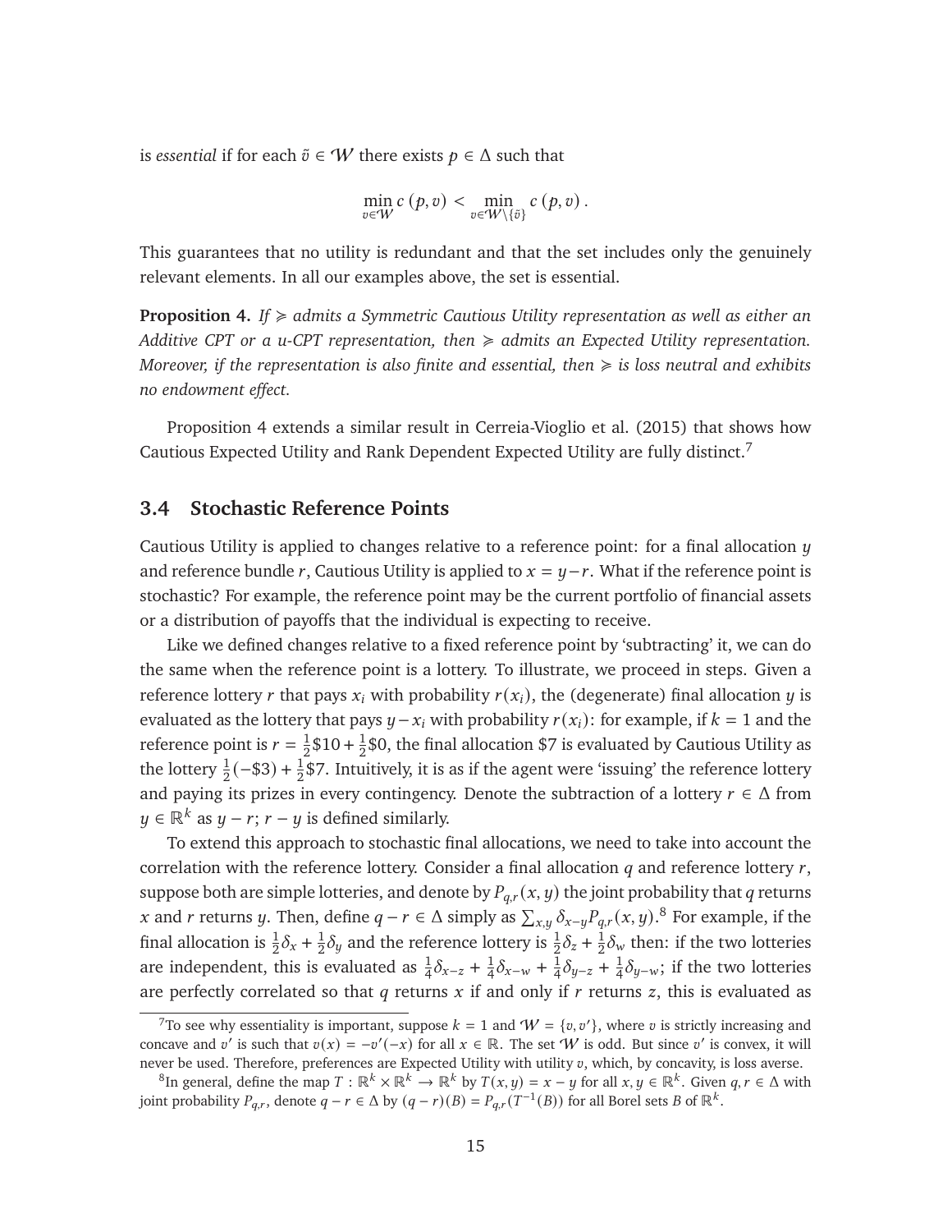is *essential* if for each $\tilde{v} \in \mathcal{W}$ there exists $p \in \Delta$ such that

$$\min_{v \in \mathcal{W}} c(p, v) < \min_{v \in \mathcal{W} \setminus \{\tilde{v}\}} c(p, v).$$

This guarantees that no utility is redundant and that the set includes only the genuinely relevant elements. In all our examples above, the set is essential.

**Proposition 4.** *If $\succcurlyeq$ admits a Symmetric Cautious Utility representation as well as either an Additive CPT or a u-CPT representation, then $\succcurlyeq$ admits an Expected Utility representation. Moreover, if the representation is also finite and essential, then $\succcurlyeq$ is loss neutral and exhibits no endowment effect.*

Proposition 4 extends a similar result in Cerreia-Vioglio et al. (2015) that shows how Cautious Expected Utility and Rank Dependent Expected Utility are fully distinct.[7]

## 3.4 Stochastic Reference Points

Cautious Utility is applied to changes relative to a reference point: for a final allocation $y$ and reference bundle $r$, Cautious Utility is applied to $x = y - r$. What if the reference point is stochastic? For example, the reference point may be the current portfolio of financial assets or a distribution of payoffs that the individual is expecting to receive.

Like we defined changes relative to a fixed reference point by 'subtracting' it, we can do the same when the reference point is a lottery. To illustrate, we proceed in steps. Given a reference lottery $r$ that pays $x_i$ with probability $r(x_i)$, the (degenerate) final allocation $y$ is evaluated as the lottery that pays $y - x_i$ with probability $r(x_i)$: for example, if $k = 1$ and the reference point is $r = \frac{1}{2}\$10 + \frac{1}{2}\$0$, the final allocation \$7 is evaluated by Cautious Utility as the lottery $\frac{1}{2}(-\$3) + \frac{1}{2}\$7$. Intuitively, it is as if the agent were 'issuing' the reference lottery and paying its prizes in every contingency. Denote the subtraction of a lottery $r \in \Delta$ from $y \in \mathbb{R}^k$ as $y - r$; $r - y$ is defined similarly.

To extend this approach to stochastic final allocations, we need to take into account the correlation with the reference lottery. Consider a final allocation $q$ and reference lottery $r$, suppose both are simple lotteries, and denote by $P_{q,r}(x, y)$ the joint probability that $q$ returns $x$ and $r$ returns $y$. Then, define $q - r \in \Delta$ simply as $\sum_{x,y} \delta_{x-y} P_{q,r}(x, y)$.[8] For example, if the final allocation is $\frac{1}{2}\delta_x + \frac{1}{2}\delta_y$ and the reference lottery is $\frac{1}{2}\delta_z + \frac{1}{2}\delta_w$ then: if the two lotteries are independent, this is evaluated as $\frac{1}{4}\delta_{x-z} + \frac{1}{4}\delta_{x-w} + \frac{1}{4}\delta_{y-z} + \frac{1}{4}\delta_{y-w}$; if the two lotteries are perfectly correlated so that $q$ returns $x$ if and only if $r$ returns $z$, this is evaluated as

---

[7] To see why essentiality is important, suppose $k = 1$ and $\mathcal{W} = \{v, v'\}$, where $v$ is strictly increasing and concave and $v'$ is such that $v(x) = -v'(-x)$ for all $x \in \mathbb{R}$. The set $\mathcal{W}$ is odd. But since $v'$ is convex, it will never be used. Therefore, preferences are Expected Utility with utility $v$, which, by concavity, is loss averse.

[8] In general, define the map $T : \mathbb{R}^k \times \mathbb{R}^k \to \mathbb{R}^k$ by $T(x, y) = x - y$ for all $x, y \in \mathbb{R}^k$. Given $q, r \in \Delta$ with joint probability $P_{q,r}$, denote $q - r \in \Delta$ by $(q - r)(B) = P_{q,r}(T^{-1}(B))$ for all Borel sets $B$ of $\mathbb{R}^k$.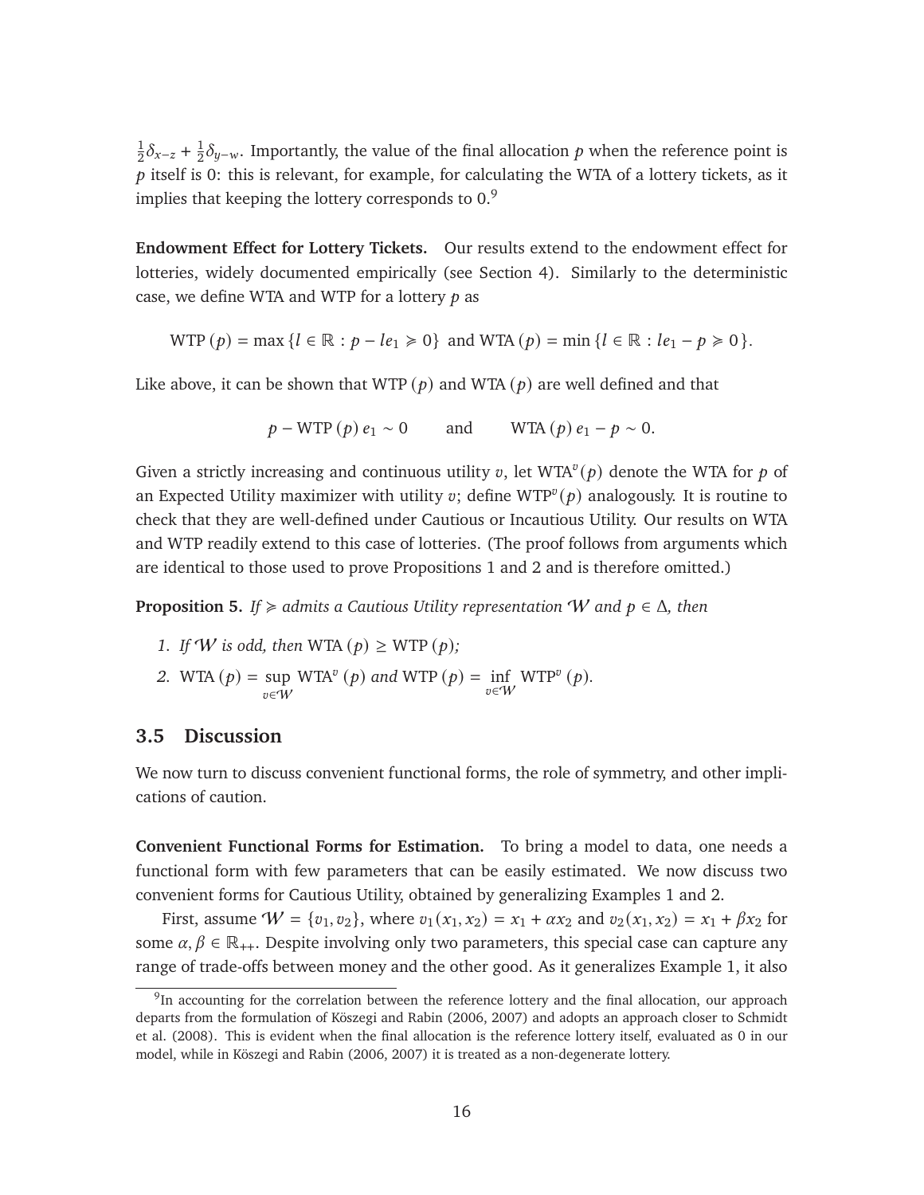$\frac{1}{2}\delta_{x-z} + \frac{1}{2}\delta_{y-w}$. Importantly, the value of the final allocation $p$ when the reference point is $p$ itself is 0: this is relevant, for example, for calculating the WTA of a lottery tickets, as it implies that keeping the lottery corresponds to 0.[9]

**Endowment Effect for Lottery Tickets.** Our results extend to the endowment effect for lotteries, widely documented empirically (see Section 4). Similarly to the deterministic case, we define WTA and WTP for a lottery $p$ as

$$\text{WTP}(p) = \max\{l \in \mathbb{R} : p - le_1 \succcurlyeq 0\} \text{ and } \text{WTA}(p) = \min\{l \in \mathbb{R} : le_1 - p \succcurlyeq 0\}.$$

Like above, it can be shown that $\text{WTP}(p)$ and $\text{WTA}(p)$ are well defined and that

$$p - \text{WTP}(p)\, e_1 \sim 0 \qquad \text{and} \qquad \text{WTA}(p)\, e_1 - p \sim 0.$$

Given a strictly increasing and continuous utility $v$, let $\text{WTA}^v(p)$ denote the WTA for $p$ of an Expected Utility maximizer with utility $v$; define $\text{WTP}^v(p)$ analogously. It is routine to check that they are well-defined under Cautious or Incautious Utility. Our results on WTA and WTP readily extend to this case of lotteries. (The proof follows from arguments which are identical to those used to prove Propositions 1 and 2 and is therefore omitted.)

**Proposition 5.** *If $\succcurlyeq$ admits a Cautious Utility representation $\mathcal{W}$ and $p \in \Delta$, then*

1. *If $\mathcal{W}$ is odd, then $\text{WTA}(p) \geq \text{WTP}(p)$;*
2. $\text{WTA}(p) = \sup_{v \in \mathcal{W}} \text{WTA}^v(p)$ *and* $\text{WTP}(p) = \inf_{v \in \mathcal{W}} \text{WTP}^v(p)$.

## 3.5 Discussion

We now turn to discuss convenient functional forms, the role of symmetry, and other implications of caution.

**Convenient Functional Forms for Estimation.** To bring a model to data, one needs a functional form with few parameters that can be easily estimated. We now discuss two convenient forms for Cautious Utility, obtained by generalizing Examples 1 and 2.

First, assume $\mathcal{W} = \{v_1, v_2\}$, where $v_1(x_1, x_2) = x_1 + \alpha x_2$ and $v_2(x_1, x_2) = x_1 + \beta x_2$ for some $\alpha, \beta \in \mathbb{R}_{++}$. Despite involving only two parameters, this special case can capture any range of trade-offs between money and the other good. As it generalizes Example 1, it also

[9] In accounting for the correlation between the reference lottery and the final allocation, our approach departs from the formulation of Köszegi and Rabin (2006, 2007) and adopts an approach closer to Schmidt et al. (2008). This is evident when the final allocation is the reference lottery itself, evaluated as 0 in our model, while in Köszegi and Rabin (2006, 2007) it is treated as a non-degenerate lottery.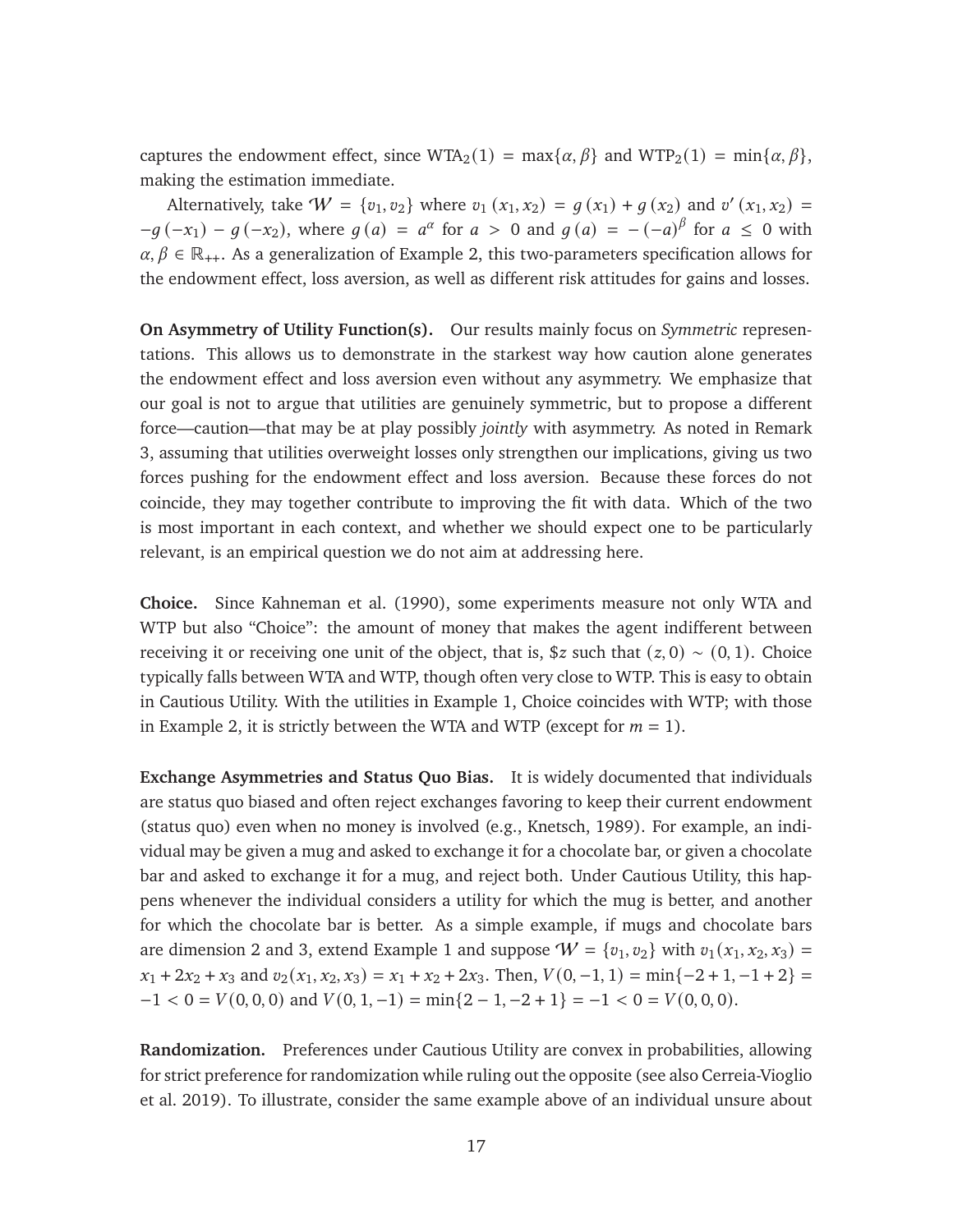captures the endowment effect, since $\text{WTA}_2(1) = \max\{\alpha, \beta\}$ and $\text{WTP}_2(1) = \min\{\alpha, \beta\}$, making the estimation immediate.

Alternatively, take $\mathcal{W} = \{v_1, v_2\}$ where $v_1(x_1, x_2) = g(x_1) + g(x_2)$ and $v'(x_1, x_2) = -g(-x_1) - g(-x_2)$, where $g(a) = a^\alpha$ for $a > 0$ and $g(a) = -(-a)^\beta$ for $a \leq 0$ with $\alpha, \beta \in \mathbb{R}_{++}$. As a generalization of Example 2, this two-parameters specification allows for the endowment effect, loss aversion, as well as different risk attitudes for gains and losses.

**On Asymmetry of Utility Function(s).** Our results mainly focus on *Symmetric* representations. This allows us to demonstrate in the starkest way how caution alone generates the endowment effect and loss aversion even without any asymmetry. We emphasize that our goal is not to argue that utilities are genuinely symmetric, but to propose a different force—caution—that may be at play possibly *jointly* with asymmetry. As noted in Remark 3, assuming that utilities overweight losses only strengthen our implications, giving us two forces pushing for the endowment effect and loss aversion. Because these forces do not coincide, they may together contribute to improving the fit with data. Which of the two is most important in each context, and whether we should expect one to be particularly relevant, is an empirical question we do not aim at addressing here.

**Choice.** Since Kahneman et al. (1990), some experiments measure not only WTA and WTP but also "Choice": the amount of money that makes the agent indifferent between receiving it or receiving one unit of the object, that is, \$$z$ such that $(z, 0) \sim (0, 1)$. Choice typically falls between WTA and WTP, though often very close to WTP. This is easy to obtain in Cautious Utility. With the utilities in Example 1, Choice coincides with WTP; with those in Example 2, it is strictly between the WTA and WTP (except for $m = 1$).

**Exchange Asymmetries and Status Quo Bias.** It is widely documented that individuals are status quo biased and often reject exchanges favoring to keep their current endowment (status quo) even when no money is involved (e.g., Knetsch, 1989). For example, an individual may be given a mug and asked to exchange it for a chocolate bar, or given a chocolate bar and asked to exchange it for a mug, and reject both. Under Cautious Utility, this happens whenever the individual considers a utility for which the mug is better, and another for which the chocolate bar is better. As a simple example, if mugs and chocolate bars are dimension 2 and 3, extend Example 1 and suppose $\mathcal{W} = \{v_1, v_2\}$ with $v_1(x_1, x_2, x_3) = x_1 + 2x_2 + x_3$ and $v_2(x_1, x_2, x_3) = x_1 + x_2 + 2x_3$. Then, $V(0, -1, 1) = \min\{-2 + 1, -1 + 2\} = -1 < 0 = V(0, 0, 0)$ and $V(0, 1, -1) = \min\{2 - 1, -2 + 1\} = -1 < 0 = V(0, 0, 0)$.

**Randomization.** Preferences under Cautious Utility are convex in probabilities, allowing for strict preference for randomization while ruling out the opposite (see also Cerreia-Vioglio et al. 2019). To illustrate, consider the same example above of an individual unsure about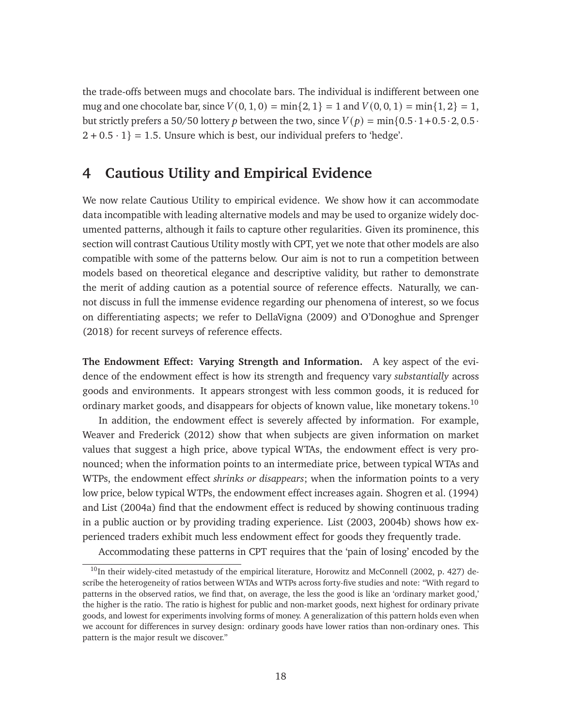the trade-offs between mugs and chocolate bars. The individual is indifferent between one mug and one chocolate bar, since $V(0,1,0) = \min\{2,1\} = 1$ and $V(0,0,1) = \min\{1,2\} = 1$, but strictly prefers a 50/50 lottery $p$ between the two, since $V(p) = \min\{0.5 \cdot 1 + 0.5 \cdot 2, 0.5 \cdot 2 + 0.5 \cdot 1\} = 1.5$. Unsure which is best, our individual prefers to 'hedge'.

# 4 Cautious Utility and Empirical Evidence

We now relate Cautious Utility to empirical evidence. We show how it can accommodate data incompatible with leading alternative models and may be used to organize widely documented patterns, although it fails to capture other regularities. Given its prominence, this section will contrast Cautious Utility mostly with CPT, yet we note that other models are also compatible with some of the patterns below. Our aim is not to run a competition between models based on theoretical elegance and descriptive validity, but rather to demonstrate the merit of adding caution as a potential source of reference effects. Naturally, we cannot discuss in full the immense evidence regarding our phenomena of interest, so we focus on differentiating aspects; we refer to DellaVigna (2009) and O'Donoghue and Sprenger (2018) for recent surveys of reference effects.

**The Endowment Effect: Varying Strength and Information.** A key aspect of the evidence of the endowment effect is how its strength and frequency vary *substantially* across goods and environments. It appears strongest with less common goods, it is reduced for ordinary market goods, and disappears for objects of known value, like monetary tokens.[10]

In addition, the endowment effect is severely affected by information. For example, Weaver and Frederick (2012) show that when subjects are given information on market values that suggest a high price, above typical WTAs, the endowment effect is very pronounced; when the information points to an intermediate price, between typical WTAs and WTPs, the endowment effect *shrinks or disappears*; when the information points to a very low price, below typical WTPs, the endowment effect increases again. Shogren et al. (1994) and List (2004a) find that the endowment effect is reduced by showing continuous trading in a public auction or by providing trading experience. List (2003, 2004b) shows how experienced traders exhibit much less endowment effect for goods they frequently trade.

Accommodating these patterns in CPT requires that the 'pain of losing' encoded by the

[10] In their widely-cited metastudy of the empirical literature, Horowitz and McConnell (2002, p. 427) describe the heterogeneity of ratios between WTAs and WTPs across forty-five studies and note: "With regard to patterns in the observed ratios, we find that, on average, the less the good is like an 'ordinary market good,' the higher is the ratio. The ratio is highest for public and non-market goods, next highest for ordinary private goods, and lowest for experiments involving forms of money. A generalization of this pattern holds even when we account for differences in survey design: ordinary goods have lower ratios than non-ordinary ones. This pattern is the major result we discover."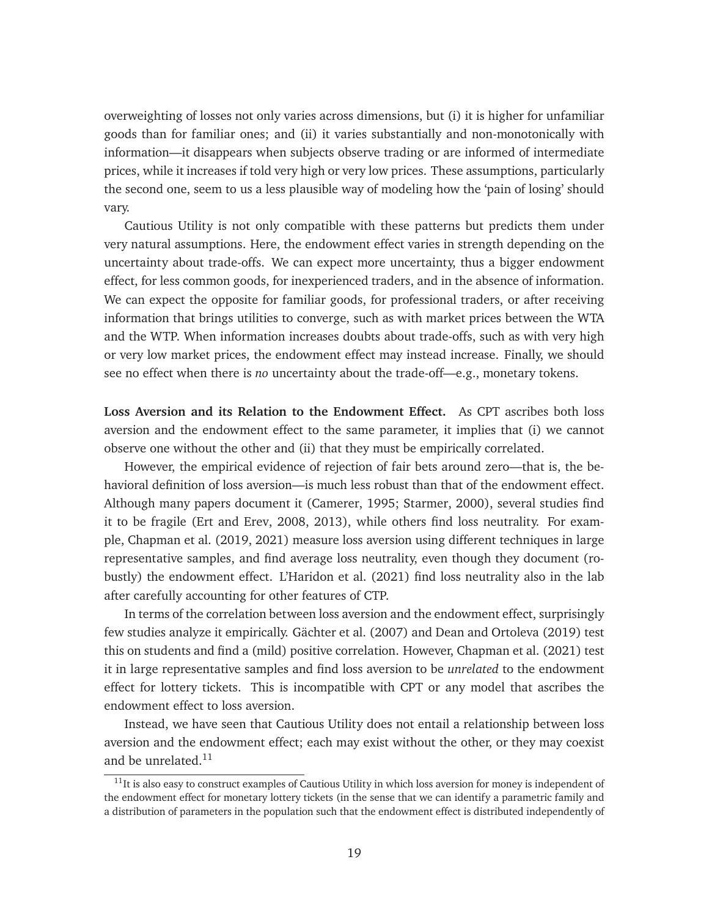overweighting of losses not only varies across dimensions, but (i) it is higher for unfamiliar goods than for familiar ones; and (ii) it varies substantially and non-monotonically with information—it disappears when subjects observe trading or are informed of intermediate prices, while it increases if told very high or very low prices. These assumptions, particularly the second one, seem to us a less plausible way of modeling how the 'pain of losing' should vary.

Cautious Utility is not only compatible with these patterns but predicts them under very natural assumptions. Here, the endowment effect varies in strength depending on the uncertainty about trade-offs. We can expect more uncertainty, thus a bigger endowment effect, for less common goods, for inexperienced traders, and in the absence of information. We can expect the opposite for familiar goods, for professional traders, or after receiving information that brings utilities to converge, such as with market prices between the WTA and the WTP. When information increases doubts about trade-offs, such as with very high or very low market prices, the endowment effect may instead increase. Finally, we should see no effect when there is *no* uncertainty about the trade-off—e.g., monetary tokens.

**Loss Aversion and its Relation to the Endowment Effect.** As CPT ascribes both loss aversion and the endowment effect to the same parameter, it implies that (i) we cannot observe one without the other and (ii) that they must be empirically correlated.

However, the empirical evidence of rejection of fair bets around zero—that is, the behavioral definition of loss aversion—is much less robust than that of the endowment effect. Although many papers document it (Camerer, 1995; Starmer, 2000), several studies find it to be fragile (Ert and Erev, 2008, 2013), while others find loss neutrality. For example, Chapman et al. (2019, 2021) measure loss aversion using different techniques in large representative samples, and find average loss neutrality, even though they document (robustly) the endowment effect. L'Haridon et al. (2021) find loss neutrality also in the lab after carefully accounting for other features of CTP.

In terms of the correlation between loss aversion and the endowment effect, surprisingly few studies analyze it empirically. Gächter et al. (2007) and Dean and Ortoleva (2019) test this on students and find a (mild) positive correlation. However, Chapman et al. (2021) test it in large representative samples and find loss aversion to be *unrelated* to the endowment effect for lottery tickets. This is incompatible with CPT or any model that ascribes the endowment effect to loss aversion.

Instead, we have seen that Cautious Utility does not entail a relationship between loss aversion and the endowment effect; each may exist without the other, or they may coexist and be unrelated.[11]

[11] It is also easy to construct examples of Cautious Utility in which loss aversion for money is independent of the endowment effect for monetary lottery tickets (in the sense that we can identify a parametric family and a distribution of parameters in the population such that the endowment effect is distributed independently of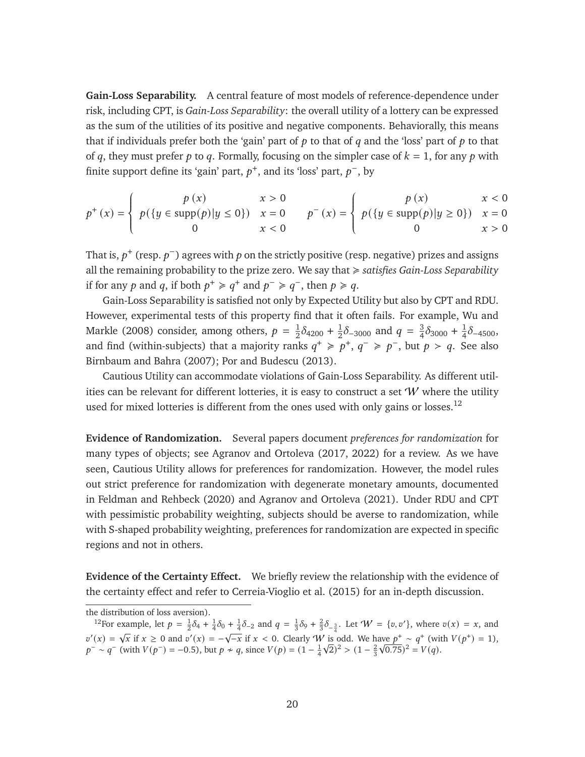**Gain-Loss Separability.** A central feature of most models of reference-dependence under risk, including CPT, is *Gain-Loss Separability*: the overall utility of a lottery can be expressed as the sum of the utilities of its positive and negative components. Behaviorally, this means that if individuals prefer both the 'gain' part of $p$ to that of $q$ and the 'loss' part of $p$ to that of $q$, they must prefer $p$ to $q$. Formally, focusing on the simpler case of $k = 1$, for any $p$ with finite support define its 'gain' part, $p^+$, and its 'loss' part, $p^-$, by

$$p^+(x) = \begin{cases} p(x) & x > 0 \\ p(\{y \in \text{supp}(p) | y \leq 0\}) & x = 0 \\ 0 & x < 0 \end{cases} \qquad p^-(x) = \begin{cases} p(x) & x < 0 \\ p(\{y \in \text{supp}(p) | y \geq 0\}) & x = 0 \\ 0 & x > 0 \end{cases}$$

That is, $p^+$ (resp. $p^-$) agrees with $p$ on the strictly positive (resp. negative) prizes and assigns all the remaining probability to the prize zero. We say that $\succcurlyeq$ *satisfies Gain-Loss Separability* if for any $p$ and $q$, if both $p^+ \succcurlyeq q^+$ and $p^- \succcurlyeq q^-$, then $p \succcurlyeq q$.

Gain-Loss Separability is satisfied not only by Expected Utility but also by CPT and RDU. However, experimental tests of this property find that it often fails. For example, Wu and Markle (2008) consider, among others, $p = \frac{1}{2}\delta_{4200} + \frac{1}{2}\delta_{-3000}$ and $q = \frac{3}{4}\delta_{3000} + \frac{1}{4}\delta_{-4500}$, and find (within-subjects) that a majority ranks $q^+ \succcurlyeq p^+$, $q^- \succcurlyeq p^-$, but $p \succ q$. See also Birnbaum and Bahra (2007); Por and Budescu (2013).

Cautious Utility can accommodate violations of Gain-Loss Separability. As different utilities can be relevant for different lotteries, it is easy to construct a set $\mathcal{W}$ where the utility used for mixed lotteries is different from the ones used with only gains or losses.[12]

**Evidence of Randomization.** Several papers document *preferences for randomization* for many types of objects; see Agranov and Ortoleva (2017, 2022) for a review. As we have seen, Cautious Utility allows for preferences for randomization. However, the model rules out strict preference for randomization with degenerate monetary amounts, documented in Feldman and Rehbeck (2020) and Agranov and Ortoleva (2021). Under RDU and CPT with pessimistic probability weighting, subjects should be averse to randomization, while with S-shaped probability weighting, preferences for randomization are expected in specific regions and not in others.

**Evidence of the Certainty Effect.** We briefly review the relationship with the evidence of the certainty effect and refer to Cerreia-Vioglio et al. (2015) for an in-depth discussion.

---

the distribution of loss aversion).

[12]For example, let $p = \frac{1}{2}\delta_4 + \frac{1}{4}\delta_0 + \frac{1}{4}\delta_{-2}$ and $q = \frac{1}{3}\delta_9 + \frac{2}{3}\delta_{-\frac{3}{4}}$. Let $\mathcal{W} = \{v, v'\}$, where $v(x) = x$, and $v'(x) = \sqrt{x}$ if $x \geq 0$ and $v'(x) = -\sqrt{-x}$ if $x < 0$. Clearly $\mathcal{W}$ is odd. We have $p^+ \sim q^+$ (with $V(p^+) = 1$), $p^- \sim q^-$ (with $V(p^-) = -0.5$), but $p \nsim q$, since $V(p) = (1 - \frac{1}{4}\sqrt{2})^2 > (1 - \frac{2}{3}\sqrt{0.75})^2 = V(q)$.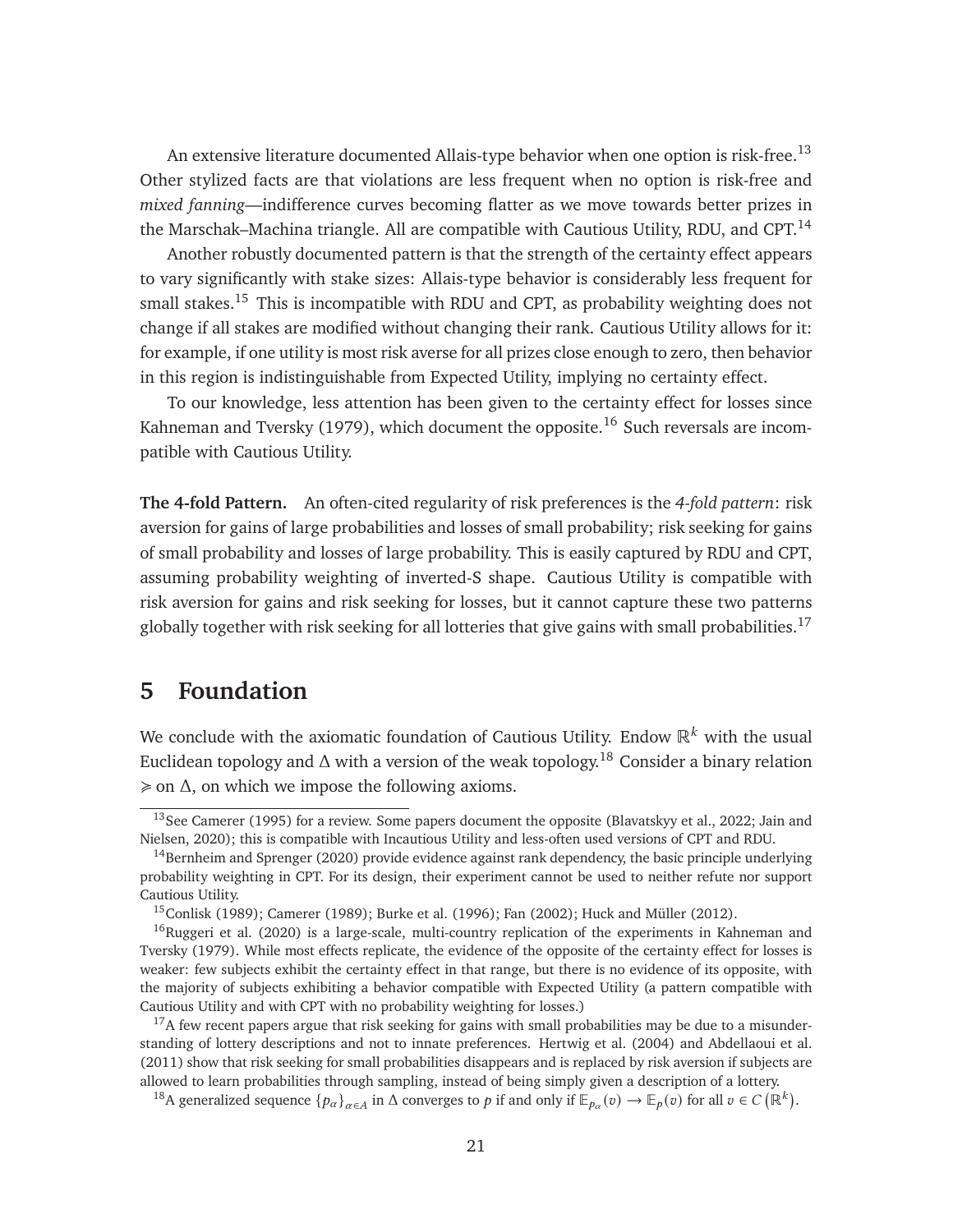An extensive literature documented Allais-type behavior when one option is risk-free.[13] Other stylized facts are that violations are less frequent when no option is risk-free and *mixed fanning*—indifference curves becoming flatter as we move towards better prizes in the Marschak–Machina triangle. All are compatible with Cautious Utility, RDU, and CPT.[14]

Another robustly documented pattern is that the strength of the certainty effect appears to vary significantly with stake sizes: Allais-type behavior is considerably less frequent for small stakes.[15] This is incompatible with RDU and CPT, as probability weighting does not change if all stakes are modified without changing their rank. Cautious Utility allows for it: for example, if one utility is most risk averse for all prizes close enough to zero, then behavior in this region is indistinguishable from Expected Utility, implying no certainty effect.

To our knowledge, less attention has been given to the certainty effect for losses since Kahneman and Tversky (1979), which document the opposite.[16] Such reversals are incompatible with Cautious Utility.

**The 4-fold Pattern.** An often-cited regularity of risk preferences is the *4-fold pattern*: risk aversion for gains of large probabilities and losses of small probability; risk seeking for gains of small probability and losses of large probability. This is easily captured by RDU and CPT, assuming probability weighting of inverted-S shape. Cautious Utility is compatible with risk aversion for gains and risk seeking for losses, but it cannot capture these two patterns globally together with risk seeking for all lotteries that give gains with small probabilities.[17]

# 5 Foundation

We conclude with the axiomatic foundation of Cautious Utility. Endow $\mathbb{R}^k$ with the usual Euclidean topology and $\Delta$ with a version of the weak topology.[18] Consider a binary relation $\succcurlyeq$ on $\Delta$, on which we impose the following axioms.

[13] See Camerer (1995) for a review. Some papers document the opposite (Blavatskyy et al., 2022; Jain and Nielsen, 2020); this is compatible with Incautious Utility and less-often used versions of CPT and RDU.

[14] Bernheim and Sprenger (2020) provide evidence against rank dependency, the basic principle underlying probability weighting in CPT. For its design, their experiment cannot be used to neither refute nor support Cautious Utility.

[15] Conlisk (1989); Camerer (1989); Burke et al. (1996); Fan (2002); Huck and Müller (2012).

[16] Ruggeri et al. (2020) is a large-scale, multi-country replication of the experiments in Kahneman and Tversky (1979). While most effects replicate, the evidence of the opposite of the certainty effect for losses is weaker: few subjects exhibit the certainty effect in that range, but there is no evidence of its opposite, with the majority of subjects exhibiting a behavior compatible with Expected Utility (a pattern compatible with Cautious Utility and with CPT with no probability weighting for losses.)

[17] A few recent papers argue that risk seeking for gains with small probabilities may be due to a misunderstanding of lottery descriptions and not to innate preferences. Hertwig et al. (2004) and Abdellaoui et al. (2011) show that risk seeking for small probabilities disappears and is replaced by risk aversion if subjects are allowed to learn probabilities through sampling, instead of being simply given a description of a lottery.

[18] A generalized sequence $\{p_\alpha\}_{\alpha \in A}$ in $\Delta$ converges to $p$ if and only if $\mathbb{E}_{p_\alpha}(v) \to \mathbb{E}_p(v)$ for all $v \in C\left(\mathbb{R}^k\right)$.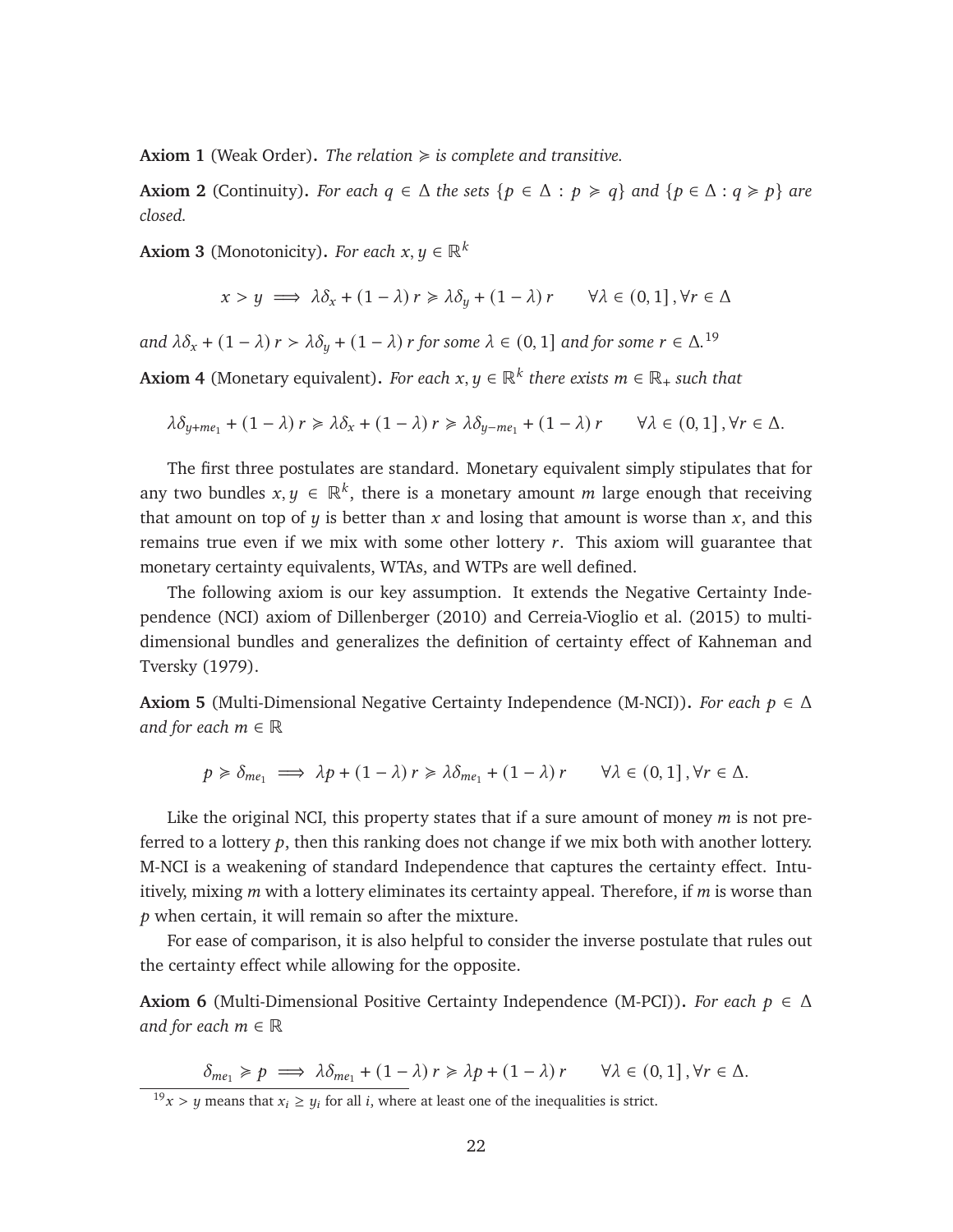**Axiom 1** (Weak Order)**.** *The relation $\succcurlyeq$ is complete and transitive.*

**Axiom 2** (Continuity)**.** *For each $q \in \Delta$ the sets $\{p \in \Delta : p \succcurlyeq q\}$ and $\{p \in \Delta : q \succcurlyeq p\}$ are closed.*

**Axiom 3** (Monotonicity)**.** *For each $x, y \in \mathbb{R}^k$*

$$x > y \implies \lambda\delta_x + (1-\lambda) r \succcurlyeq \lambda\delta_y + (1-\lambda) r \qquad \forall \lambda \in (0,1], \forall r \in \Delta$$

*and $\lambda\delta_x + (1-\lambda) r \succ \lambda\delta_y + (1-\lambda) r$ for some $\lambda \in (0,1]$ and for some $r \in \Delta$.*[19]

**Axiom 4** (Monetary equivalent)**.** *For each $x, y \in \mathbb{R}^k$ there exists $m \in \mathbb{R}_+$ such that*

$$\lambda\delta_{y+me_1} + (1-\lambda) r \succcurlyeq \lambda\delta_x + (1-\lambda) r \succcurlyeq \lambda\delta_{y-me_1} + (1-\lambda) r \qquad \forall \lambda \in (0,1], \forall r \in \Delta.$$

The first three postulates are standard. Monetary equivalent simply stipulates that for any two bundles $x, y \in \mathbb{R}^k$, there is a monetary amount $m$ large enough that receiving that amount on top of $y$ is better than $x$ and losing that amount is worse than $x$, and this remains true even if we mix with some other lottery $r$. This axiom will guarantee that monetary certainty equivalents, WTAs, and WTPs are well defined.

The following axiom is our key assumption. It extends the Negative Certainty Independence (NCI) axiom of Dillenberger (2010) and Cerreia-Vioglio et al. (2015) to multi-dimensional bundles and generalizes the definition of certainty effect of Kahneman and Tversky (1979).

**Axiom 5** (Multi-Dimensional Negative Certainty Independence (M-NCI))**.** *For each $p \in \Delta$ and for each $m \in \mathbb{R}$*

$$p \succcurlyeq \delta_{me_1} \implies \lambda p + (1-\lambda) r \succcurlyeq \lambda\delta_{me_1} + (1-\lambda) r \qquad \forall \lambda \in (0,1], \forall r \in \Delta.$$

Like the original NCI, this property states that if a sure amount of money $m$ is not preferred to a lottery $p$, then this ranking does not change if we mix both with another lottery. M-NCI is a weakening of standard Independence that captures the certainty effect. Intuitively, mixing $m$ with a lottery eliminates its certainty appeal. Therefore, if $m$ is worse than $p$ when certain, it will remain so after the mixture.

For ease of comparison, it is also helpful to consider the inverse postulate that rules out the certainty effect while allowing for the opposite.

**Axiom 6** (Multi-Dimensional Positive Certainty Independence (M-PCI))**.** *For each $p \in \Delta$ and for each $m \in \mathbb{R}$*

$$\delta_{me_1} \succcurlyeq p \implies \lambda\delta_{me_1} + (1-\lambda) r \succcurlyeq \lambda p + (1-\lambda) r \qquad \forall \lambda \in (0,1], \forall r \in \Delta.$$

[19] $x > y$ means that $x_i \geq y_i$ for all $i$, where at least one of the inequalities is strict.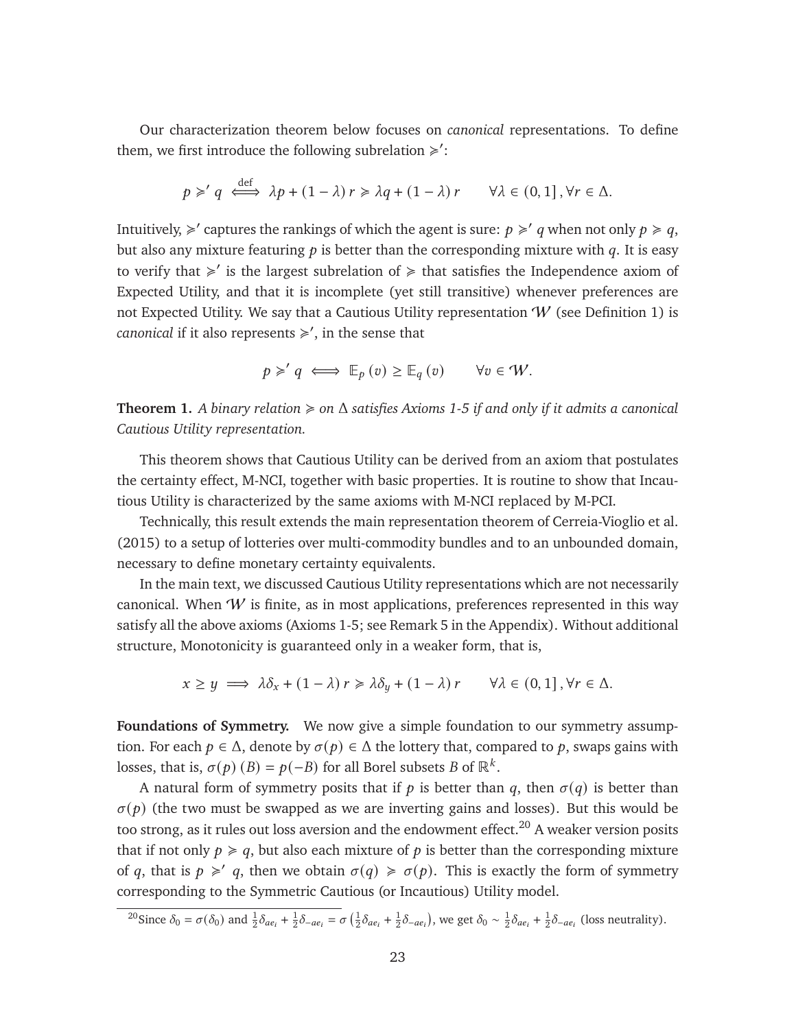Our characterization theorem below focuses on *canonical* representations. To define them, we first introduce the following subrelation $\succcurlyeq'$:

$$p \succcurlyeq' q \overset{\text{def}}{\iff} \lambda p + (1-\lambda) r \succcurlyeq \lambda q + (1-\lambda) r \qquad \forall \lambda \in (0,1], \forall r \in \Delta.$$

Intuitively, $\succcurlyeq'$ captures the rankings of which the agent is sure: $p \succcurlyeq' q$ when not only $p \succcurlyeq q$, but also any mixture featuring $p$ is better than the corresponding mixture with $q$. It is easy to verify that $\succcurlyeq'$ is the largest subrelation of $\succcurlyeq$ that satisfies the Independence axiom of Expected Utility, and that it is incomplete (yet still transitive) whenever preferences are not Expected Utility. We say that a Cautious Utility representation $\mathcal{W}$ (see Definition 1) is *canonical* if it also represents $\succcurlyeq'$, in the sense that

$$p \succcurlyeq' q \iff \mathbb{E}_p(v) \geq \mathbb{E}_q(v) \qquad \forall v \in \mathcal{W}.$$

**Theorem 1.** *A binary relation $\succcurlyeq$ on $\Delta$ satisfies Axioms 1-5 if and only if it admits a canonical Cautious Utility representation.*

This theorem shows that Cautious Utility can be derived from an axiom that postulates the certainty effect, M-NCI, together with basic properties. It is routine to show that Incautious Utility is characterized by the same axioms with M-NCI replaced by M-PCI.

Technically, this result extends the main representation theorem of Cerreia-Vioglio et al. (2015) to a setup of lotteries over multi-commodity bundles and to an unbounded domain, necessary to define monetary certainty equivalents.

In the main text, we discussed Cautious Utility representations which are not necessarily canonical. When $\mathcal{W}$ is finite, as in most applications, preferences represented in this way satisfy all the above axioms (Axioms 1-5; see Remark 5 in the Appendix). Without additional structure, Monotonicity is guaranteed only in a weaker form, that is,

$$x \geq y \implies \lambda \delta_x + (1-\lambda) r \succcurlyeq \lambda \delta_y + (1-\lambda) r \qquad \forall \lambda \in (0,1], \forall r \in \Delta.$$

**Foundations of Symmetry.** We now give a simple foundation to our symmetry assumption. For each $p \in \Delta$, denote by $\sigma(p) \in \Delta$ the lottery that, compared to $p$, swaps gains with losses, that is, $\sigma(p)(B) = p(-B)$ for all Borel subsets $B$ of $\mathbb{R}^k$.

A natural form of symmetry posits that if $p$ is better than $q$, then $\sigma(q)$ is better than $\sigma(p)$ (the two must be swapped as we are inverting gains and losses). But this would be too strong, as it rules out loss aversion and the endowment effect.[20] A weaker version posits that if not only $p \succcurlyeq q$, but also each mixture of $p$ is better than the corresponding mixture of $q$, that is $p \succcurlyeq' q$, then we obtain $\sigma(q) \succcurlyeq \sigma(p)$. This is exactly the form of symmetry corresponding to the Symmetric Cautious (or Incautious) Utility model.

[20] Since $\delta_0 = \sigma(\delta_0)$ and $\frac{1}{2}\delta_{ae_i} + \frac{1}{2}\delta_{-ae_i} = \sigma\left(\frac{1}{2}\delta_{ae_i} + \frac{1}{2}\delta_{-ae_i}\right)$, we get $\delta_0 \sim \frac{1}{2}\delta_{ae_i} + \frac{1}{2}\delta_{-ae_i}$ (loss neutrality).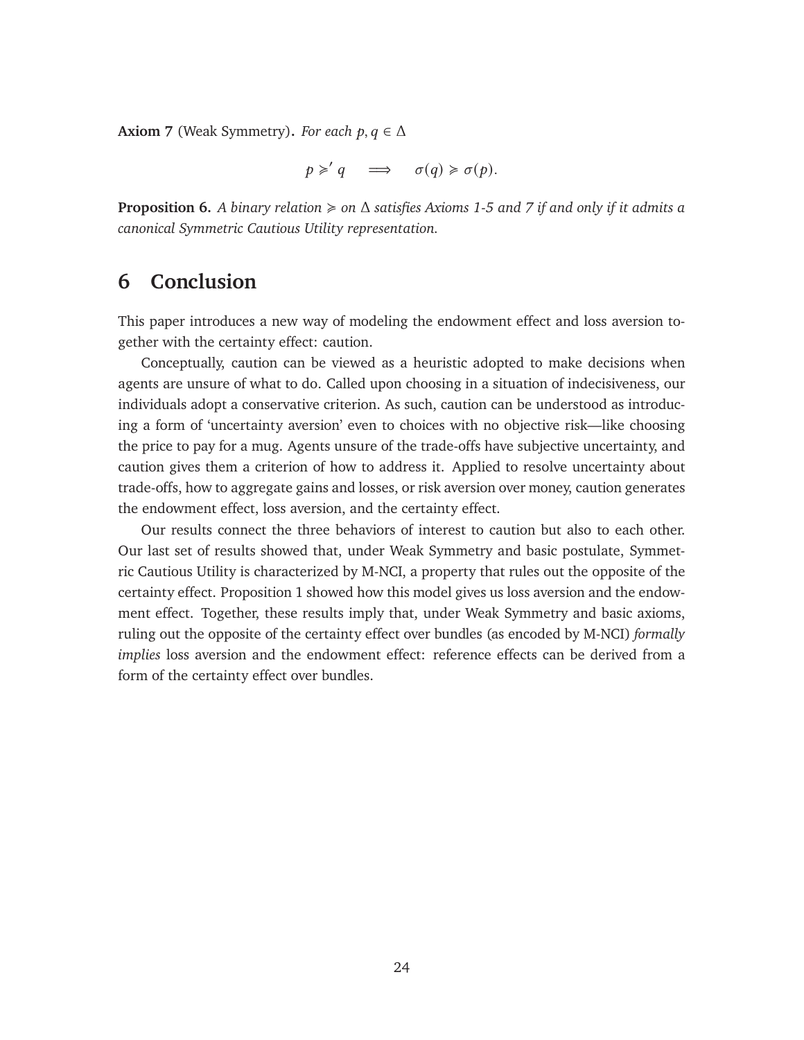**Axiom 7** (Weak Symmetry)**.** *For each $p, q \in \Delta$*

$$p \succcurlyeq' q \quad \Longrightarrow \quad \sigma(q) \succcurlyeq \sigma(p).$$

**Proposition 6.** *A binary relation $\succcurlyeq$ on $\Delta$ satisfies Axioms 1-5 and 7 if and only if it admits a canonical Symmetric Cautious Utility representation.*

# 6 Conclusion

This paper introduces a new way of modeling the endowment effect and loss aversion together with the certainty effect: caution.

Conceptually, caution can be viewed as a heuristic adopted to make decisions when agents are unsure of what to do. Called upon choosing in a situation of indecisiveness, our individuals adopt a conservative criterion. As such, caution can be understood as introducing a form of 'uncertainty aversion' even to choices with no objective risk—like choosing the price to pay for a mug. Agents unsure of the trade-offs have subjective uncertainty, and caution gives them a criterion of how to address it. Applied to resolve uncertainty about trade-offs, how to aggregate gains and losses, or risk aversion over money, caution generates the endowment effect, loss aversion, and the certainty effect.

Our results connect the three behaviors of interest to caution but also to each other. Our last set of results showed that, under Weak Symmetry and basic postulate, Symmetric Cautious Utility is characterized by M-NCI, a property that rules out the opposite of the certainty effect. Proposition 1 showed how this model gives us loss aversion and the endowment effect. Together, these results imply that, under Weak Symmetry and basic axioms, ruling out the opposite of the certainty effect over bundles (as encoded by M-NCI) *formally implies* loss aversion and the endowment effect: reference effects can be derived from a form of the certainty effect over bundles.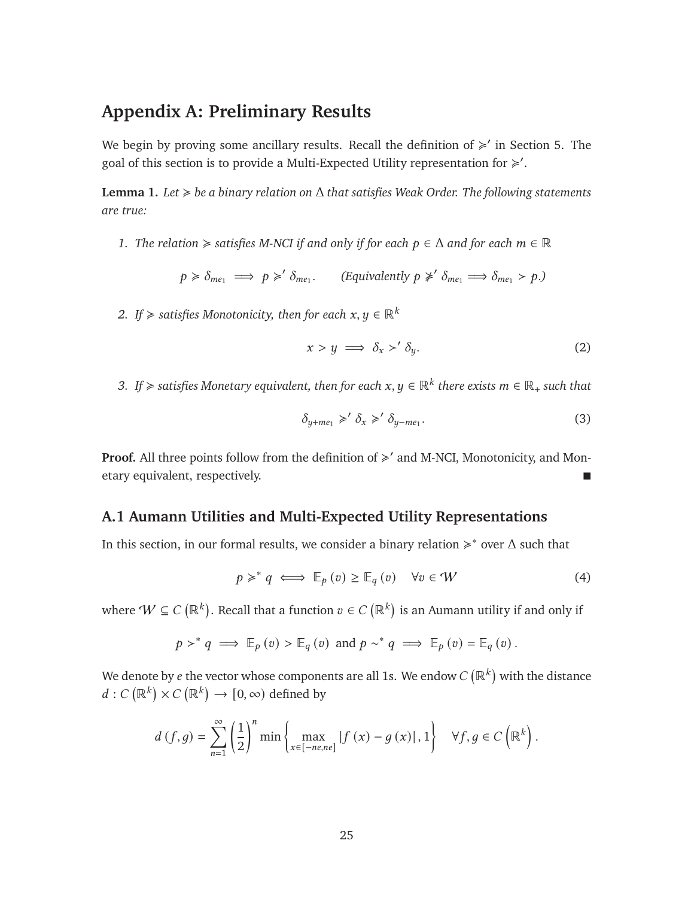# Appendix A: Preliminary Results

We begin by proving some ancillary results. Recall the definition of $\succcurlyeq'$ in Section 5. The goal of this section is to provide a Multi-Expected Utility representation for $\succcurlyeq'$.

**Lemma 1.** *Let $\succcurlyeq$ be a binary relation on $\Delta$ that satisfies Weak Order. The following statements are true:*

1. *The relation $\succcurlyeq$ satisfies M-NCI if and only if for each $p \in \Delta$ and for each $m \in \mathbb{R}$*

$$p \succcurlyeq \delta_{me_1} \implies p \succcurlyeq' \delta_{me_1}. \qquad \text{(Equivalently } p \not\succcurlyeq' \delta_{me_1} \Longrightarrow \delta_{me_1} \succ p\text{.)}$$

2. *If $\succcurlyeq$ satisfies Monotonicity, then for each $x, y \in \mathbb{R}^k$*

$$x > y \implies \delta_x \succ' \delta_y. \tag{2}$$

3. *If $\succcurlyeq$ satisfies Monetary equivalent, then for each $x, y \in \mathbb{R}^k$ there exists $m \in \mathbb{R}_+$ such that*

$$\delta_{y+me_1} \succcurlyeq' \delta_x \succcurlyeq' \delta_{y-me_1}. \tag{3}$$

**Proof.** All three points follow from the definition of $\succcurlyeq'$ and M-NCI, Monotonicity, and Monetary equivalent, respectively. ■

## A.1 Aumann Utilities and Multi-Expected Utility Representations

In this section, in our formal results, we consider a binary relation $\succcurlyeq^*$ over $\Delta$ such that

$$p \succcurlyeq^* q \iff \mathbb{E}_p(v) \geq \mathbb{E}_q(v) \quad \forall v \in \mathcal{W} \tag{4}$$

where $\mathcal{W} \subseteq C(\mathbb{R}^k)$. Recall that a function $v \in C(\mathbb{R}^k)$ is an Aumann utility if and only if

$$p \succ^* q \implies \mathbb{E}_p(v) > \mathbb{E}_q(v) \text{ and } p \sim^* q \implies \mathbb{E}_p(v) = \mathbb{E}_q(v).$$

We denote by $e$ the vector whose components are all 1s. We endow $C(\mathbb{R}^k)$ with the distance $d : C(\mathbb{R}^k) \times C(\mathbb{R}^k) \to [0, \infty)$ defined by

$$d(f, g) = \sum_{n=1}^{\infty} \left(\frac{1}{2}\right)^n \min\left\{\max_{x \in [-ne, ne]} |f(x) - g(x)|, 1\right\} \quad \forall f, g \in C\left(\mathbb{R}^k\right).$$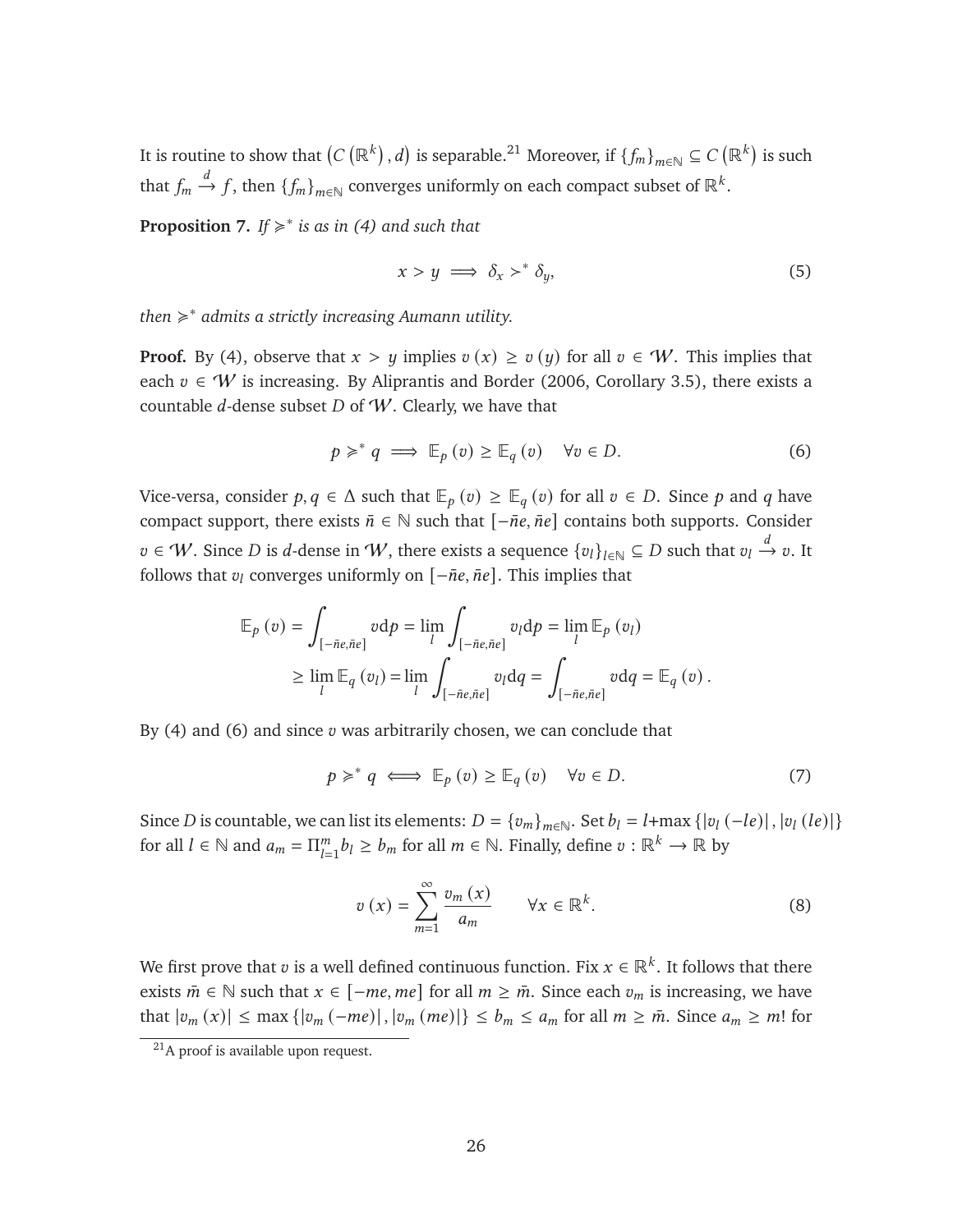It is routine to show that $\left(C\left(\mathbb{R}^k\right), d\right)$ is separable.[21] Moreover, if $\{f_m\}_{m\in\mathbb{N}} \subseteq C\left(\mathbb{R}^k\right)$ is such that $f_m \xrightarrow{d} f$, then $\{f_m\}_{m\in\mathbb{N}}$ converges uniformly on each compact subset of $\mathbb{R}^k$.

**Proposition 7.** *If $\succcurlyeq^*$ is as in (4) and such that*

$$x > y \implies \delta_x \succ^* \delta_y, \tag{5}$$

*then $\succcurlyeq^*$ admits a strictly increasing Aumann utility.*

**Proof.** By (4), observe that $x > y$ implies $v(x) \geq v(y)$ for all $v \in \mathcal{W}$. This implies that each $v \in \mathcal{W}$ is increasing. By Aliprantis and Border (2006, Corollary 3.5), there exists a countable $d$-dense subset $D$ of $\mathcal{W}$. Clearly, we have that

$$p \succcurlyeq^* q \implies \mathbb{E}_p(v) \geq \mathbb{E}_q(v) \quad \forall v \in D. \tag{6}$$

Vice-versa, consider $p, q \in \Delta$ such that $\mathbb{E}_p(v) \geq \mathbb{E}_q(v)$ for all $v \in D$. Since $p$ and $q$ have compact support, there exists $\bar{n} \in \mathbb{N}$ such that $[-\bar{n}e, \bar{n}e]$ contains both supports. Consider $v \in \mathcal{W}$. Since $D$ is $d$-dense in $\mathcal{W}$, there exists a sequence $\{v_l\}_{l\in\mathbb{N}} \subseteq D$ such that $v_l \xrightarrow{d} v$. It follows that $v_l$ converges uniformly on $[-\bar{n}e, \bar{n}e]$. This implies that

$$\begin{aligned}
\mathbb{E}_p(v) &= \int_{[-\bar{n}e,\bar{n}e]} v \mathrm{d}p = \lim_l \int_{[-\bar{n}e,\bar{n}e]} v_l \mathrm{d}p = \lim_l \mathbb{E}_p(v_l) \\
&\geq \lim_l \mathbb{E}_q(v_l) = \lim_l \int_{[-\bar{n}e,\bar{n}e]} v_l \mathrm{d}q = \int_{[-\bar{n}e,\bar{n}e]} v \mathrm{d}q = \mathbb{E}_q(v).
\end{aligned}$$

By (4) and (6) and since $v$ was arbitrarily chosen, we can conclude that

$$p \succcurlyeq^* q \iff \mathbb{E}_p(v) \geq \mathbb{E}_q(v) \quad \forall v \in D. \tag{7}$$

Since $D$ is countable, we can list its elements: $D = \{v_m\}_{m\in\mathbb{N}}$. Set $b_l = l + \max\{|v_l(-le)|, |v_l(le)|\}$ for all $l \in \mathbb{N}$ and $a_m = \Pi_{l=1}^m b_l \geq b_m$ for all $m \in \mathbb{N}$. Finally, define $v : \mathbb{R}^k \to \mathbb{R}$ by

$$v(x) = \sum_{m=1}^{\infty} \frac{v_m(x)}{a_m} \qquad \forall x \in \mathbb{R}^k. \tag{8}$$

We first prove that $v$ is a well defined continuous function. Fix $x \in \mathbb{R}^k$. It follows that there exists $\bar{m} \in \mathbb{N}$ such that $x \in [-me, me]$ for all $m \geq \bar{m}$. Since each $v_m$ is increasing, we have that $|v_m(x)| \leq \max\{|v_m(-me)|, |v_m(me)|\} \leq b_m \leq a_m$ for all $m \geq \bar{m}$. Since $a_m \geq m!$ for

[21] A proof is available upon request.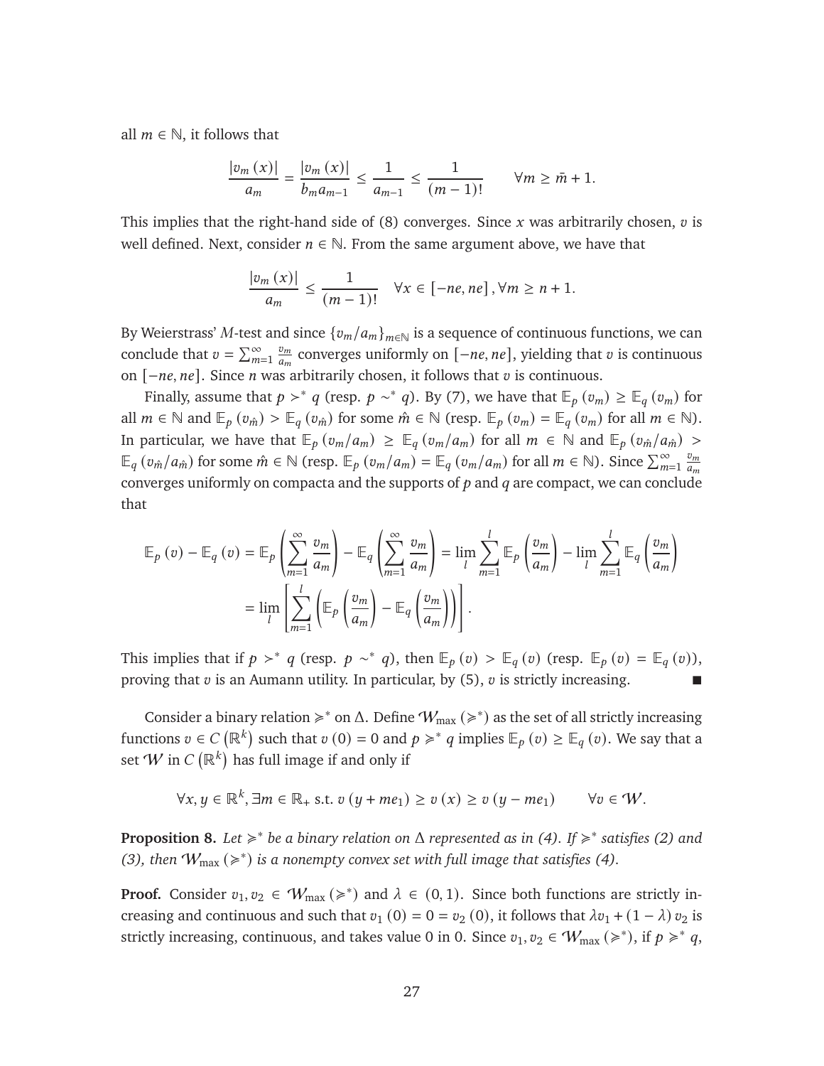all $m \in \mathbb{N}$, it follows that

$$\frac{|v_m(x)|}{a_m} = \frac{|v_m(x)|}{b_m a_{m-1}} \leq \frac{1}{a_{m-1}} \leq \frac{1}{(m-1)!} \qquad \forall m \geq \bar{m}+1.$$

This implies that the right-hand side of (8) converges. Since $x$ was arbitrarily chosen, $v$ is well defined. Next, consider $n \in \mathbb{N}$. From the same argument above, we have that

$$\frac{|v_m(x)|}{a_m} \leq \frac{1}{(m-1)!} \quad \forall x \in [-ne, ne], \forall m \geq n+1.$$

By Weierstrass' $M$-test and since $\{v_m/a_m\}_{m\in\mathbb{N}}$ is a sequence of continuous functions, we can conclude that $v = \sum_{m=1}^{\infty} \frac{v_m}{a_m}$ converges uniformly on $[-ne, ne]$, yielding that $v$ is continuous on $[-ne, ne]$. Since $n$ was arbitrarily chosen, it follows that $v$ is continuous.

Finally, assume that $p \succ^* q$ (resp. $p \sim^* q$). By (7), we have that $\mathbb{E}_p(v_m) \geq \mathbb{E}_q(v_m)$ for all $m \in \mathbb{N}$ and $\mathbb{E}_p(v_{\hat{m}}) > \mathbb{E}_q(v_{\hat{m}})$ for some $\hat{m} \in \mathbb{N}$ (resp. $\mathbb{E}_p(v_m) = \mathbb{E}_q(v_m)$ for all $m \in \mathbb{N}$). In particular, we have that $\mathbb{E}_p(v_m/a_m) \geq \mathbb{E}_q(v_m/a_m)$ for all $m \in \mathbb{N}$ and $\mathbb{E}_p(v_{\hat{m}}/a_{\hat{m}}) > \mathbb{E}_q(v_{\hat{m}}/a_{\hat{m}})$ for some $\hat{m} \in \mathbb{N}$ (resp. $\mathbb{E}_p(v_m/a_m) = \mathbb{E}_q(v_m/a_m)$ for all $m \in \mathbb{N}$). Since $\sum_{m=1}^{\infty} \frac{v_m}{a_m}$ converges uniformly on compacta and the supports of $p$ and $q$ are compact, we can conclude that

$$\begin{aligned}
\mathbb{E}_p(v) - \mathbb{E}_q(v) &= \mathbb{E}_p\left(\sum_{m=1}^{\infty} \frac{v_m}{a_m}\right) - \mathbb{E}_q\left(\sum_{m=1}^{\infty} \frac{v_m}{a_m}\right) = \lim_l \sum_{m=1}^{l} \mathbb{E}_p\left(\frac{v_m}{a_m}\right) - \lim_l \sum_{m=1}^{l} \mathbb{E}_q\left(\frac{v_m}{a_m}\right) \\
&= \lim_l \left[\sum_{m=1}^{l} \left(\mathbb{E}_p\left(\frac{v_m}{a_m}\right) - \mathbb{E}_q\left(\frac{v_m}{a_m}\right)\right)\right].
\end{aligned}$$

This implies that if $p \succ^* q$ (resp. $p \sim^* q$), then $\mathbb{E}_p(v) > \mathbb{E}_q(v)$ (resp. $\mathbb{E}_p(v) = \mathbb{E}_q(v)$), proving that $v$ is an Aumann utility. In particular, by (5), $v$ is strictly increasing. ■

Consider a binary relation $\succcurlyeq^*$ on $\Delta$. Define $\mathcal{W}_{\max}(\succcurlyeq^*)$ as the set of all strictly increasing functions $v \in C(\mathbb{R}^k)$ such that $v(0) = 0$ and $p \succcurlyeq^* q$ implies $\mathbb{E}_p(v) \geq \mathbb{E}_q(v)$. We say that a set $\mathcal{W}$ in $C(\mathbb{R}^k)$ has full image if and only if

$$\forall x, y \in \mathbb{R}^k, \exists m \in \mathbb{R}_+ \text{ s.t. } v(y + me_1) \geq v(x) \geq v(y - me_1) \qquad \forall v \in \mathcal{W}.$$

**Proposition 8.** *Let $\succcurlyeq^*$ be a binary relation on $\Delta$ represented as in (4). If $\succcurlyeq^*$ satisfies (2) and (3), then $\mathcal{W}_{\max}(\succcurlyeq^*)$ is a nonempty convex set with full image that satisfies (4).*

**Proof.** Consider $v_1, v_2 \in \mathcal{W}_{\max}(\succcurlyeq^*)$ and $\lambda \in (0,1)$. Since both functions are strictly increasing and continuous and such that $v_1(0) = 0 = v_2(0)$, it follows that $\lambda v_1 + (1-\lambda)v_2$ is strictly increasing, continuous, and takes value 0 in 0. Since $v_1, v_2 \in \mathcal{W}_{\max}(\succcurlyeq^*)$, if $p \succcurlyeq^* q$,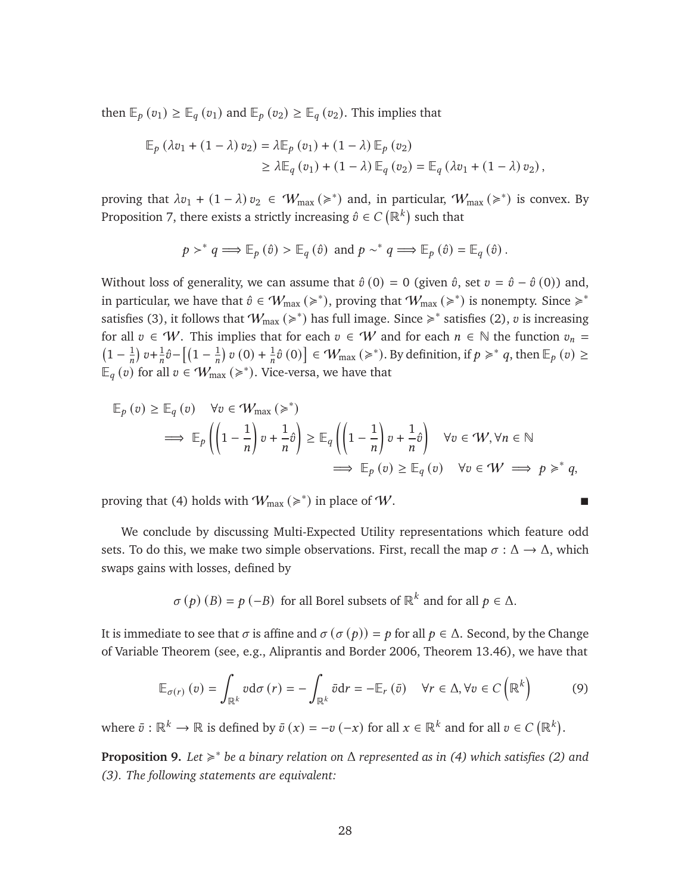then $\mathbb{E}_p(v_1) \geq \mathbb{E}_q(v_1)$ and $\mathbb{E}_p(v_2) \geq \mathbb{E}_q(v_2)$. This implies that

$$\begin{aligned}\mathbb{E}_p(\lambda v_1 + (1-\lambda) v_2) &= \lambda \mathbb{E}_p(v_1) + (1-\lambda)\mathbb{E}_p(v_2) \\ &\geq \lambda \mathbb{E}_q(v_1) + (1-\lambda)\mathbb{E}_q(v_2) = \mathbb{E}_q(\lambda v_1 + (1-\lambda) v_2),\end{aligned}$$

proving that $\lambda v_1 + (1-\lambda) v_2 \in \mathcal{W}_{\max}(\succcurlyeq^*)$ and, in particular, $\mathcal{W}_{\max}(\succcurlyeq^*)$ is convex. By Proposition 7, there exists a strictly increasing $\hat{v} \in C(\mathbb{R}^k)$ such that

$$p \succ^* q \Longrightarrow \mathbb{E}_p(\hat{v}) > \mathbb{E}_q(\hat{v}) \text{ and } p \sim^* q \Longrightarrow \mathbb{E}_p(\hat{v}) = \mathbb{E}_q(\hat{v}).$$

Without loss of generality, we can assume that $\hat{v}(0) = 0$ (given $\hat{v}$, set $v = \hat{v} - \hat{v}(0)$) and, in particular, we have that $\hat{v} \in \mathcal{W}_{\max}(\succcurlyeq^*)$, proving that $\mathcal{W}_{\max}(\succcurlyeq^*)$ is nonempty. Since $\succcurlyeq^*$ satisfies (3), it follows that $\mathcal{W}_{\max}(\succcurlyeq^*)$ has full image. Since $\succcurlyeq^*$ satisfies (2), $v$ is increasing for all $v \in \mathcal{W}$. This implies that for each $v \in \mathcal{W}$ and for each $n \in \mathbb{N}$ the function $v_n = \left(1 - \frac{1}{n}\right) v + \frac{1}{n}\hat{v} - \left[\left(1 - \frac{1}{n}\right) v(0) + \frac{1}{n}\hat{v}(0)\right] \in \mathcal{W}_{\max}(\succcurlyeq^*)$. By definition, if $p \succcurlyeq^* q$, then $\mathbb{E}_p(v) \geq \mathbb{E}_q(v)$ for all $v \in \mathcal{W}_{\max}(\succcurlyeq^*)$. Vice-versa, we have that

$$\begin{aligned}&\mathbb{E}_p(v) \geq \mathbb{E}_q(v) \quad \forall v \in \mathcal{W}_{\max}(\succcurlyeq^*) \\ &\quad \Longrightarrow \mathbb{E}_p\left(\left(1 - \frac{1}{n}\right) v + \frac{1}{n}\hat{v}\right) \geq \mathbb{E}_q\left(\left(1 - \frac{1}{n}\right) v + \frac{1}{n}\hat{v}\right) \quad \forall v \in \mathcal{W}, \forall n \in \mathbb{N} \\ &\quad \Longrightarrow \mathbb{E}_p(v) \geq \mathbb{E}_q(v) \quad \forall v \in \mathcal{W} \Longrightarrow p \succcurlyeq^* q,\end{aligned}$$

proving that (4) holds with $\mathcal{W}_{\max}(\succcurlyeq^*)$ in place of $\mathcal{W}$. ■

We conclude by discussing Multi-Expected Utility representations which feature odd sets. To do this, we make two simple observations. First, recall the map $\sigma : \Delta \to \Delta$, which swaps gains with losses, defined by

$$\sigma(p)(B) = p(-B) \text{ for all Borel subsets of } \mathbb{R}^k \text{ and for all } p \in \Delta.$$

It is immediate to see that $\sigma$ is affine and $\sigma(\sigma(p)) = p$ for all $p \in \Delta$. Second, by the Change of Variable Theorem (see, e.g., Aliprantis and Border 2006, Theorem 13.46), we have that

$$\mathbb{E}_{\sigma(r)}(v) = \int_{\mathbb{R}^k} v \mathrm{d}\sigma(r) = -\int_{\mathbb{R}^k} \bar{v} \mathrm{d}r = -\mathbb{E}_r(\bar{v}) \quad \forall r \in \Delta, \forall v \in C\left(\mathbb{R}^k\right) \tag{9}$$

where $\bar{v} : \mathbb{R}^k \to \mathbb{R}$ is defined by $\bar{v}(x) = -v(-x)$ for all $x \in \mathbb{R}^k$ and for all $v \in C(\mathbb{R}^k)$.

**Proposition 9.** *Let $\succcurlyeq^*$ be a binary relation on $\Delta$ represented as in (4) which satisfies (2) and (3). The following statements are equivalent:*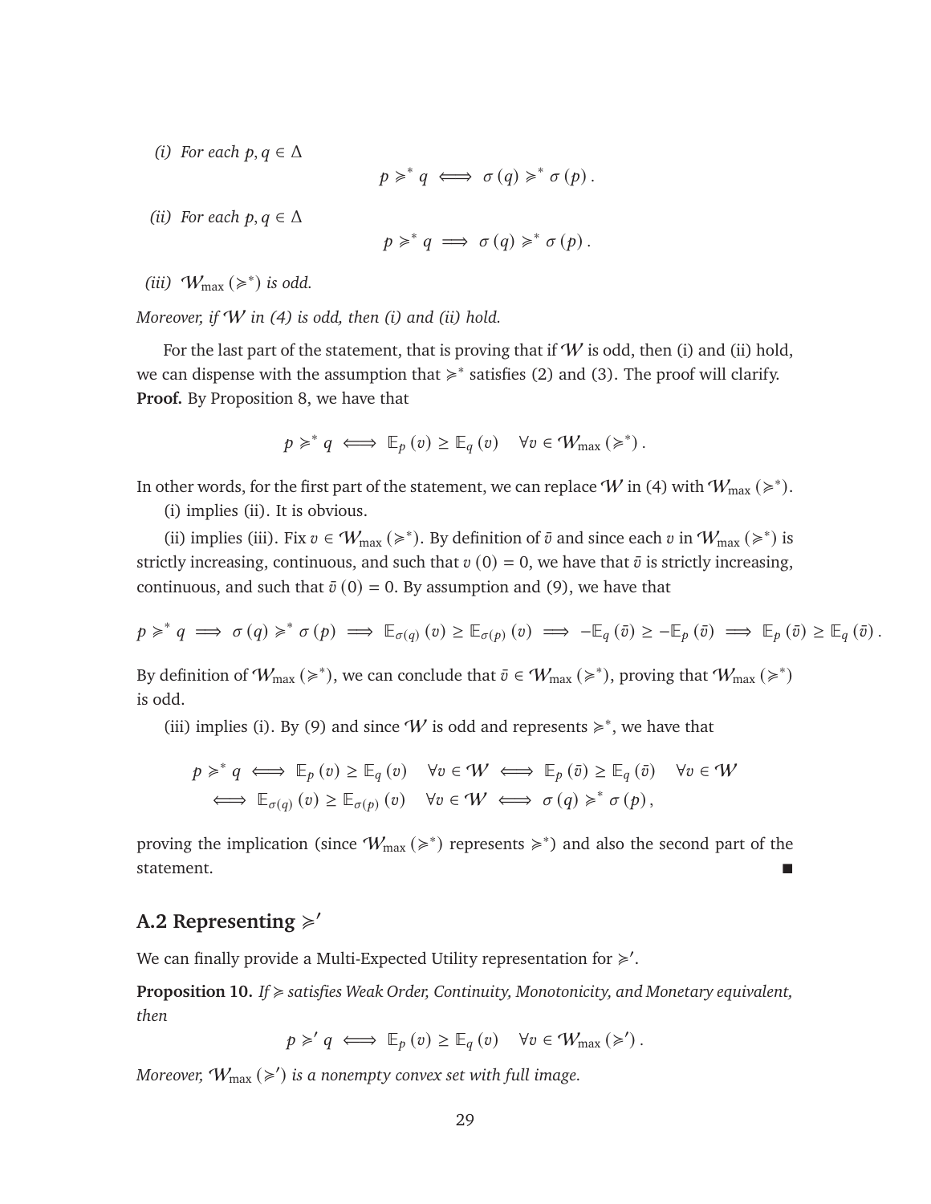*(i) For each $p, q \in \Delta$*

$$p \succcurlyeq^* q \iff \sigma(q) \succcurlyeq^* \sigma(p).$$

*(ii) For each $p, q \in \Delta$*

$$p \succcurlyeq^* q \implies \sigma(q) \succcurlyeq^* \sigma(p).$$

*(iii) $\mathcal{W}_{\max}(\succcurlyeq^*)$ is odd.*

*Moreover, if $\mathcal{W}$ in (4) is odd, then (i) and (ii) hold.*

For the last part of the statement, that is proving that if $\mathcal{W}$ is odd, then (i) and (ii) hold, we can dispense with the assumption that $\succcurlyeq^*$ satisfies (2) and (3). The proof will clarify.

**Proof.** By Proposition 8, we have that

$$p \succcurlyeq^* q \iff \mathbb{E}_p(v) \geq \mathbb{E}_q(v) \quad \forall v \in \mathcal{W}_{\max}(\succcurlyeq^*).$$

In other words, for the first part of the statement, we can replace $\mathcal{W}$ in (4) with $\mathcal{W}_{\max}(\succcurlyeq^*)$.

(i) implies (ii). It is obvious.

(ii) implies (iii). Fix $v \in \mathcal{W}_{\max}(\succcurlyeq^*)$. By definition of $\bar{v}$ and since each $v$ in $\mathcal{W}_{\max}(\succcurlyeq^*)$ is strictly increasing, continuous, and such that $v(0) = 0$, we have that $\bar{v}$ is strictly increasing, continuous, and such that $\bar{v}(0) = 0$. By assumption and (9), we have that

$$p \succcurlyeq^* q \implies \sigma(q) \succcurlyeq^* \sigma(p) \implies \mathbb{E}_{\sigma(q)}(v) \geq \mathbb{E}_{\sigma(p)}(v) \implies -\mathbb{E}_q(\bar{v}) \geq -\mathbb{E}_p(\bar{v}) \implies \mathbb{E}_p(\bar{v}) \geq \mathbb{E}_q(\bar{v}).$$

By definition of $\mathcal{W}_{\max}(\succcurlyeq^*)$, we can conclude that $\bar{v} \in \mathcal{W}_{\max}(\succcurlyeq^*)$, proving that $\mathcal{W}_{\max}(\succcurlyeq^*)$ is odd.

(iii) implies (i). By (9) and since $\mathcal{W}$ is odd and represents $\succcurlyeq^*$, we have that

$$\begin{aligned} p \succcurlyeq^* q &\iff \mathbb{E}_p(v) \geq \mathbb{E}_q(v) \quad \forall v \in \mathcal{W} \iff \mathbb{E}_p(\bar{v}) \geq \mathbb{E}_q(\bar{v}) \quad \forall v \in \mathcal{W} \\ &\iff \mathbb{E}_{\sigma(q)}(v) \geq \mathbb{E}_{\sigma(p)}(v) \quad \forall v \in \mathcal{W} \iff \sigma(q) \succcurlyeq^* \sigma(p), \end{aligned}$$

proving the implication (since $\mathcal{W}_{\max}(\succcurlyeq^*)$ represents $\succcurlyeq^*$) and also the second part of the statement. ∎

## A.2 Representing $\succcurlyeq'$

We can finally provide a Multi-Expected Utility representation for $\succcurlyeq'$.

**Proposition 10.** *If $\succcurlyeq$ satisfies Weak Order, Continuity, Monotonicity, and Monetary equivalent, then*

$$p \succcurlyeq' q \iff \mathbb{E}_p(v) \geq \mathbb{E}_q(v) \quad \forall v \in \mathcal{W}_{\max}(\succcurlyeq').$$

*Moreover, $\mathcal{W}_{\max}(\succcurlyeq')$ is a nonempty convex set with full image.*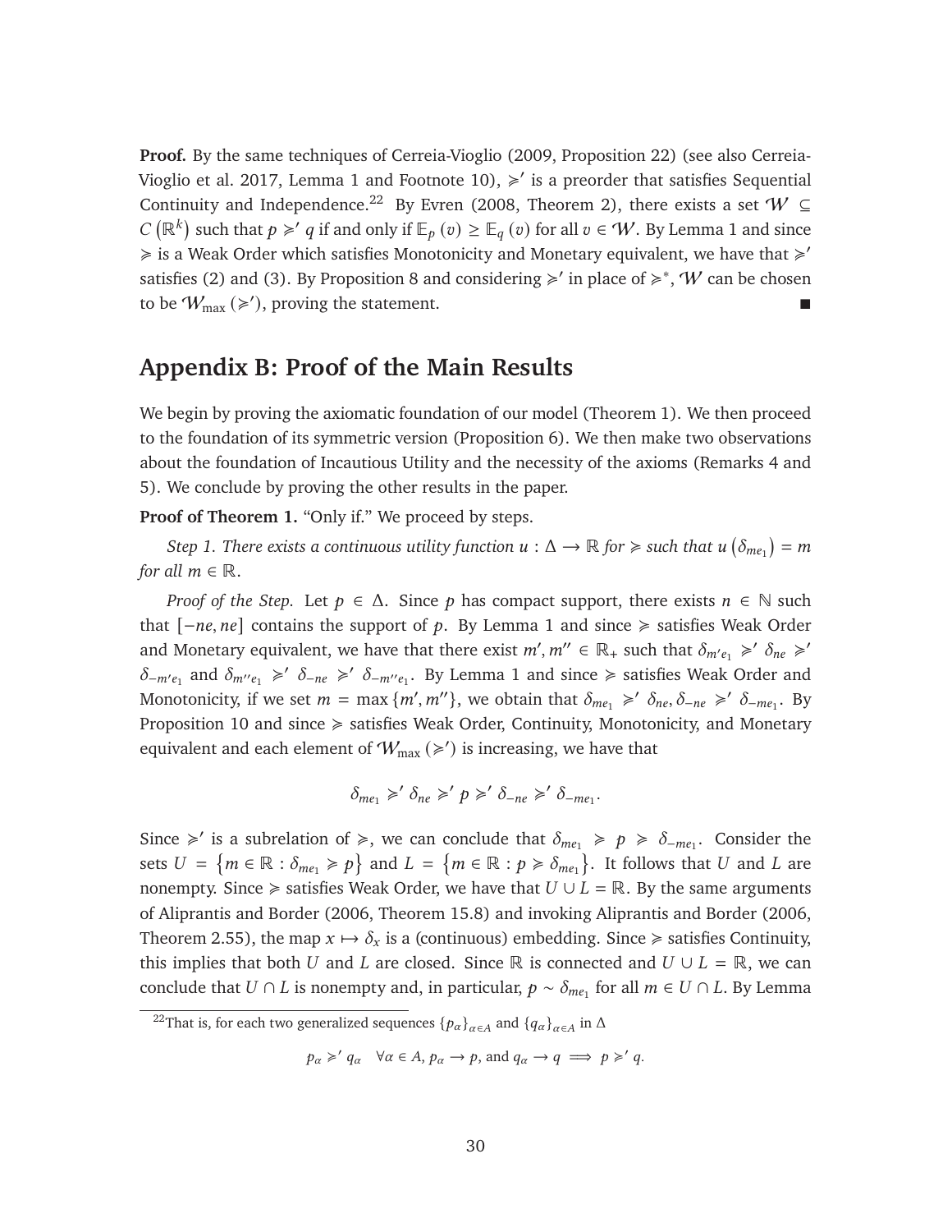**Proof.** By the same techniques of Cerreia-Vioglio (2009, Proposition 22) (see also Cerreia-Vioglio et al. 2017, Lemma 1 and Footnote 10), $\succcurlyeq'$ is a preorder that satisfies Sequential Continuity and Independence.[22] By Evren (2008, Theorem 2), there exists a set $\mathcal{W} \subseteq C(\mathbb{R}^k)$ such that $p \succcurlyeq' q$ if and only if $\mathbb{E}_p(v) \geq \mathbb{E}_q(v)$ for all $v \in \mathcal{W}$. By Lemma 1 and since $\succcurlyeq$ is a Weak Order which satisfies Monotonicity and Monetary equivalent, we have that $\succcurlyeq'$ satisfies (2) and (3). By Proposition 8 and considering $\succcurlyeq'$ in place of $\succcurlyeq^*$, $\mathcal{W}$ can be chosen to be $\mathcal{W}_{\max}(\succcurlyeq')$, proving the statement. ■

## Appendix B: Proof of the Main Results

We begin by proving the axiomatic foundation of our model (Theorem 1). We then proceed to the foundation of its symmetric version (Proposition 6). We then make two observations about the foundation of Incautious Utility and the necessity of the axioms (Remarks 4 and 5). We conclude by proving the other results in the paper.

**Proof of Theorem 1.** "Only if." We proceed by steps.

*Step 1. There exists a continuous utility function $u : \Delta \to \mathbb{R}$ for $\succcurlyeq$ such that $u(\delta_{me_1}) = m$ for all $m \in \mathbb{R}$.*

*Proof of the Step.* Let $p \in \Delta$. Since $p$ has compact support, there exists $n \in \mathbb{N}$ such that $[-ne, ne]$ contains the support of $p$. By Lemma 1 and since $\succcurlyeq$ satisfies Weak Order and Monetary equivalent, we have that there exist $m', m'' \in \mathbb{R}_+$ such that $\delta_{m'e_1} \succcurlyeq' \delta_{ne} \succcurlyeq' \delta_{-m'e_1}$ and $\delta_{m''e_1} \succcurlyeq' \delta_{-ne} \succcurlyeq' \delta_{-m''e_1}$. By Lemma 1 and since $\succcurlyeq$ satisfies Weak Order and Monotonicity, if we set $m = \max\{m', m''\}$, we obtain that $\delta_{me_1} \succcurlyeq' \delta_{ne}, \delta_{-ne} \succcurlyeq' \delta_{-me_1}$. By Proposition 10 and since $\succcurlyeq$ satisfies Weak Order, Continuity, Monotonicity, and Monetary equivalent and each element of $\mathcal{W}_{\max}(\succcurlyeq')$ is increasing, we have that

$$\delta_{me_1} \succcurlyeq' \delta_{ne} \succcurlyeq' p \succcurlyeq' \delta_{-ne} \succcurlyeq' \delta_{-me_1}.$$

Since $\succcurlyeq'$ is a subrelation of $\succcurlyeq$, we can conclude that $\delta_{me_1} \succcurlyeq p \succcurlyeq \delta_{-me_1}$. Consider the sets $U = \{m \in \mathbb{R} : \delta_{me_1} \succcurlyeq p\}$ and $L = \{m \in \mathbb{R} : p \succcurlyeq \delta_{me_1}\}$. It follows that $U$ and $L$ are nonempty. Since $\succcurlyeq$ satisfies Weak Order, we have that $U \cup L = \mathbb{R}$. By the same arguments of Aliprantis and Border (2006, Theorem 15.8) and invoking Aliprantis and Border (2006, Theorem 2.55), the map $x \mapsto \delta_x$ is a (continuous) embedding. Since $\succcurlyeq$ satisfies Continuity, this implies that both $U$ and $L$ are closed. Since $\mathbb{R}$ is connected and $U \cup L = \mathbb{R}$, we can conclude that $U \cap L$ is nonempty and, in particular, $p \sim \delta_{me_1}$ for all $m \in U \cap L$. By Lemma

[22] That is, for each two generalized sequences $\{p_\alpha\}_{\alpha \in A}$ and $\{q_\alpha\}_{\alpha \in A}$ in $\Delta$

$$p_\alpha \succcurlyeq' q_\alpha \quad \forall \alpha \in A, \, p_\alpha \to p, \text{ and } q_\alpha \to q \implies p \succcurlyeq' q.$$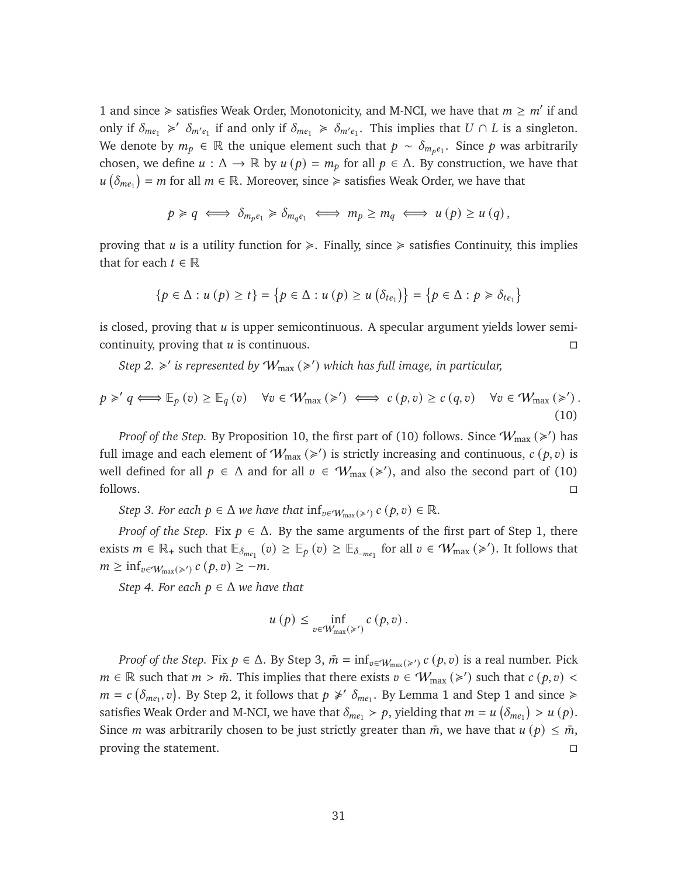1 and since $\succcurlyeq$ satisfies Weak Order, Monotonicity, and M-NCI, we have that $m \geq m'$ if and only if $\delta_{me_1} \succcurlyeq' \delta_{m'e_1}$ if and only if $\delta_{me_1} \succcurlyeq \delta_{m'e_1}$. This implies that $U \cap L$ is a singleton. We denote by $m_p \in \mathbb{R}$ the unique element such that $p \sim \delta_{m_p e_1}$. Since $p$ was arbitrarily chosen, we define $u : \Delta \to \mathbb{R}$ by $u(p) = m_p$ for all $p \in \Delta$. By construction, we have that $u(\delta_{me_1}) = m$ for all $m \in \mathbb{R}$. Moreover, since $\succcurlyeq$ satisfies Weak Order, we have that

$$p \succcurlyeq q \iff \delta_{m_p e_1} \succcurlyeq \delta_{m_q e_1} \iff m_p \geq m_q \iff u(p) \geq u(q),$$

proving that $u$ is a utility function for $\succcurlyeq$. Finally, since $\succcurlyeq$ satisfies Continuity, this implies that for each $t \in \mathbb{R}$

$$\{p \in \Delta : u(p) \geq t\} = \{p \in \Delta : u(p) \geq u(\delta_{te_1})\} = \{p \in \Delta : p \succcurlyeq \delta_{te_1}\}$$

is closed, proving that $u$ is upper semicontinuous. A specular argument yields lower semicontinuity, proving that $u$ is continuous. □

*Step 2. $\succcurlyeq'$ is represented by $\mathcal{W}_{\max}(\succcurlyeq')$ which has full image, in particular,*

$$p \succcurlyeq' q \iff \mathbb{E}_p(v) \geq \mathbb{E}_q(v) \quad \forall v \in \mathcal{W}_{\max}(\succcurlyeq') \iff c(p,v) \geq c(q,v) \quad \forall v \in \mathcal{W}_{\max}(\succcurlyeq'). \tag{10}$$

*Proof of the Step.* By Proposition 10, the first part of (10) follows. Since $\mathcal{W}_{\max}(\succcurlyeq')$ has full image and each element of $\mathcal{W}_{\max}(\succcurlyeq')$ is strictly increasing and continuous, $c(p,v)$ is well defined for all $p \in \Delta$ and for all $v \in \mathcal{W}_{\max}(\succcurlyeq')$, and also the second part of (10) follows. □

*Step 3. For each $p \in \Delta$ we have that $\inf_{v \in \mathcal{W}_{\max}(\succcurlyeq')} c(p,v) \in \mathbb{R}$.*

*Proof of the Step.* Fix $p \in \Delta$. By the same arguments of the first part of Step 1, there exists $m \in \mathbb{R}_+$ such that $\mathbb{E}_{\delta_{me_1}}(v) \geq \mathbb{E}_p(v) \geq \mathbb{E}_{\delta_{-me_1}}$ for all $v \in \mathcal{W}_{\max}(\succcurlyeq')$. It follows that $m \geq \inf_{v \in \mathcal{W}_{\max}(\succcurlyeq')} c(p,v) \geq -m$.

*Step 4. For each $p \in \Delta$ we have that*

$$u(p) \leq \inf_{v \in \mathcal{W}_{\max}(\succcurlyeq')} c(p,v).$$

*Proof of the Step.* Fix $p \in \Delta$. By Step 3, $\bar{m} = \inf_{v \in \mathcal{W}_{\max}(\succcurlyeq')} c(p,v)$ is a real number. Pick $m \in \mathbb{R}$ such that $m > \bar{m}$. This implies that there exists $v \in \mathcal{W}_{\max}(\succcurlyeq')$ such that $c(p,v) < m = c(\delta_{me_1}, v)$. By Step 2, it follows that $p \not\succcurlyeq' \delta_{me_1}$. By Lemma 1 and Step 1 and since $\succcurlyeq$ satisfies Weak Order and M-NCI, we have that $\delta_{me_1} \succ p$, yielding that $m = u(\delta_{me_1}) > u(p)$. Since $m$ was arbitrarily chosen to be just strictly greater than $\bar{m}$, we have that $u(p) \leq \bar{m}$, proving the statement. □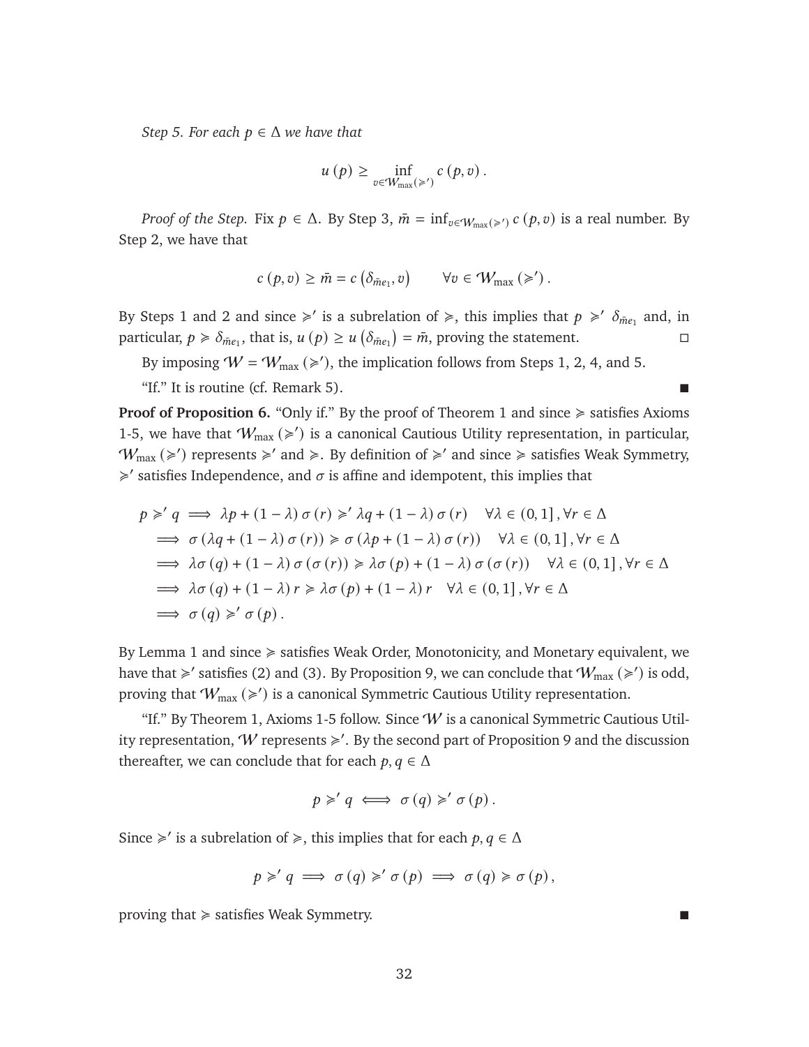*Step 5. For each $p \in \Delta$ we have that*

$$u(p) \geq \inf_{v \in \mathcal{W}_{\max}(\succcurlyeq')} c(p, v).$$

*Proof of the Step.* Fix $p \in \Delta$. By Step 3, $\bar{m} = \inf_{v \in \mathcal{W}_{\max}(\succcurlyeq')} c(p, v)$ is a real number. By Step 2, we have that

$$c(p, v) \geq \bar{m} = c\left(\delta_{\bar{m}e_1}, v\right) \qquad \forall v \in \mathcal{W}_{\max}(\succcurlyeq').$$

By Steps 1 and 2 and since $\succcurlyeq'$ is a subrelation of $\succcurlyeq$, this implies that $p \succcurlyeq' \delta_{\bar{m}e_1}$ and, in particular, $p \succcurlyeq \delta_{\bar{m}e_1}$, that is, $u(p) \geq u\left(\delta_{\bar{m}e_1}\right) = \bar{m}$, proving the statement. □

By imposing $\mathcal{W} = \mathcal{W}_{\max}(\succcurlyeq')$, the implication follows from Steps 1, 2, 4, and 5.

"If." It is routine (cf. Remark 5). ■

**Proof of Proposition 6.** "Only if." By the proof of Theorem 1 and since $\succcurlyeq$ satisfies Axioms 1-5, we have that $\mathcal{W}_{\max}(\succcurlyeq')$ is a canonical Cautious Utility representation, in particular, $\mathcal{W}_{\max}(\succcurlyeq')$ represents $\succcurlyeq'$ and $\succcurlyeq$. By definition of $\succcurlyeq'$ and since $\succcurlyeq$ satisfies Weak Symmetry, $\succcurlyeq'$ satisfies Independence, and $\sigma$ is affine and idempotent, this implies that

$$\begin{aligned}
p \succcurlyeq' q &\implies \lambda p + (1-\lambda)\sigma(r) \succcurlyeq' \lambda q + (1-\lambda)\sigma(r) \quad \forall \lambda \in (0,1], \forall r \in \Delta \\
&\implies \sigma(\lambda q + (1-\lambda)\sigma(r)) \succcurlyeq \sigma(\lambda p + (1-\lambda)\sigma(r)) \quad \forall \lambda \in (0,1], \forall r \in \Delta \\
&\implies \lambda\sigma(q) + (1-\lambda)\sigma(\sigma(r)) \succcurlyeq \lambda\sigma(p) + (1-\lambda)\sigma(\sigma(r)) \quad \forall \lambda \in (0,1], \forall r \in \Delta \\
&\implies \lambda\sigma(q) + (1-\lambda)r \succcurlyeq \lambda\sigma(p) + (1-\lambda)r \quad \forall \lambda \in (0,1], \forall r \in \Delta \\
&\implies \sigma(q) \succcurlyeq' \sigma(p).
\end{aligned}$$

By Lemma 1 and since $\succcurlyeq$ satisfies Weak Order, Monotonicity, and Monetary equivalent, we have that $\succcurlyeq'$ satisfies (2) and (3). By Proposition 9, we can conclude that $\mathcal{W}_{\max}(\succcurlyeq')$ is odd, proving that $\mathcal{W}_{\max}(\succcurlyeq')$ is a canonical Symmetric Cautious Utility representation.

"If." By Theorem 1, Axioms 1-5 follow. Since $\mathcal{W}$ is a canonical Symmetric Cautious Utility representation, $\mathcal{W}$ represents $\succcurlyeq'$. By the second part of Proposition 9 and the discussion thereafter, we can conclude that for each $p, q \in \Delta$

$$p \succcurlyeq' q \iff \sigma(q) \succcurlyeq' \sigma(p).$$

Since $\succcurlyeq'$ is a subrelation of $\succcurlyeq$, this implies that for each $p, q \in \Delta$

$$p \succcurlyeq' q \implies \sigma(q) \succcurlyeq' \sigma(p) \implies \sigma(q) \succcurlyeq \sigma(p),$$

proving that $\succcurlyeq$ satisfies Weak Symmetry. ■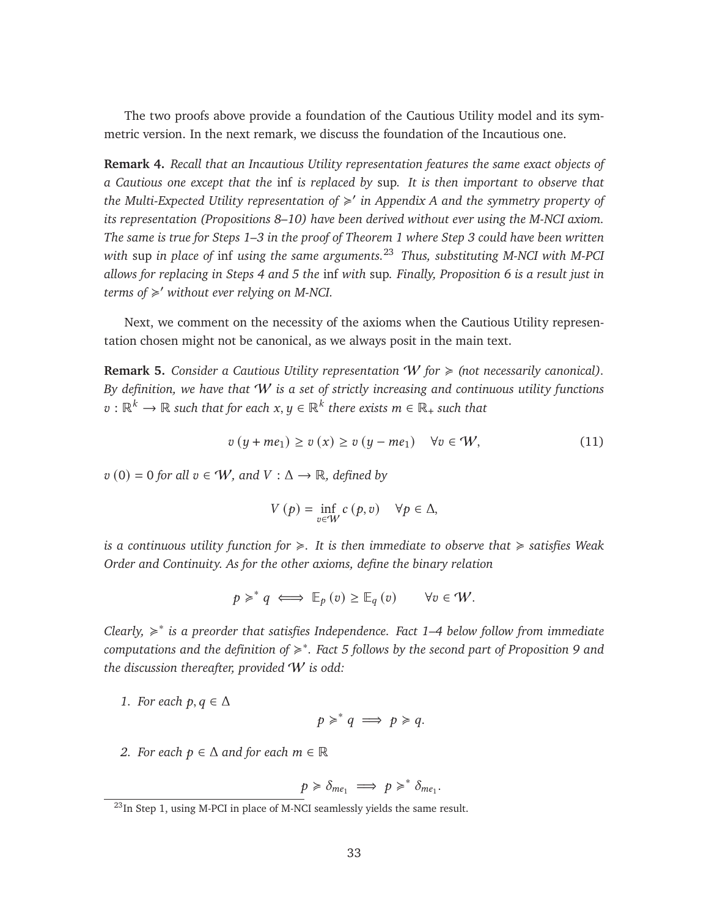The two proofs above provide a foundation of the Cautious Utility model and its symmetric version. In the next remark, we discuss the foundation of the Incautious one.

**Remark 4.** *Recall that an Incautious Utility representation features the same exact objects of a Cautious one except that the* inf *is replaced by* sup*. It is then important to observe that the Multi-Expected Utility representation of $\succcurlyeq'$ in Appendix A and the symmetry property of its representation (Propositions 8–10) have been derived without ever using the M-NCI axiom. The same is true for Steps 1–3 in the proof of Theorem 1 where Step 3 could have been written with* sup *in place of* inf *using the same arguments.*[23] *Thus, substituting M-NCI with M-PCI allows for replacing in Steps 4 and 5 the* inf *with* sup*. Finally, Proposition 6 is a result just in terms of $\succcurlyeq'$ without ever relying on M-NCI.*

Next, we comment on the necessity of the axioms when the Cautious Utility representation chosen might not be canonical, as we always posit in the main text.

**Remark 5.** *Consider a Cautious Utility representation $\mathcal{W}$ for $\succcurlyeq$ (not necessarily canonical). By definition, we have that $\mathcal{W}$ is a set of strictly increasing and continuous utility functions $v : \mathbb{R}^k \to \mathbb{R}$ such that for each $x, y \in \mathbb{R}^k$ there exists $m \in \mathbb{R}_+$ such that*

$$v\left(y + me_1\right) \geq v\left(x\right) \geq v\left(y - me_1\right) \quad \forall v \in \mathcal{W}, \tag{11}$$

*$v\left(0\right) = 0$ for all $v \in \mathcal{W}$, and $V : \Delta \to \mathbb{R}$, defined by*

$$V\left(p\right) = \inf_{v \in \mathcal{W}} c\left(p, v\right) \quad \forall p \in \Delta,$$

*is a continuous utility function for $\succcurlyeq$. It is then immediate to observe that $\succcurlyeq$ satisfies Weak Order and Continuity. As for the other axioms, define the binary relation*

$$p \succcurlyeq^* q \iff \mathbb{E}_p\left(v\right) \geq \mathbb{E}_q\left(v\right) \qquad \forall v \in \mathcal{W}.$$

*Clearly, $\succcurlyeq^*$ is a preorder that satisfies Independence. Fact 1–4 below follow from immediate computations and the definition of $\succcurlyeq^*$. Fact 5 follows by the second part of Proposition 9 and the discussion thereafter, provided $\mathcal{W}$ is odd:*

1. *For each $p, q \in \Delta$*
$$p \succcurlyeq^* q \implies p \succcurlyeq q.$$

2. *For each $p \in \Delta$ and for each $m \in \mathbb{R}$*
$$p \succcurlyeq \delta_{me_1} \implies p \succcurlyeq^* \delta_{me_1}.$$

[23] In Step 1, using M-PCI in place of M-NCI seamlessly yields the same result.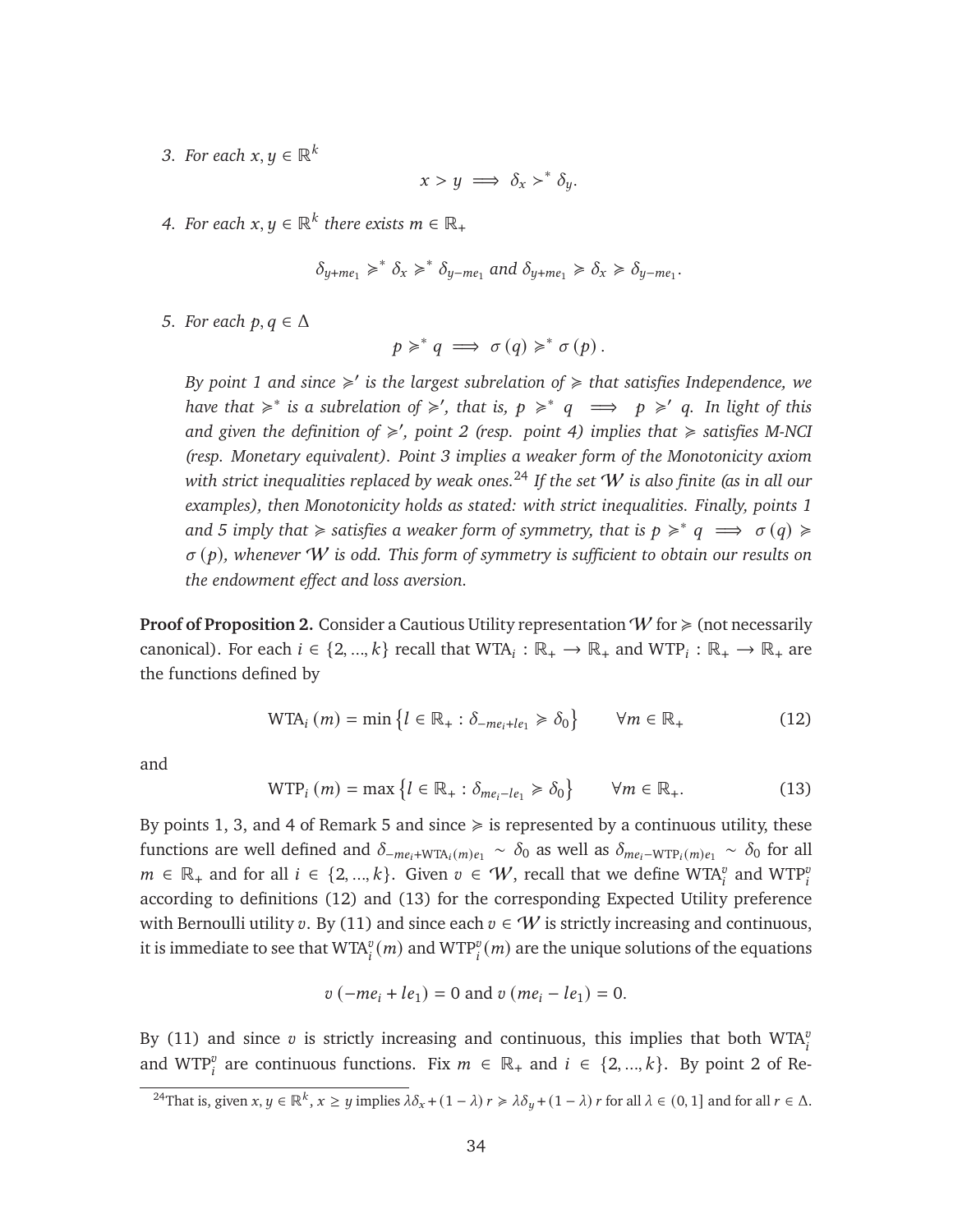3. *For each* $x, y \in \mathbb{R}^k$
$$x > y \implies \delta_x \succ^* \delta_y.$$

4. *For each* $x, y \in \mathbb{R}^k$ *there exists* $m \in \mathbb{R}_+$
$$\delta_{y+me_1} \succcurlyeq^* \delta_x \succcurlyeq^* \delta_{y-me_1} \text{ and } \delta_{y+me_1} \succcurlyeq \delta_x \succcurlyeq \delta_{y-me_1}.$$

5. *For each* $p, q \in \Delta$
$$p \succcurlyeq^* q \implies \sigma(q) \succcurlyeq^* \sigma(p).$$

*By point 1 and since* $\succcurlyeq'$ *is the largest subrelation of* $\succcurlyeq$ *that satisfies Independence, we have that* $\succcurlyeq^*$ *is a subrelation of* $\succcurlyeq'$*, that is,* $p \succcurlyeq^* q \implies p \succcurlyeq' q$*. In light of this and given the definition of* $\succcurlyeq'$*, point 2 (resp. point 4) implies that* $\succcurlyeq$ *satisfies M-NCI (resp. Monetary equivalent). Point 3 implies a weaker form of the Monotonicity axiom with strict inequalities replaced by weak ones.*[24] *If the set* $\mathcal{W}$ *is also finite (as in all our examples), then Monotonicity holds as stated: with strict inequalities. Finally, points 1 and 5 imply that* $\succcurlyeq$ *satisfies a weaker form of symmetry, that is* $p \succcurlyeq^* q \implies \sigma(q) \succcurlyeq \sigma(p)$*, whenever* $\mathcal{W}$ *is odd. This form of symmetry is sufficient to obtain our results on the endowment effect and loss aversion.*

**Proof of Proposition 2.** Consider a Cautious Utility representation $\mathcal{W}$ for $\succcurlyeq$ (not necessarily canonical). For each $i \in \{2, ..., k\}$ recall that $\text{WTA}_i : \mathbb{R}_+ \to \mathbb{R}_+$ and $\text{WTP}_i : \mathbb{R}_+ \to \mathbb{R}_+$ are the functions defined by

$$\text{WTA}_i(m) = \min\left\{l \in \mathbb{R}_+ : \delta_{-me_i+le_1} \succcurlyeq \delta_0\right\} \qquad \forall m \in \mathbb{R}_+ \tag{12}$$

and

$$\text{WTP}_i(m) = \max\left\{l \in \mathbb{R}_+ : \delta_{me_i-le_1} \succcurlyeq \delta_0\right\} \qquad \forall m \in \mathbb{R}_+. \tag{13}$$

By points 1, 3, and 4 of Remark 5 and since $\succcurlyeq$ is represented by a continuous utility, these functions are well defined and $\delta_{-me_i+\text{WTA}_i(m)e_1} \sim \delta_0$ as well as $\delta_{me_i-\text{WTP}_i(m)e_1} \sim \delta_0$ for all $m \in \mathbb{R}_+$ and for all $i \in \{2, ..., k\}$. Given $v \in \mathcal{W}$, recall that we define $\text{WTA}_i^v$ and $\text{WTP}_i^v$ according to definitions (12) and (13) for the corresponding Expected Utility preference with Bernoulli utility $v$. By (11) and since each $v \in \mathcal{W}$ is strictly increasing and continuous, it is immediate to see that $\text{WTA}_i^v(m)$ and $\text{WTP}_i^v(m)$ are the unique solutions of the equations

$$v(-me_i + le_1) = 0 \text{ and } v(me_i - le_1) = 0.$$

By (11) and since $v$ is strictly increasing and continuous, this implies that both $\text{WTA}_i^v$ and $\text{WTP}_i^v$ are continuous functions. Fix $m \in \mathbb{R}_+$ and $i \in \{2, ..., k\}$. By point 2 of Re-

[24] That is, given $x, y \in \mathbb{R}^k$, $x \geq y$ implies $\lambda\delta_x + (1-\lambda)r \succcurlyeq \lambda\delta_y + (1-\lambda)r$ for all $\lambda \in (0, 1]$ and for all $r \in \Delta$.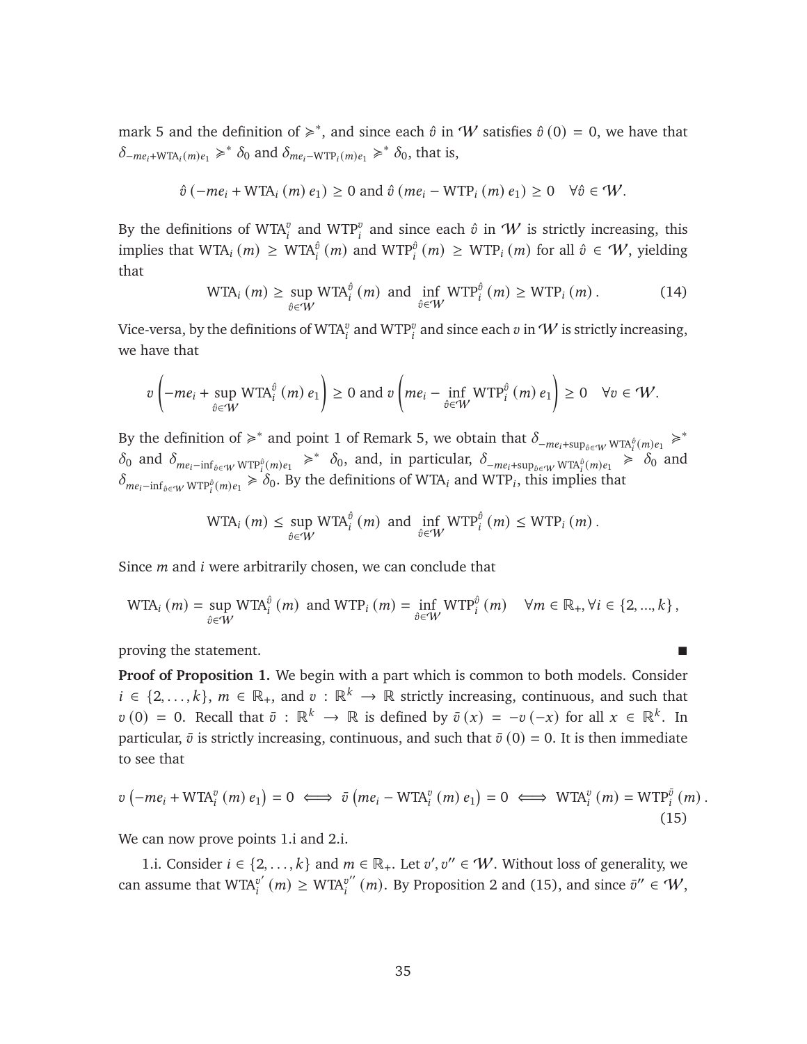mark 5 and the definition of $\succcurlyeq^*$, and since each $\hat{v}$ in $\mathcal{W}$ satisfies $\hat{v}(0) = 0$, we have that $\delta_{-me_i+\text{WTA}_i(m)e_1} \succcurlyeq^* \delta_0$ and $\delta_{me_i-\text{WTP}_i(m)e_1} \succcurlyeq^* \delta_0$, that is,

$$\hat{v}(-me_i + \text{WTA}_i(m)e_1) \geq 0 \text{ and } \hat{v}(me_i - \text{WTP}_i(m)e_1) \geq 0 \quad \forall \hat{v} \in \mathcal{W}.$$

By the definitions of $\text{WTA}_i^v$ and $\text{WTP}_i^v$ and since each $\hat{v}$ in $\mathcal{W}$ is strictly increasing, this implies that $\text{WTA}_i(m) \geq \text{WTA}_i^{\hat{v}}(m)$ and $\text{WTP}_i^{\hat{v}}(m) \geq \text{WTP}_i(m)$ for all $\hat{v} \in \mathcal{W}$, yielding that

$$\text{WTA}_i(m) \geq \sup_{\hat{v}\in\mathcal{W}} \text{WTA}_i^{\hat{v}}(m) \text{ and } \inf_{\hat{v}\in\mathcal{W}} \text{WTP}_i^{\hat{v}}(m) \geq \text{WTP}_i(m). \tag{14}$$

Vice-versa, by the definitions of $\text{WTA}_i^v$ and $\text{WTP}_i^v$ and since each $v$ in $\mathcal{W}$ is strictly increasing, we have that

$$v\left(-me_i + \sup_{\hat{v}\in\mathcal{W}} \text{WTA}_i^{\hat{v}}(m)e_1\right) \geq 0 \text{ and } v\left(me_i - \inf_{\hat{v}\in\mathcal{W}} \text{WTP}_i^{\hat{v}}(m)e_1\right) \geq 0 \quad \forall v \in \mathcal{W}.$$

By the definition of $\succcurlyeq^*$ and point 1 of Remark 5, we obtain that $\delta_{-me_i+\sup_{\hat{v}\in\mathcal{W}}\text{WTA}_i^{\hat{v}}(m)e_1} \succcurlyeq^* \delta_0$ and $\delta_{me_i-\inf_{\hat{v}\in\mathcal{W}}\text{WTP}_i^{\hat{v}}(m)e_1} \succcurlyeq^* \delta_0$, and, in particular, $\delta_{-me_i+\sup_{\hat{v}\in\mathcal{W}}\text{WTA}_i^{\hat{v}}(m)e_1} \succcurlyeq \delta_0$ and $\delta_{me_i-\inf_{\hat{v}\in\mathcal{W}}\text{WTP}_i^{\hat{v}}(m)e_1} \succcurlyeq \delta_0$. By the definitions of $\text{WTA}_i$ and $\text{WTP}_i$, this implies that

$$\text{WTA}_i(m) \leq \sup_{\hat{v}\in\mathcal{W}} \text{WTA}_i^{\hat{v}}(m) \text{ and } \inf_{\hat{v}\in\mathcal{W}} \text{WTP}_i^{\hat{v}}(m) \leq \text{WTP}_i(m).$$

Since $m$ and $i$ were arbitrarily chosen, we can conclude that

$$\text{WTA}_i(m) = \sup_{\hat{v}\in\mathcal{W}} \text{WTA}_i^{\hat{v}}(m) \text{ and } \text{WTP}_i(m) = \inf_{\hat{v}\in\mathcal{W}} \text{WTP}_i^{\hat{v}}(m) \quad \forall m \in \mathbb{R}_+, \forall i \in \{2, ..., k\},$$

proving the statement. ■

**Proof of Proposition 1.** We begin with a part which is common to both models. Consider $i \in \{2, \ldots, k\}$, $m \in \mathbb{R}_+$, and $v : \mathbb{R}^k \to \mathbb{R}$ strictly increasing, continuous, and such that $v(0) = 0$. Recall that $\bar{v} : \mathbb{R}^k \to \mathbb{R}$ is defined by $\bar{v}(x) = -v(-x)$ for all $x \in \mathbb{R}^k$. In particular, $\bar{v}$ is strictly increasing, continuous, and such that $\bar{v}(0) = 0$. It is then immediate to see that

$$v\left(-me_i + \text{WTA}_i^v(m)e_1\right) = 0 \iff \bar{v}\left(me_i - \text{WTA}_i^v(m)e_1\right) = 0 \iff \text{WTA}_i^v(m) = \text{WTP}_i^{\bar{v}}(m). \tag{15}$$

We can now prove points 1.i and 2.i.

1.i. Consider $i \in \{2, \ldots, k\}$ and $m \in \mathbb{R}_+$. Let $v', v'' \in \mathcal{W}$. Without loss of generality, we can assume that $\text{WTA}_i^{v'}(m) \geq \text{WTA}_i^{v''}(m)$. By Proposition 2 and (15), and since $\bar{v}'' \in \mathcal{W}$,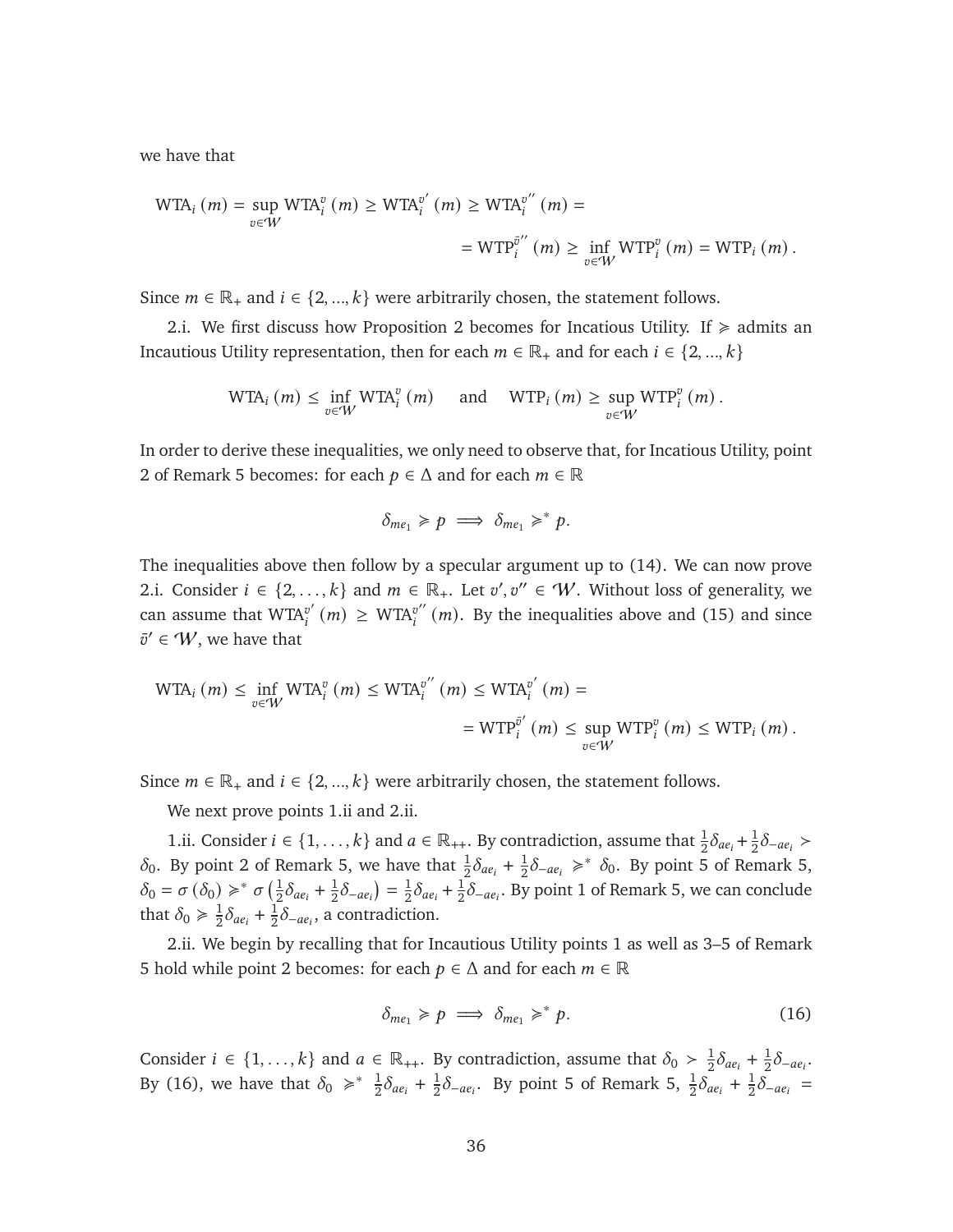we have that

$$\text{WTA}_i(m) = \sup_{v \in \mathcal{W}} \text{WTA}_i^v(m) \geq \text{WTA}_i^{v'}(m) \geq \text{WTA}_i^{v''}(m) =$$
$$= \text{WTP}_i^{\bar{v}''}(m) \geq \inf_{v \in \mathcal{W}} \text{WTP}_i^v(m) = \text{WTP}_i(m).$$

Since $m \in \mathbb{R}_+$ and $i \in \{2, ..., k\}$ were arbitrarily chosen, the statement follows.

2.i. We first discuss how Proposition 2 becomes for Incatious Utility. If $\succcurlyeq$ admits an Incautious Utility representation, then for each $m \in \mathbb{R}_+$ and for each $i \in \{2, ..., k\}$

$$\text{WTA}_i(m) \leq \inf_{v \in \mathcal{W}} \text{WTA}_i^v(m) \quad \text{ and } \quad \text{WTP}_i(m) \geq \sup_{v \in \mathcal{W}} \text{WTP}_i^v(m).$$

In order to derive these inequalities, we only need to observe that, for Incatious Utility, point 2 of Remark 5 becomes: for each $p \in \Delta$ and for each $m \in \mathbb{R}$

$$\delta_{me_1} \succcurlyeq p \implies \delta_{me_1} \succcurlyeq^* p.$$

The inequalities above then follow by a specular argument up to (14). We can now prove 2.i. Consider $i \in \{2, \ldots, k\}$ and $m \in \mathbb{R}_+$. Let $v', v'' \in \mathcal{W}$. Without loss of generality, we can assume that $\text{WTA}_i^{v'}(m) \geq \text{WTA}_i^{v''}(m)$. By the inequalities above and (15) and since $\bar{v}' \in \mathcal{W}$, we have that

$$\text{WTA}_i(m) \leq \inf_{v \in \mathcal{W}} \text{WTA}_i^v(m) \leq \text{WTA}_i^{v''}(m) \leq \text{WTA}_i^{v'}(m) =$$
$$= \text{WTP}_i^{\bar{v}'}(m) \leq \sup_{v \in \mathcal{W}} \text{WTP}_i^v(m) \leq \text{WTP}_i(m).$$

Since $m \in \mathbb{R}_+$ and $i \in \{2, ..., k\}$ were arbitrarily chosen, the statement follows.

We next prove points 1.ii and 2.ii.

1.ii. Consider $i \in \{1, \ldots, k\}$ and $a \in \mathbb{R}_{++}$. By contradiction, assume that $\frac{1}{2}\delta_{ae_i} + \frac{1}{2}\delta_{-ae_i} \succ \delta_0$. By point 2 of Remark 5, we have that $\frac{1}{2}\delta_{ae_i} + \frac{1}{2}\delta_{-ae_i} \succcurlyeq^* \delta_0$. By point 5 of Remark 5, $\delta_0 = \sigma(\delta_0) \succcurlyeq^* \sigma\left(\frac{1}{2}\delta_{ae_i} + \frac{1}{2}\delta_{-ae_i}\right) = \frac{1}{2}\delta_{ae_i} + \frac{1}{2}\delta_{-ae_i}$. By point 1 of Remark 5, we can conclude that $\delta_0 \succcurlyeq \frac{1}{2}\delta_{ae_i} + \frac{1}{2}\delta_{-ae_i}$, a contradiction.

2.ii. We begin by recalling that for Incautious Utility points 1 as well as 3–5 of Remark 5 hold while point 2 becomes: for each $p \in \Delta$ and for each $m \in \mathbb{R}$

$$\delta_{me_1} \succcurlyeq p \implies \delta_{me_1} \succcurlyeq^* p. \tag{16}$$

Consider $i \in \{1, \ldots, k\}$ and $a \in \mathbb{R}_{++}$. By contradiction, assume that $\delta_0 \succ \frac{1}{2}\delta_{ae_i} + \frac{1}{2}\delta_{-ae_i}$. By (16), we have that $\delta_0 \succcurlyeq^* \frac{1}{2}\delta_{ae_i} + \frac{1}{2}\delta_{-ae_i}$. By point 5 of Remark 5, $\frac{1}{2}\delta_{ae_i} + \frac{1}{2}\delta_{-ae_i} =$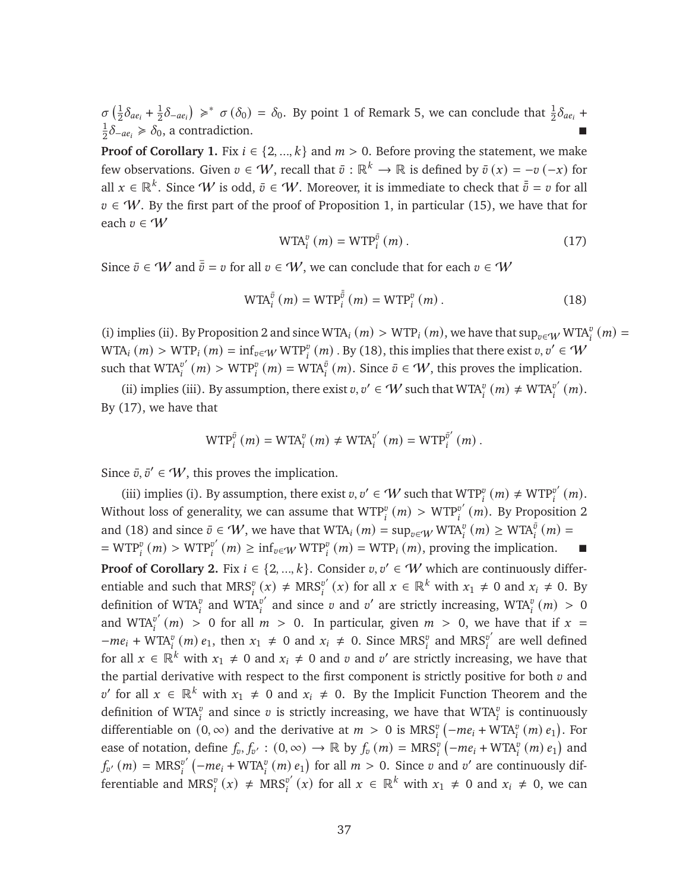$\sigma\left(\frac{1}{2}\delta_{ae_i} + \frac{1}{2}\delta_{-ae_i}\right) \succcurlyeq^* \sigma(\delta_0) = \delta_0$. By point 1 of Remark 5, we can conclude that $\frac{1}{2}\delta_{ae_i} + \frac{1}{2}\delta_{-ae_i} \succcurlyeq \delta_0$, a contradiction. ∎

**Proof of Corollary 1.** Fix $i \in \{2, ..., k\}$ and $m > 0$. Before proving the statement, we make few observations. Given $v \in \mathcal{W}$, recall that $\bar{v} : \mathbb{R}^k \to \mathbb{R}$ is defined by $\bar{v}(x) = -v(-x)$ for all $x \in \mathbb{R}^k$. Since $\mathcal{W}$ is odd, $\bar{v} \in \mathcal{W}$. Moreover, it is immediate to check that $\bar{\bar{v}} = v$ for all $v \in \mathcal{W}$. By the first part of the proof of Proposition 1, in particular (15), we have that for each $v \in \mathcal{W}$

$$\text{WTA}_i^v(m) = \text{WTP}_i^{\bar{v}}(m). \tag{17}$$

Since $\bar{v} \in \mathcal{W}$ and $\bar{\bar{v}} = v$ for all $v \in \mathcal{W}$, we can conclude that for each $v \in \mathcal{W}$

$$\text{WTA}_i^{\bar{v}}(m) = \text{WTP}_i^{\bar{\bar{v}}}(m) = \text{WTP}_i^v(m). \tag{18}$$

(i) implies (ii). By Proposition 2 and since $\text{WTA}_i(m) > \text{WTP}_i(m)$, we have that $\sup_{v\in\mathcal{W}} \text{WTA}_i^v(m) = \text{WTA}_i(m) > \text{WTP}_i(m) = \inf_{v\in\mathcal{W}} \text{WTP}_i^v(m)$. By (18), this implies that there exist $v, v' \in \mathcal{W}$ such that $\text{WTA}_i^{v'}(m) > \text{WTP}_i^v(m) = \text{WTA}_i^{\bar{v}}(m)$. Since $\bar{v} \in \mathcal{W}$, this proves the implication.

(ii) implies (iii). By assumption, there exist $v, v' \in \mathcal{W}$ such that $\text{WTA}_i^v(m) \neq \text{WTA}_i^{v'}(m)$. By (17), we have that

$$\text{WTP}_i^{\bar{v}}(m) = \text{WTA}_i^v(m) \neq \text{WTA}_i^{v'}(m) = \text{WTP}_i^{\bar{v}'}(m).$$

Since $\bar{v}, \bar{v}' \in \mathcal{W}$, this proves the implication.

(iii) implies (i). By assumption, there exist $v, v' \in \mathcal{W}$ such that $\text{WTP}_i^v(m) \neq \text{WTP}_i^{v'}(m)$. Without loss of generality, we can assume that $\text{WTP}_i^v(m) > \text{WTP}_i^{v'}(m)$. By Proposition 2 and (18) and since $\bar{v} \in \mathcal{W}$, we have that $\text{WTA}_i(m) = \sup_{v\in\mathcal{W}} \text{WTA}_i^v(m) \geq \text{WTA}_i^{\bar{v}}(m) = \text{WTP}_i^v(m) > \text{WTP}_i^{v'}(m) \geq \inf_{v\in\mathcal{W}} \text{WTP}_i^v(m) = \text{WTP}_i(m)$, proving the implication. ∎

**Proof of Corollary 2.** Fix $i \in \{2, ..., k\}$. Consider $v, v' \in \mathcal{W}$ which are continuously differentiable and such that $\text{MRS}_i^v(x) \neq \text{MRS}_i^{v'}(x)$ for all $x \in \mathbb{R}^k$ with $x_1 \neq 0$ and $x_i \neq 0$. By definition of $\text{WTA}_i^v$ and $\text{WTA}_i^{v'}$ and since $v$ and $v'$ are strictly increasing, $\text{WTA}_i^v(m) > 0$ and $\text{WTA}_i^{v'}(m) > 0$ for all $m > 0$. In particular, given $m > 0$, we have that if $x = -me_i + \text{WTA}_i^v(m)e_1$, then $x_1 \neq 0$ and $x_i \neq 0$. Since $\text{MRS}_i^v$ and $\text{MRS}_i^{v'}$ are well defined for all $x \in \mathbb{R}^k$ with $x_1 \neq 0$ and $x_i \neq 0$ and $v$ and $v'$ are strictly increasing, we have that the partial derivative with respect to the first component is strictly positive for both $v$ and $v'$ for all $x \in \mathbb{R}^k$ with $x_1 \neq 0$ and $x_i \neq 0$. By the Implicit Function Theorem and the definition of $\text{WTA}_i^v$ and since $v$ is strictly increasing, we have that $\text{WTA}_i^v$ is continuously differentiable on $(0, \infty)$ and the derivative at $m > 0$ is $\text{MRS}_i^v\left(-me_i + \text{WTA}_i^v(m)e_1\right)$. For ease of notation, define $f_v, f_{v'} : (0, \infty) \to \mathbb{R}$ by $f_v(m) = \text{MRS}_i^v\left(-me_i + \text{WTA}_i^v(m)e_1\right)$ and $f_{v'}(m) = \text{MRS}_i^{v'}\left(-me_i + \text{WTA}_i^v(m)e_1\right)$ for all $m > 0$. Since $v$ and $v'$ are continuously differentiable and $\text{MRS}_i^v(x) \neq \text{MRS}_i^{v'}(x)$ for all $x \in \mathbb{R}^k$ with $x_1 \neq 0$ and $x_i \neq 0$, we can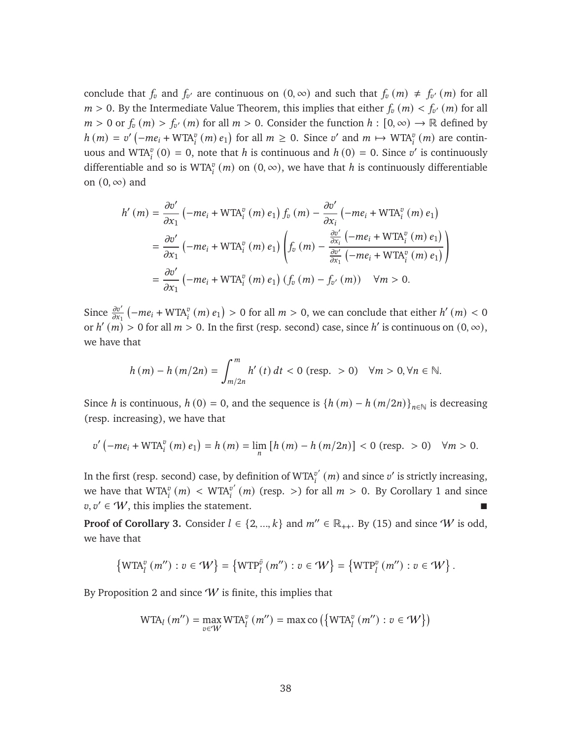conclude that $f_v$ and $f_{v'}$ are continuous on $(0, \infty)$ and such that $f_v(m) \neq f_{v'}(m)$ for all $m > 0$. By the Intermediate Value Theorem, this implies that either $f_v(m) < f_{v'}(m)$ for all $m > 0$ or $f_v(m) > f_{v'}(m)$ for all $m > 0$. Consider the function $h : [0, \infty) \to \mathbb{R}$ defined by $h(m) = v'\left(-me_i + \mathrm{WTA}_i^v(m)\, e_1\right)$ for all $m \geq 0$. Since $v'$ and $m \mapsto \mathrm{WTA}_i^v(m)$ are continuous and $\mathrm{WTA}_i^v(0) = 0$, note that $h$ is continuous and $h(0) = 0$. Since $v'$ is continuously differentiable and so is $\mathrm{WTA}_i^v(m)$ on $(0, \infty)$, we have that $h$ is continuously differentiable on $(0, \infty)$ and

$$
\begin{aligned}
h'(m) &= \frac{\partial v'}{\partial x_1}\left(-me_i + \mathrm{WTA}_i^v(m)\, e_1\right) f_v(m) - \frac{\partial v'}{\partial x_i}\left(-me_i + \mathrm{WTA}_i^v(m)\, e_1\right) \\
&= \frac{\partial v'}{\partial x_1}\left(-me_i + \mathrm{WTA}_i^v(m)\, e_1\right)\left(f_v(m) - \frac{\frac{\partial v'}{\partial x_i}\left(-me_i + \mathrm{WTA}_i^v(m)\, e_1\right)}{\frac{\partial v'}{\partial x_1}\left(-me_i + \mathrm{WTA}_i^v(m)\, e_1\right)}\right) \\
&= \frac{\partial v'}{\partial x_1}\left(-me_i + \mathrm{WTA}_i^v(m)\, e_1\right)\left(f_v(m) - f_{v'}(m)\right) \quad \forall m > 0.
\end{aligned}
$$

Since $\frac{\partial v'}{\partial x_1}\left(-me_i + \mathrm{WTA}_i^v(m)\, e_1\right) > 0$ for all $m > 0$, we can conclude that either $h'(m) < 0$ or $h'(m) > 0$ for all $m > 0$. In the first (resp. second) case, since $h'$ is continuous on $(0, \infty)$, we have that

$$
h(m) - h(m/2n) = \int_{m/2n}^{m} h'(t)\, dt < 0 \text{ (resp. } > 0) \quad \forall m > 0, \forall n \in \mathbb{N}.
$$

Since $h$ is continuous, $h(0) = 0$, and the sequence is $\{h(m) - h(m/2n)\}_{n \in \mathbb{N}}$ is decreasing (resp. increasing), we have that

$$
v'\left(-me_i + \mathrm{WTA}_i^v(m)\, e_1\right) = h(m) = \lim_n \left[h(m) - h(m/2n)\right] < 0 \text{ (resp. } > 0) \quad \forall m > 0.
$$

In the first (resp. second) case, by definition of $\mathrm{WTA}_i^{v'}(m)$ and since $v'$ is strictly increasing, we have that $\mathrm{WTA}_i^v(m) < \mathrm{WTA}_i^{v'}(m)$ (resp. $>$) for all $m > 0$. By Corollary 1 and since $v, v' \in \mathcal{W}$, this implies the statement. ∎

**Proof of Corollary 3.** Consider $l \in \{2, \ldots, k\}$ and $m'' \in \mathbb{R}_{++}$. By (15) and since $\mathcal{W}$ is odd, we have that

$$
\left\{\mathrm{WTA}_l^v(m'') : v \in \mathcal{W}\right\} = \left\{\mathrm{WTP}_l^{\bar{v}}(m'') : v \in \mathcal{W}\right\} = \left\{\mathrm{WTP}_l^v(m'') : v \in \mathcal{W}\right\}.
$$

By Proposition 2 and since $\mathcal{W}$ is finite, this implies that

$$
\mathrm{WTA}_l(m'') = \max_{v \in \mathcal{W}} \mathrm{WTA}_l^v(m'') = \max \mathrm{co}\left(\left\{\mathrm{WTA}_l^v(m'') : v \in \mathcal{W}\right\}\right)
$$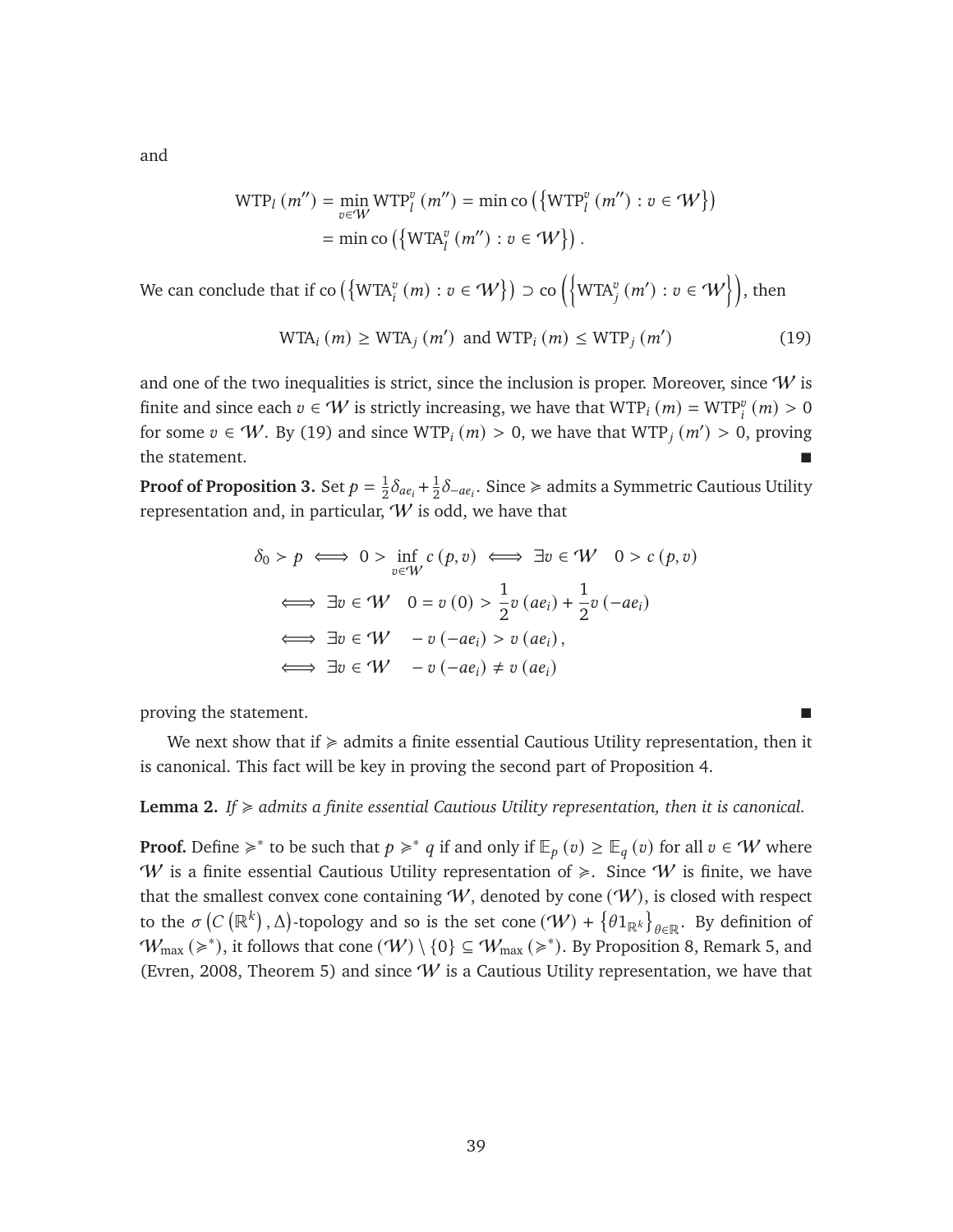and

$$\begin{aligned}
\mathrm{WTP}_l\left(m''\right) &= \min_{v \in \mathcal{W}} \mathrm{WTP}_l^v\left(m''\right) = \min \mathrm{co}\left(\left\{\mathrm{WTP}_l^v\left(m''\right) : v \in \mathcal{W}\right\}\right) \\
&= \min \mathrm{co}\left(\left\{\mathrm{WTA}_l^v\left(m''\right) : v \in \mathcal{W}\right\}\right).
\end{aligned}$$

We can conclude that if $\mathrm{co}\left(\left\{\mathrm{WTA}_i^v\left(m\right) : v \in \mathcal{W}\right\}\right) \supset \mathrm{co}\left(\left\{\mathrm{WTA}_j^v\left(m'\right) : v \in \mathcal{W}\right\}\right)$, then

$$\mathrm{WTA}_i\left(m\right) \geq \mathrm{WTA}_j\left(m'\right) \text{ and } \mathrm{WTP}_i\left(m\right) \leq \mathrm{WTP}_j\left(m'\right) \tag{19}$$

and one of the two inequalities is strict, since the inclusion is proper. Moreover, since $\mathcal{W}$ is finite and since each $v \in \mathcal{W}$ is strictly increasing, we have that $\mathrm{WTP}_i\left(m\right) = \mathrm{WTP}_i^v\left(m\right) > 0$ for some $v \in \mathcal{W}$. By (19) and since $\mathrm{WTP}_i\left(m\right) > 0$, we have that $\mathrm{WTP}_j\left(m'\right) > 0$, proving the statement. ∎

**Proof of Proposition 3.** Set $p = \frac{1}{2}\delta_{ae_i} + \frac{1}{2}\delta_{-ae_i}$. Since $\succcurlyeq$ admits a Symmetric Cautious Utility representation and, in particular, $\mathcal{W}$ is odd, we have that

$$\begin{aligned}
\delta_0 \succ p &\iff 0 > \inf_{v \in \mathcal{W}} c\left(p, v\right) \iff \exists v \in \mathcal{W} \quad 0 > c\left(p, v\right) \\
&\iff \exists v \in \mathcal{W} \quad 0 = v\left(0\right) > \frac{1}{2} v\left(ae_i\right) + \frac{1}{2} v\left(-ae_i\right) \\
&\iff \exists v \in \mathcal{W} \quad -v\left(-ae_i\right) > v\left(ae_i\right), \\
&\iff \exists v \in \mathcal{W} \quad -v\left(-ae_i\right) \neq v\left(ae_i\right)
\end{aligned}$$

proving the statement. ∎

We next show that if $\succcurlyeq$ admits a finite essential Cautious Utility representation, then it is canonical. This fact will be key in proving the second part of Proposition 4.

**Lemma 2.** *If $\succcurlyeq$ admits a finite essential Cautious Utility representation, then it is canonical.*

**Proof.** Define $\succcurlyeq^*$ to be such that $p \succcurlyeq^* q$ if and only if $\mathbb{E}_p\left(v\right) \geq \mathbb{E}_q\left(v\right)$ for all $v \in \mathcal{W}$ where $\mathcal{W}$ is a finite essential Cautious Utility representation of $\succcurlyeq$. Since $\mathcal{W}$ is finite, we have that the smallest convex cone containing $\mathcal{W}$, denoted by $\mathrm{cone}\left(\mathcal{W}\right)$, is closed with respect to the $\sigma\left(C\left(\mathbb{R}^k\right), \Delta\right)$-topology and so is the set $\mathrm{cone}\left(\mathcal{W}\right) + \left\{\theta 1_{\mathbb{R}^k}\right\}_{\theta \in \mathbb{R}}$. By definition of $\mathcal{W}_{\max}\left(\succcurlyeq^*\right)$, it follows that $\mathrm{cone}\left(\mathcal{W}\right) \setminus \{0\} \subseteq \mathcal{W}_{\max}\left(\succcurlyeq^*\right)$. By Proposition 8, Remark 5, and (Evren, 2008, Theorem 5) and since $\mathcal{W}$ is a Cautious Utility representation, we have that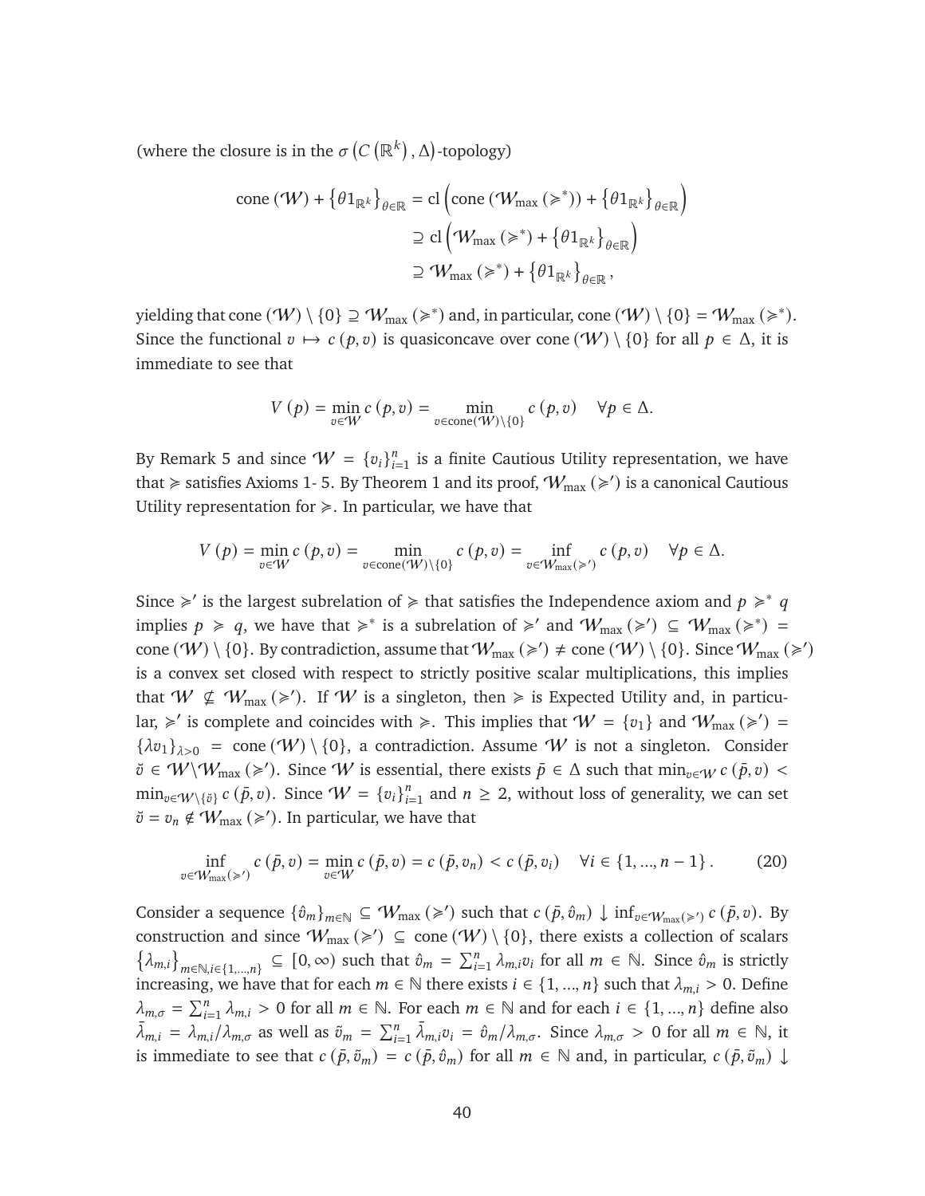(where the closure is in the $\sigma\left(C\left(\mathbb{R}^k\right), \Delta\right)$-topology)

$$
\begin{aligned}
\operatorname{cone}(\mathcal{W}) + \left\{\theta 1_{\mathbb{R}^k}\right\}_{\theta \in \mathbb{R}} &= \operatorname{cl}\left(\operatorname{cone}\left(\mathcal{W}_{\max}\left(\succcurlyeq^*\right)\right) + \left\{\theta 1_{\mathbb{R}^k}\right\}_{\theta \in \mathbb{R}}\right) \\
&\supseteq \operatorname{cl}\left(\mathcal{W}_{\max}\left(\succcurlyeq^*\right) + \left\{\theta 1_{\mathbb{R}^k}\right\}_{\theta \in \mathbb{R}}\right) \\
&\supseteq \mathcal{W}_{\max}\left(\succcurlyeq^*\right) + \left\{\theta 1_{\mathbb{R}^k}\right\}_{\theta \in \mathbb{R}},
\end{aligned}
$$

yielding that $\operatorname{cone}(\mathcal{W}) \setminus \{0\} \supseteq \mathcal{W}_{\max}(\succcurlyeq^*)$ and, in particular, $\operatorname{cone}(\mathcal{W}) \setminus \{0\} = \mathcal{W}_{\max}(\succcurlyeq^*)$. Since the functional $v \mapsto c(p, v)$ is quasiconcave over $\operatorname{cone}(\mathcal{W}) \setminus \{0\}$ for all $p \in \Delta$, it is immediate to see that

$$
V(p) = \min_{v \in \mathcal{W}} c(p, v) = \min_{v \in \operatorname{cone}(\mathcal{W}) \setminus \{0\}} c(p, v) \quad \forall p \in \Delta.
$$

By Remark 5 and since $\mathcal{W} = \{v_i\}_{i=1}^n$ is a finite Cautious Utility representation, we have that $\succcurlyeq$ satisfies Axioms 1- 5. By Theorem 1 and its proof, $\mathcal{W}_{\max}(\succcurlyeq')$ is a canonical Cautious Utility representation for $\succcurlyeq$. In particular, we have that

$$
V(p) = \min_{v \in \mathcal{W}} c(p, v) = \min_{v \in \operatorname{cone}(\mathcal{W}) \setminus \{0\}} c(p, v) = \inf_{v \in \mathcal{W}_{\max}(\succcurlyeq')} c(p, v) \quad \forall p \in \Delta.
$$

Since $\succcurlyeq'$ is the largest subrelation of $\succcurlyeq$ that satisfies the Independence axiom and $p \succcurlyeq^* q$ implies $p \succcurlyeq q$, we have that $\succcurlyeq^*$ is a subrelation of $\succcurlyeq'$ and $\mathcal{W}_{\max}(\succcurlyeq') \subseteq \mathcal{W}_{\max}(\succcurlyeq^*) = \operatorname{cone}(\mathcal{W}) \setminus \{0\}$. By contradiction, assume that $\mathcal{W}_{\max}(\succcurlyeq') \neq \operatorname{cone}(\mathcal{W}) \setminus \{0\}$. Since $\mathcal{W}_{\max}(\succcurlyeq')$ is a convex set closed with respect to strictly positive scalar multiplications, this implies that $\mathcal{W} \nsubseteq \mathcal{W}_{\max}(\succcurlyeq')$. If $\mathcal{W}$ is a singleton, then $\succcurlyeq$ is Expected Utility and, in particular, $\succcurlyeq'$ is complete and coincides with $\succcurlyeq$. This implies that $\mathcal{W} = \{v_1\}$ and $\mathcal{W}_{\max}(\succcurlyeq') = \{\lambda v_1\}_{\lambda > 0} = \operatorname{cone}(\mathcal{W}) \setminus \{0\}$, a contradiction. Assume $\mathcal{W}$ is not a singleton. Consider $\breve{v} \in \mathcal{W} \setminus \mathcal{W}_{\max}(\succcurlyeq')$. Since $\mathcal{W}$ is essential, there exists $\bar{p} \in \Delta$ such that $\min_{v \in \mathcal{W}} c(\bar{p}, v) < \min_{v \in \mathcal{W} \setminus \{\breve{v}\}} c(\bar{p}, v)$. Since $\mathcal{W} = \{v_i\}_{i=1}^n$ and $n \geq 2$, without loss of generality, we can set $\breve{v} = v_n \notin \mathcal{W}_{\max}(\succcurlyeq')$. In particular, we have that

$$
\inf_{v \in \mathcal{W}_{\max}(\succcurlyeq')} c(\bar{p}, v) = \min_{v \in \mathcal{W}} c(\bar{p}, v) = c(\bar{p}, v_n) < c(\bar{p}, v_i) \quad \forall i \in \{1, \ldots, n-1\}. \tag{20}
$$

Consider a sequence $\{\hat{v}_m\}_{m \in \mathbb{N}} \subseteq \mathcal{W}_{\max}(\succcurlyeq')$ such that $c(\bar{p}, \hat{v}_m) \downarrow \inf_{v \in \mathcal{W}_{\max}(\succcurlyeq')} c(\bar{p}, v)$. By construction and since $\mathcal{W}_{\max}(\succcurlyeq') \subseteq \operatorname{cone}(\mathcal{W}) \setminus \{0\}$, there exists a collection of scalars $\left\{\lambda_{m,i}\right\}_{m \in \mathbb{N}, i \in \{1, \ldots, n\}} \subseteq [0, \infty)$ such that $\hat{v}_m = \sum_{i=1}^n \lambda_{m,i} v_i$ for all $m \in \mathbb{N}$. Since $\hat{v}_m$ is strictly increasing, we have that for each $m \in \mathbb{N}$ there exists $i \in \{1, \ldots, n\}$ such that $\lambda_{m,i} > 0$. Define $\lambda_{m,\sigma} = \sum_{i=1}^n \lambda_{m,i} > 0$ for all $m \in \mathbb{N}$. For each $m \in \mathbb{N}$ and for each $i \in \{1, \ldots, n\}$ define also $\bar{\lambda}_{m,i} = \lambda_{m,i} / \lambda_{m,\sigma}$ as well as $\tilde{v}_m = \sum_{i=1}^n \bar{\lambda}_{m,i} v_i = \hat{v}_m / \lambda_{m,\sigma}$. Since $\lambda_{m,\sigma} > 0$ for all $m \in \mathbb{N}$, it is immediate to see that $c(\bar{p}, \tilde{v}_m) = c(\bar{p}, \hat{v}_m)$ for all $m \in \mathbb{N}$ and, in particular, $c(\bar{p}, \tilde{v}_m) \downarrow$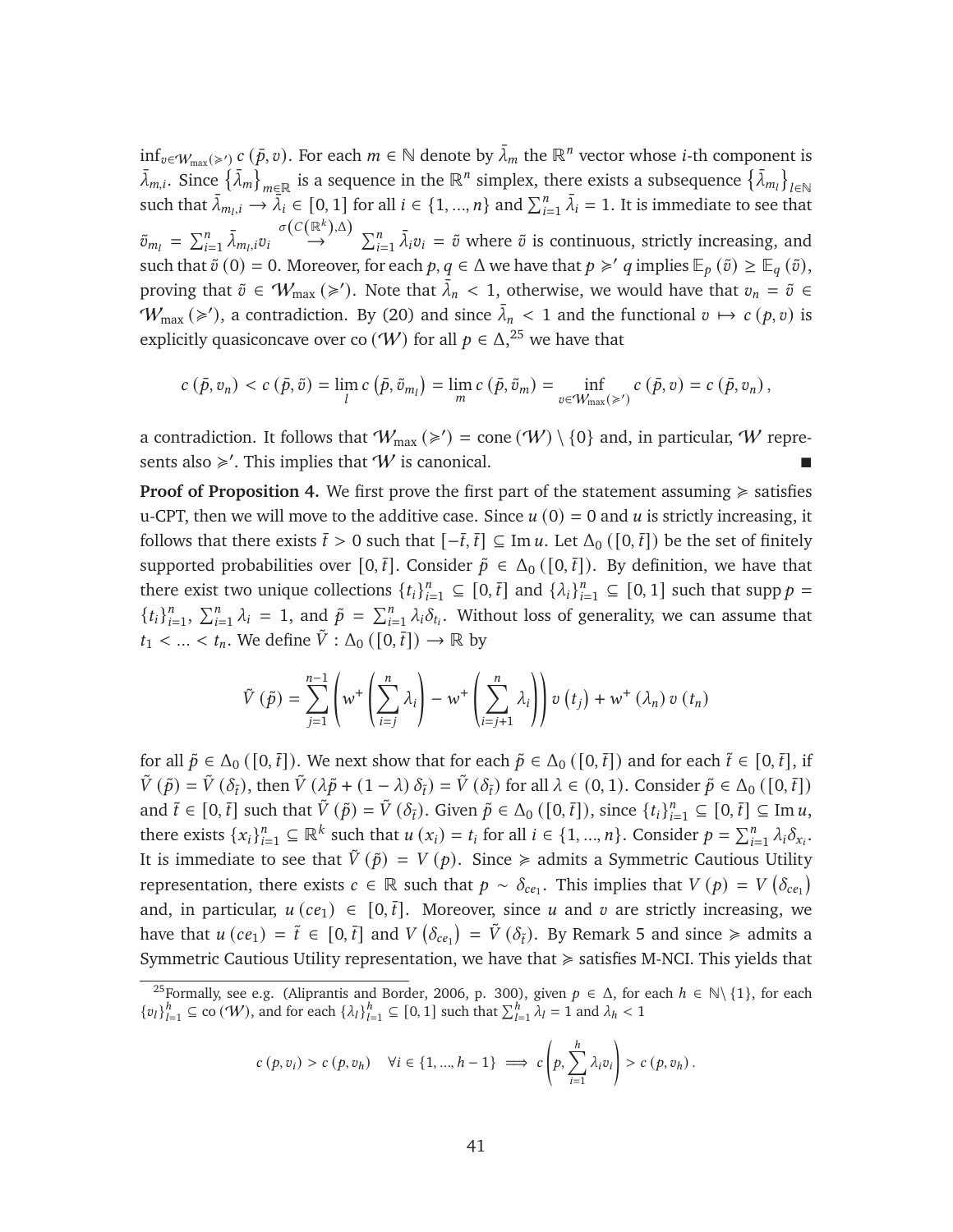$\inf_{v\in\mathcal{W}_{\max}(\succcurlyeq')} c(\bar{p}, v)$. For each $m \in \mathbb{N}$ denote by $\bar{\lambda}_m$ the $\mathbb{R}^n$ vector whose $i$-th component is $\bar{\lambda}_{m,i}$. Since $\{\bar{\lambda}_m\}_{m\in\mathbb{R}}$ is a sequence in the $\mathbb{R}^n$ simplex, there exists a subsequence $\{\bar{\lambda}_{m_l}\}_{l\in\mathbb{N}}$ such that $\bar{\lambda}_{m_l,i} \to \bar{\lambda}_i \in [0,1]$ for all $i \in \{1,...,n\}$ and $\sum_{i=1}^n \bar{\lambda}_i = 1$. It is immediate to see that $\tilde{v}_{m_l} = \sum_{i=1}^n \bar{\lambda}_{m_l,i} v_i \overset{\sigma(C(\mathbb{R}^k),\Delta)}{\longrightarrow} \sum_{i=1}^n \bar{\lambda}_i v_i = \tilde{v}$ where $\tilde{v}$ is continuous, strictly increasing, and such that $\tilde{v}(0) = 0$. Moreover, for each $p, q \in \Delta$ we have that $p \succcurlyeq' q$ implies $\mathbb{E}_p(\tilde{v}) \geq \mathbb{E}_q(\tilde{v})$, proving that $\tilde{v} \in \mathcal{W}_{\max}(\succcurlyeq')$. Note that $\bar{\lambda}_n < 1$, otherwise, we would have that $v_n = \tilde{v} \in \mathcal{W}_{\max}(\succcurlyeq')$, a contradiction. By (20) and since $\bar{\lambda}_n < 1$ and the functional $v \mapsto c(p,v)$ is explicitly quasiconcave over $\mathrm{co}(\mathcal{W})$ for all $p \in \Delta$,[25] we have that

$$c(\bar{p}, v_n) < c(\bar{p}, \tilde{v}) = \lim_l c(\bar{p}, \tilde{v}_{m_l}) = \lim_m c(\bar{p}, \tilde{v}_m) = \inf_{v\in\mathcal{W}_{\max}(\succcurlyeq')} c(\bar{p}, v) = c(\bar{p}, v_n),$$

a contradiction. It follows that $\mathcal{W}_{\max}(\succcurlyeq') = \mathrm{cone}(\mathcal{W}) \setminus \{0\}$ and, in particular, $\mathcal{W}$ represents also $\succcurlyeq'$. This implies that $\mathcal{W}$ is canonical. ∎

**Proof of Proposition 4.** We first prove the first part of the statement assuming $\succcurlyeq$ satisfies u-CPT, then we will move to the additive case. Since $u(0) = 0$ and $u$ is strictly increasing, it follows that there exists $\bar{t} > 0$ such that $[-\bar{t}, \bar{t}] \subseteq \mathrm{Im}\, u$. Let $\Delta_0([0,\bar{t}])$ be the set of finitely supported probabilities over $[0,\bar{t}]$. Consider $\tilde{p} \in \Delta_0([0,\bar{t}])$. By definition, we have that there exist two unique collections $\{t_i\}_{i=1}^n \subseteq [0,\bar{t}]$ and $\{\lambda_i\}_{i=1}^n \subseteq [0,1]$ such that $\mathrm{supp}\, p = \{t_i\}_{i=1}^n$, $\sum_{i=1}^n \lambda_i = 1$, and $\tilde{p} = \sum_{i=1}^n \lambda_i \delta_{t_i}$. Without loss of generality, we can assume that $t_1 < ... < t_n$. We define $\tilde{V} : \Delta_0([0,\bar{t}]) \to \mathbb{R}$ by

$$\tilde{V}(\tilde{p}) = \sum_{j=1}^{n-1} \left( w^+\left(\sum_{i=j}^n \lambda_i\right) - w^+\left(\sum_{i=j+1}^n \lambda_i\right)\right) v(t_j) + w^+(\lambda_n)\, v(t_n)$$

for all $\tilde{p} \in \Delta_0([0,\bar{t}])$. We next show that for each $\tilde{p} \in \Delta_0([0,\bar{t}])$ and for each $\tilde{t} \in [0,\bar{t}]$, if $\tilde{V}(\tilde{p}) = \tilde{V}(\delta_{\tilde{t}})$, then $\tilde{V}(\lambda\tilde{p} + (1-\lambda)\delta_{\tilde{t}}) = \tilde{V}(\delta_{\tilde{t}})$ for all $\lambda \in (0,1)$. Consider $\tilde{p} \in \Delta_0([0,\bar{t}])$ and $\tilde{t} \in [0,\bar{t}]$ such that $\tilde{V}(\tilde{p}) = \tilde{V}(\delta_{\tilde{t}})$. Given $\tilde{p} \in \Delta_0([0,\bar{t}])$, since $\{t_i\}_{i=1}^n \subseteq [0,\bar{t}] \subseteq \mathrm{Im}\, u$, there exists $\{x_i\}_{i=1}^n \subseteq \mathbb{R}^k$ such that $u(x_i) = t_i$ for all $i \in \{1,...,n\}$. Consider $p = \sum_{i=1}^n \lambda_i \delta_{x_i}$. It is immediate to see that $\tilde{V}(\tilde{p}) = V(p)$. Since $\succcurlyeq$ admits a Symmetric Cautious Utility representation, there exists $c \in \mathbb{R}$ such that $p \sim \delta_{ce_1}$. This implies that $V(p) = V(\delta_{ce_1})$ and, in particular, $u(ce_1) \in [0,\bar{t}]$. Moreover, since $u$ and $v$ are strictly increasing, we have that $u(ce_1) = \tilde{t} \in [0,\bar{t}]$ and $V(\delta_{ce_1}) = \tilde{V}(\delta_{\tilde{t}})$. By Remark 5 and since $\succcurlyeq$ admits a Symmetric Cautious Utility representation, we have that $\succcurlyeq$ satisfies M-NCI. This yields that

---

[25] Formally, see e.g. (Aliprantis and Border, 2006, p. 300), given $p \in \Delta$, for each $h \in \mathbb{N}\setminus\{1\}$, for each $\{v_l\}_{l=1}^h \subseteq \mathrm{co}(\mathcal{W})$, and for each $\{\lambda_l\}_{l=1}^h \subseteq [0,1]$ such that $\sum_{l=1}^h \lambda_l = 1$ and $\lambda_h < 1$

$$c(p, v_i) > c(p, v_h) \quad \forall i \in \{1,...,h-1\} \implies c\left(p, \sum_{i=1}^h \lambda_i v_i\right) > c(p, v_h).$$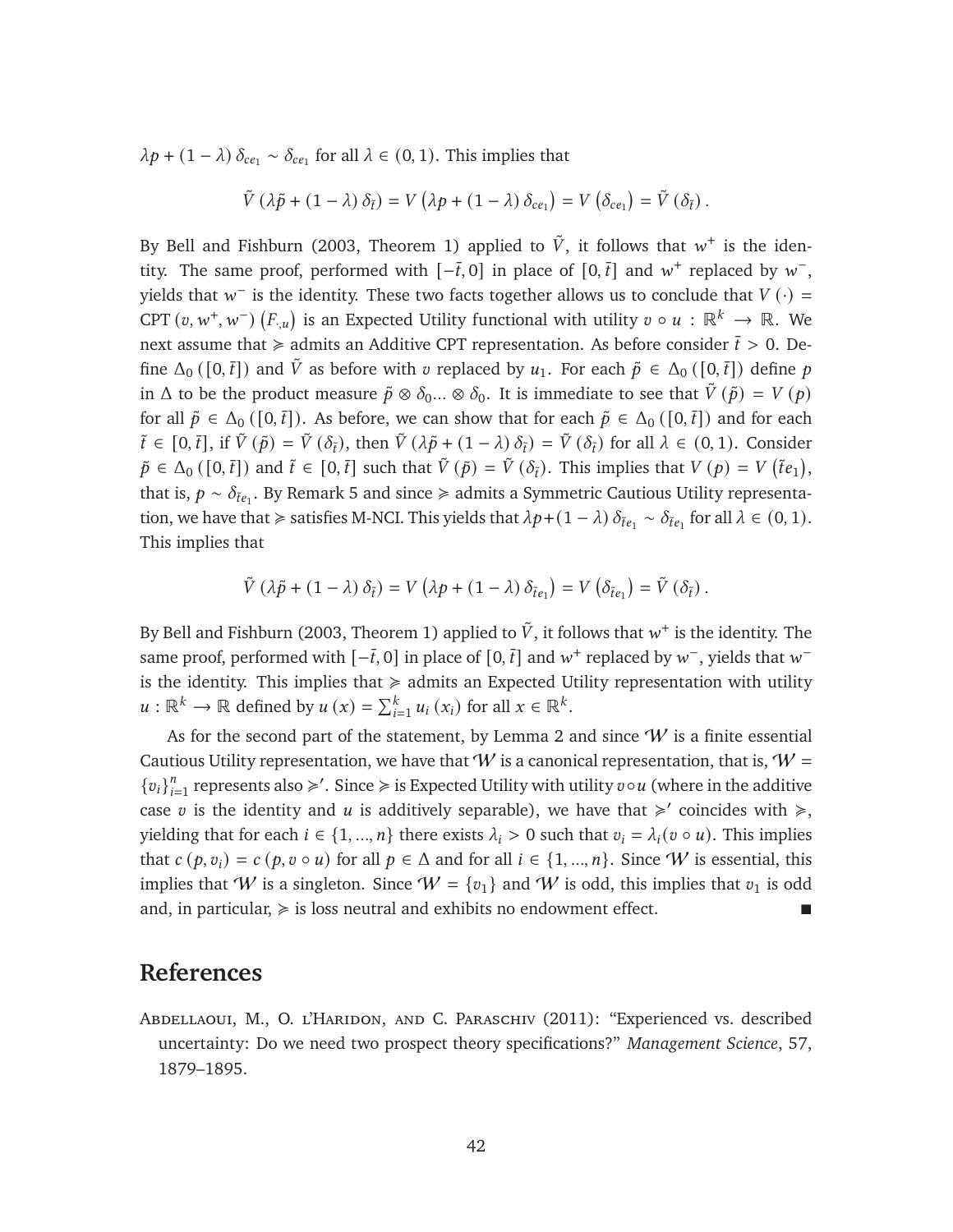$\lambda p + (1 - \lambda)\, \delta_{ce_1} \sim \delta_{ce_1}$ for all $\lambda \in (0, 1)$. This implies that

$$\tilde{V}\left(\lambda \tilde{p} + (1 - \lambda)\, \delta_{\tilde{t}}\right) = V\left(\lambda p + (1 - \lambda)\, \delta_{ce_1}\right) = V\left(\delta_{ce_1}\right) = \tilde{V}\left(\delta_{\tilde{t}}\right).$$

By Bell and Fishburn (2003, Theorem 1) applied to $\tilde{V}$, it follows that $w^+$ is the identity. The same proof, performed with $[-\bar{t}, 0]$ in place of $[0, \bar{t}]$ and $w^+$ replaced by $w^-$, yields that $w^-$ is the identity. These two facts together allows us to conclude that $V(\cdot) = \text{CPT}\left(v, w^+, w^-\right)\left(F_{\cdot, u}\right)$ is an Expected Utility functional with utility $v \circ u : \mathbb{R}^k \to \mathbb{R}$. We next assume that $\succcurlyeq$ admits an Additive CPT representation. As before consider $\bar{t} > 0$. Define $\Delta_0\left([0, \bar{t}]\right)$ and $\tilde{V}$ as before with $v$ replaced by $u_1$. For each $\tilde{p} \in \Delta_0\left([0, \bar{t}]\right)$ define $p$ in $\Delta$ to be the product measure $\tilde{p} \otimes \delta_0 ... \otimes \delta_0$. It is immediate to see that $\tilde{V}(\tilde{p}) = V(p)$ for all $\tilde{p} \in \Delta_0\left([0, \bar{t}]\right)$. As before, we can show that for each $\tilde{p} \in \Delta_0\left([0, \bar{t}]\right)$ and for each $\tilde{t} \in [0, \bar{t}]$, if $\tilde{V}(\tilde{p}) = \tilde{V}\left(\delta_{\tilde{t}}\right)$, then $\tilde{V}\left(\lambda \tilde{p} + (1 - \lambda)\, \delta_{\tilde{t}}\right) = \tilde{V}\left(\delta_{\tilde{t}}\right)$ for all $\lambda \in (0, 1)$. Consider $\tilde{p} \in \Delta_0\left([0, \bar{t}]\right)$ and $\tilde{t} \in [0, \bar{t}]$ such that $\tilde{V}(\tilde{p}) = \tilde{V}\left(\delta_{\tilde{t}}\right)$. This implies that $V(p) = V\left(\tilde{t} e_1\right)$, that is, $p \sim \delta_{\tilde{t} e_1}$. By Remark 5 and since $\succcurlyeq$ admits a Symmetric Cautious Utility representation, we have that $\succcurlyeq$ satisfies M-NCI. This yields that $\lambda p + (1 - \lambda)\, \delta_{\tilde{t} e_1} \sim \delta_{\tilde{t} e_1}$ for all $\lambda \in (0, 1)$. This implies that

$$\tilde{V}\left(\lambda \tilde{p} + (1 - \lambda)\, \delta_{\tilde{t}}\right) = V\left(\lambda p + (1 - \lambda)\, \delta_{\tilde{t} e_1}\right) = V\left(\delta_{\tilde{t} e_1}\right) = \tilde{V}\left(\delta_{\tilde{t}}\right).$$

By Bell and Fishburn (2003, Theorem 1) applied to $\tilde{V}$, it follows that $w^+$ is the identity. The same proof, performed with $[-\bar{t}, 0]$ in place of $[0, \bar{t}]$ and $w^+$ replaced by $w^-$, yields that $w^-$ is the identity. This implies that $\succcurlyeq$ admits an Expected Utility representation with utility $u : \mathbb{R}^k \to \mathbb{R}$ defined by $u(x) = \sum_{i=1}^{k} u_i(x_i)$ for all $x \in \mathbb{R}^k$.

As for the second part of the statement, by Lemma 2 and since $\mathcal{W}$ is a finite essential Cautious Utility representation, we have that $\mathcal{W}$ is a canonical representation, that is, $\mathcal{W} = \{v_i\}_{i=1}^{n}$ represents also $\succcurlyeq'$. Since $\succcurlyeq$ is Expected Utility with utility $v \circ u$ (where in the additive case $v$ is the identity and $u$ is additively separable), we have that $\succcurlyeq'$ coincides with $\succcurlyeq$, yielding that for each $i \in \{1, ..., n\}$ there exists $\lambda_i > 0$ such that $v_i = \lambda_i(v \circ u)$. This implies that $c(p, v_i) = c(p, v \circ u)$ for all $p \in \Delta$ and for all $i \in \{1, ..., n\}$. Since $\mathcal{W}$ is essential, this implies that $\mathcal{W}$ is a singleton. Since $\mathcal{W} = \{v_1\}$ and $\mathcal{W}$ is odd, this implies that $v_1$ is odd and, in particular, $\succcurlyeq$ is loss neutral and exhibits no endowment effect. ∎

# References

Abdellaoui, M., O. l'Haridon, and C. Paraschiv (2011): "Experienced vs. described uncertainty: Do we need two prospect theory specifications?" *Management Science*, 57, 1879–1895.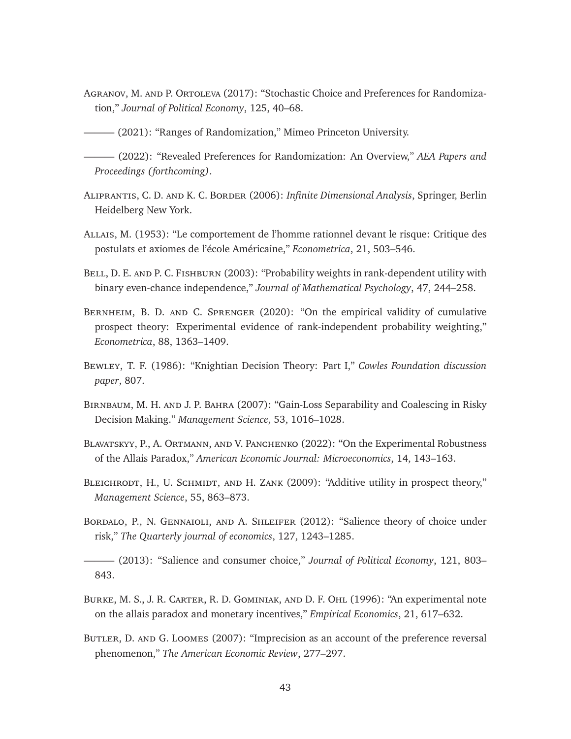Agranov, M. and P. Ortoleva (2017): "Stochastic Choice and Preferences for Randomization," *Journal of Political Economy*, 125, 40–68.

——— (2021): "Ranges of Randomization," Mimeo Princeton University.

——— (2022): "Revealed Preferences for Randomization: An Overview," *AEA Papers and Proceedings (forthcoming)*.

Aliprantis, C. D. and K. C. Border (2006): *Infinite Dimensional Analysis*, Springer, Berlin Heidelberg New York.

Allais, M. (1953): "Le comportement de l'homme rationnel devant le risque: Critique des postulats et axiomes de l'école Américaine," *Econometrica*, 21, 503–546.

Bell, D. E. and P. C. Fishburn (2003): "Probability weights in rank-dependent utility with binary even-chance independence," *Journal of Mathematical Psychology*, 47, 244–258.

Bernheim, B. D. and C. Sprenger (2020): "On the empirical validity of cumulative prospect theory: Experimental evidence of rank-independent probability weighting," *Econometrica*, 88, 1363–1409.

Bewley, T. F. (1986): "Knightian Decision Theory: Part I," *Cowles Foundation discussion paper*, 807.

Birnbaum, M. H. and J. P. Bahra (2007): "Gain-Loss Separability and Coalescing in Risky Decision Making." *Management Science*, 53, 1016–1028.

Blavatskyy, P., A. Ortmann, and V. Panchenko (2022): "On the Experimental Robustness of the Allais Paradox," *American Economic Journal: Microeconomics*, 14, 143–163.

Bleichrodt, H., U. Schmidt, and H. Zank (2009): "Additive utility in prospect theory," *Management Science*, 55, 863–873.

Bordalo, P., N. Gennaioli, and A. Shleifer (2012): "Salience theory of choice under risk," *The Quarterly journal of economics*, 127, 1243–1285.

——— (2013): "Salience and consumer choice," *Journal of Political Economy*, 121, 803–843.

Burke, M. S., J. R. Carter, R. D. Gominiak, and D. F. Ohl (1996): "An experimental note on the allais paradox and monetary incentives," *Empirical Economics*, 21, 617–632.

Butler, D. and G. Loomes (2007): "Imprecision as an account of the preference reversal phenomenon," *The American Economic Review*, 277–297.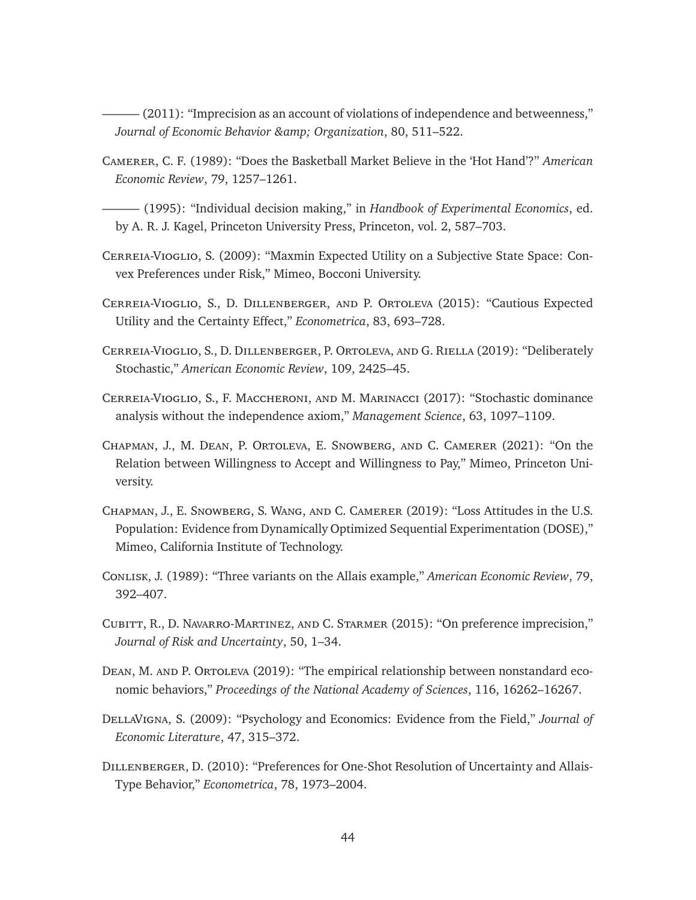——— (2011): "Imprecision as an account of violations of independence and betweenness," *Journal of Economic Behavior &amp; Organization*, 80, 511–522.

Camerer, C. F. (1989): "Does the Basketball Market Believe in the 'Hot Hand'?" *American Economic Review*, 79, 1257–1261.

——— (1995): "Individual decision making," in *Handbook of Experimental Economics*, ed. by A. R. J. Kagel, Princeton University Press, Princeton, vol. 2, 587–703.

Cerreia-Vioglio, S. (2009): "Maxmin Expected Utility on a Subjective State Space: Convex Preferences under Risk," Mimeo, Bocconi University.

Cerreia-Vioglio, S., D. Dillenberger, and P. Ortoleva (2015): "Cautious Expected Utility and the Certainty Effect," *Econometrica*, 83, 693–728.

Cerreia-Vioglio, S., D. Dillenberger, P. Ortoleva, and G. Riella (2019): "Deliberately Stochastic," *American Economic Review*, 109, 2425–45.

Cerreia-Vioglio, S., F. Maccheroni, and M. Marinacci (2017): "Stochastic dominance analysis without the independence axiom," *Management Science*, 63, 1097–1109.

Chapman, J., M. Dean, P. Ortoleva, E. Snowberg, and C. Camerer (2021): "On the Relation between Willingness to Accept and Willingness to Pay," Mimeo, Princeton University.

Chapman, J., E. Snowberg, S. Wang, and C. Camerer (2019): "Loss Attitudes in the U.S. Population: Evidence from Dynamically Optimized Sequential Experimentation (DOSE)," Mimeo, California Institute of Technology.

Conlisk, J. (1989): "Three variants on the Allais example," *American Economic Review*, 79, 392–407.

Cubitt, R., D. Navarro-Martinez, and C. Starmer (2015): "On preference imprecision," *Journal of Risk and Uncertainty*, 50, 1–34.

Dean, M. and P. Ortoleva (2019): "The empirical relationship between nonstandard economic behaviors," *Proceedings of the National Academy of Sciences*, 116, 16262–16267.

DellaVigna, S. (2009): "Psychology and Economics: Evidence from the Field," *Journal of Economic Literature*, 47, 315–372.

Dillenberger, D. (2010): "Preferences for One-Shot Resolution of Uncertainty and Allais-Type Behavior," *Econometrica*, 78, 1973–2004.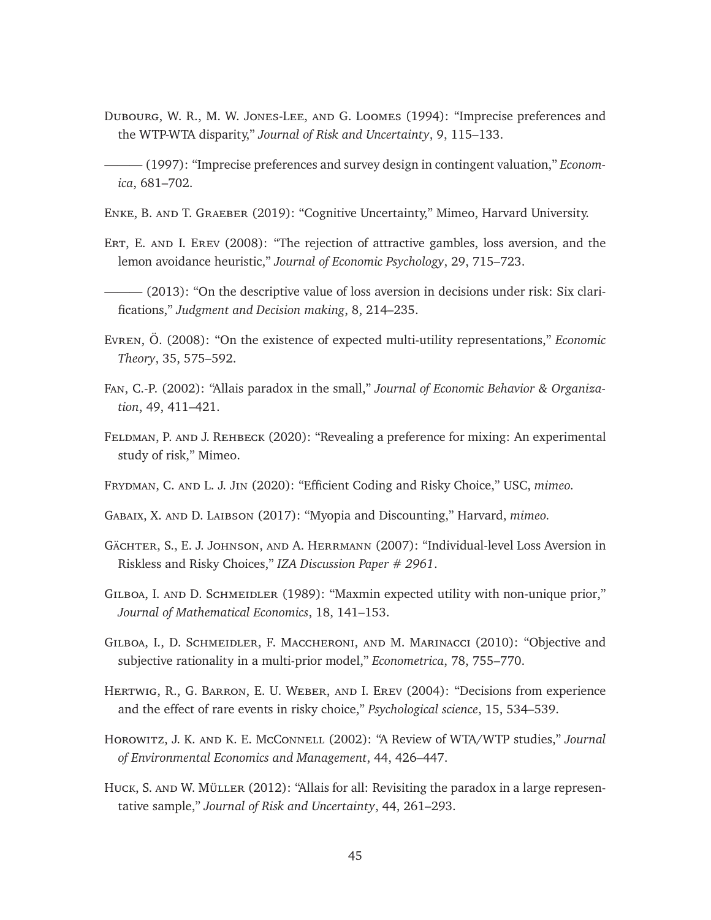Dubourg, W. R., M. W. Jones-Lee, and G. Loomes (1994): "Imprecise preferences and the WTP-WTA disparity," *Journal of Risk and Uncertainty*, 9, 115–133.

——— (1997): "Imprecise preferences and survey design in contingent valuation," *Economica*, 681–702.

Enke, B. and T. Graeber (2019): "Cognitive Uncertainty," Mimeo, Harvard University.

Ert, E. and I. Erev (2008): "The rejection of attractive gambles, loss aversion, and the lemon avoidance heuristic," *Journal of Economic Psychology*, 29, 715–723.

——— (2013): "On the descriptive value of loss aversion in decisions under risk: Six clarifications," *Judgment and Decision making*, 8, 214–235.

Evren, Ö. (2008): "On the existence of expected multi-utility representations," *Economic Theory*, 35, 575–592.

Fan, C.-P. (2002): "Allais paradox in the small," *Journal of Economic Behavior & Organization*, 49, 411–421.

Feldman, P. and J. Rehbeck (2020): "Revealing a preference for mixing: An experimental study of risk," Mimeo.

Frydman, C. and L. J. Jin (2020): "Efficient Coding and Risky Choice," USC, *mimeo.*

Gabaix, X. and D. Laibson (2017): "Myopia and Discounting," Harvard, *mimeo.*

Gächter, S., E. J. Johnson, and A. Herrmann (2007): "Individual-level Loss Aversion in Riskless and Risky Choices," *IZA Discussion Paper # 2961*.

Gilboa, I. and D. Schmeidler (1989): "Maxmin expected utility with non-unique prior," *Journal of Mathematical Economics*, 18, 141–153.

Gilboa, I., D. Schmeidler, F. Maccheroni, and M. Marinacci (2010): "Objective and subjective rationality in a multi-prior model," *Econometrica*, 78, 755–770.

Hertwig, R., G. Barron, E. U. Weber, and I. Erev (2004): "Decisions from experience and the effect of rare events in risky choice," *Psychological science*, 15, 534–539.

Horowitz, J. K. and K. E. McConnell (2002): "A Review of WTA/WTP studies," *Journal of Environmental Economics and Management*, 44, 426–447.

Huck, S. and W. Müller (2012): "Allais for all: Revisiting the paradox in a large representative sample," *Journal of Risk and Uncertainty*, 44, 261–293.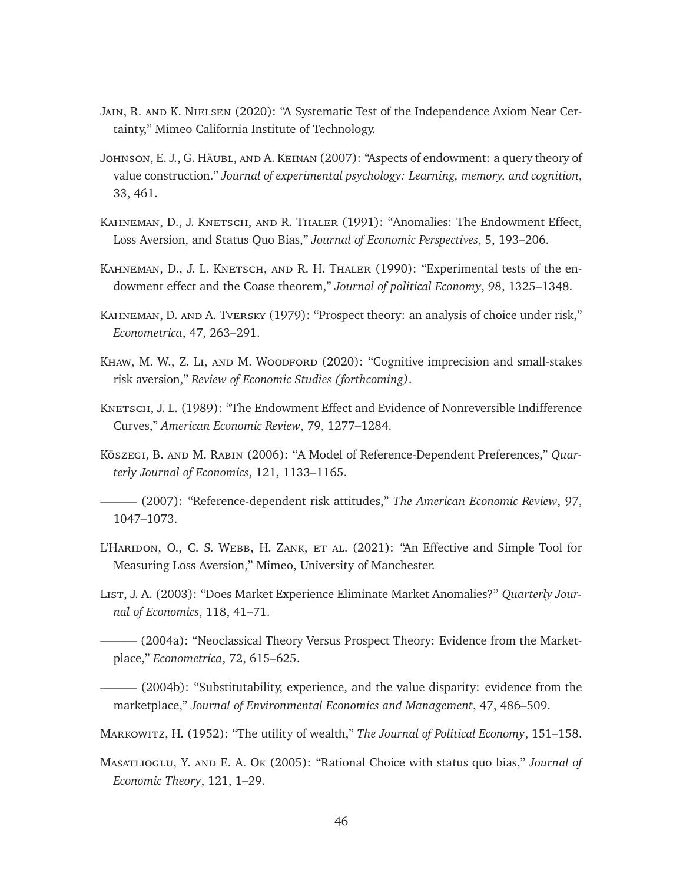Jain, R. and K. Nielsen (2020): "A Systematic Test of the Independence Axiom Near Certainty," Mimeo California Institute of Technology.

Johnson, E. J., G. Häubl, and A. Keinan (2007): "Aspects of endowment: a query theory of value construction." *Journal of experimental psychology: Learning, memory, and cognition*, 33, 461.

Kahneman, D., J. Knetsch, and R. Thaler (1991): "Anomalies: The Endowment Effect, Loss Aversion, and Status Quo Bias," *Journal of Economic Perspectives*, 5, 193–206.

Kahneman, D., J. L. Knetsch, and R. H. Thaler (1990): "Experimental tests of the endowment effect and the Coase theorem," *Journal of political Economy*, 98, 1325–1348.

Kahneman, D. and A. Tversky (1979): "Prospect theory: an analysis of choice under risk," *Econometrica*, 47, 263–291.

Khaw, M. W., Z. Li, and M. Woodford (2020): "Cognitive imprecision and small-stakes risk aversion," *Review of Economic Studies (forthcoming)*.

Knetsch, J. L. (1989): "The Endowment Effect and Evidence of Nonreversible Indifference Curves," *American Economic Review*, 79, 1277–1284.

Köszegi, B. and M. Rabin (2006): "A Model of Reference-Dependent Preferences," *Quarterly Journal of Economics*, 121, 1133–1165.

——— (2007): "Reference-dependent risk attitudes," *The American Economic Review*, 97, 1047–1073.

L'Haridon, O., C. S. Webb, H. Zank, et al. (2021): "An Effective and Simple Tool for Measuring Loss Aversion," Mimeo, University of Manchester.

List, J. A. (2003): "Does Market Experience Eliminate Market Anomalies?" *Quarterly Journal of Economics*, 118, 41–71.

——— (2004a): "Neoclassical Theory Versus Prospect Theory: Evidence from the Marketplace," *Econometrica*, 72, 615–625.

——— (2004b): "Substitutability, experience, and the value disparity: evidence from the marketplace," *Journal of Environmental Economics and Management*, 47, 486–509.

Markowitz, H. (1952): "The utility of wealth," *The Journal of Political Economy*, 151–158.

Masatlioglu, Y. and E. A. Ok (2005): "Rational Choice with status quo bias," *Journal of Economic Theory*, 121, 1–29.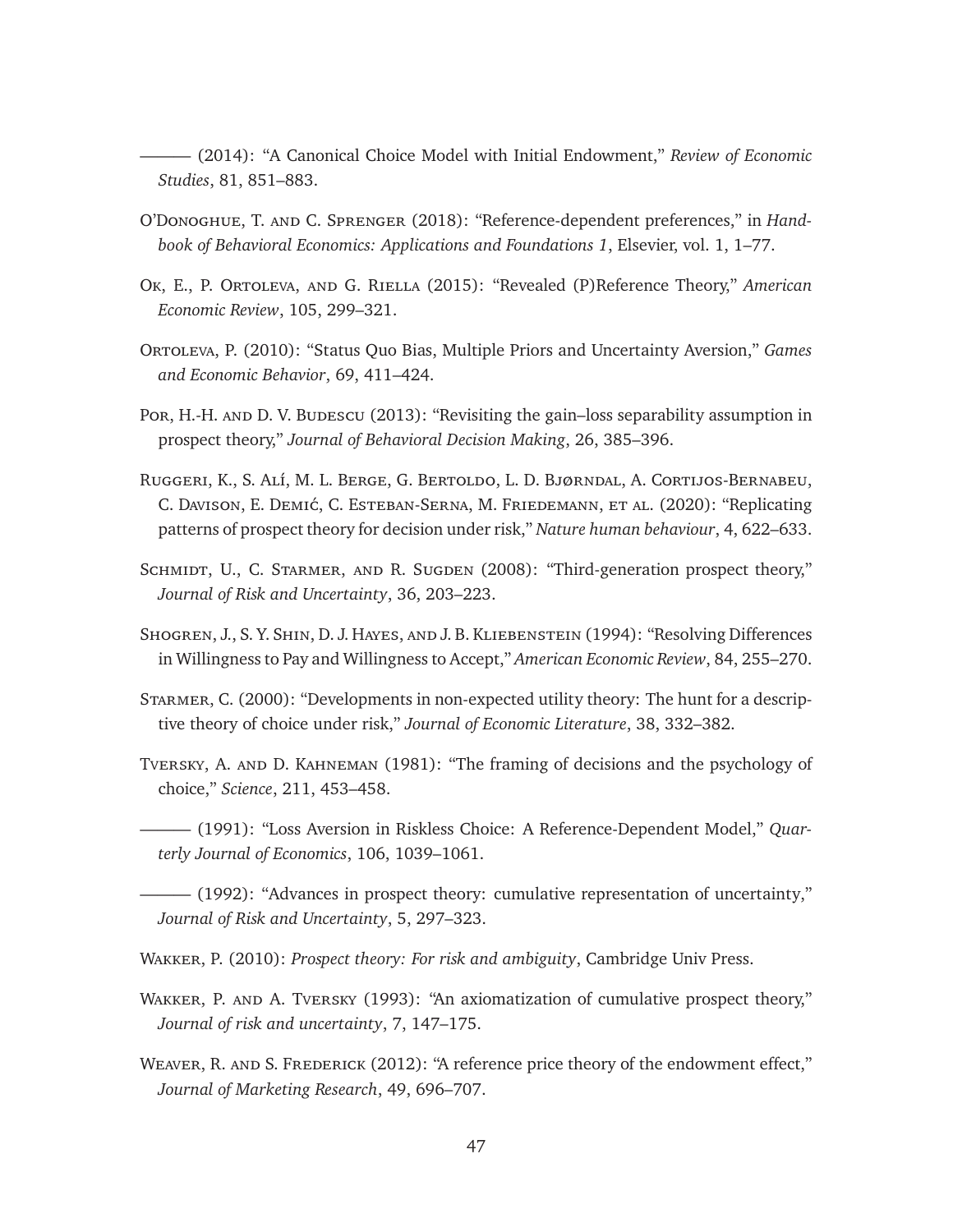——— (2014): "A Canonical Choice Model with Initial Endowment," *Review of Economic Studies*, 81, 851–883.

O'Donoghue, T. and C. Sprenger (2018): "Reference-dependent preferences," in *Handbook of Behavioral Economics: Applications and Foundations 1*, Elsevier, vol. 1, 1–77.

Ok, E., P. Ortoleva, and G. Riella (2015): "Revealed (P)Reference Theory," *American Economic Review*, 105, 299–321.

Ortoleva, P. (2010): "Status Quo Bias, Multiple Priors and Uncertainty Aversion," *Games and Economic Behavior*, 69, 411–424.

Por, H.-H. and D. V. Budescu (2013): "Revisiting the gain–loss separability assumption in prospect theory," *Journal of Behavioral Decision Making*, 26, 385–396.

Ruggeri, K., S. Alí, M. L. Berge, G. Bertoldo, L. D. Bjørndal, A. Cortijos-Bernabeu, C. Davison, E. Demić, C. Esteban-Serna, M. Friedemann, et al. (2020): "Replicating patterns of prospect theory for decision under risk," *Nature human behaviour*, 4, 622–633.

Schmidt, U., C. Starmer, and R. Sugden (2008): "Third-generation prospect theory," *Journal of Risk and Uncertainty*, 36, 203–223.

Shogren, J., S. Y. Shin, D. J. Hayes, and J. B. Kliebenstein (1994): "Resolving Differences in Willingness to Pay and Willingness to Accept," *American Economic Review*, 84, 255–270.

Starmer, C. (2000): "Developments in non-expected utility theory: The hunt for a descriptive theory of choice under risk," *Journal of Economic Literature*, 38, 332–382.

Tversky, A. and D. Kahneman (1981): "The framing of decisions and the psychology of choice," *Science*, 211, 453–458.

——— (1991): "Loss Aversion in Riskless Choice: A Reference-Dependent Model," *Quarterly Journal of Economics*, 106, 1039–1061.

——— (1992): "Advances in prospect theory: cumulative representation of uncertainty," *Journal of Risk and Uncertainty*, 5, 297–323.

Wakker, P. (2010): *Prospect theory: For risk and ambiguity*, Cambridge Univ Press.

Wakker, P. and A. Tversky (1993): "An axiomatization of cumulative prospect theory," *Journal of risk and uncertainty*, 7, 147–175.

Weaver, R. and S. Frederick (2012): "A reference price theory of the endowment effect," *Journal of Marketing Research*, 49, 696–707.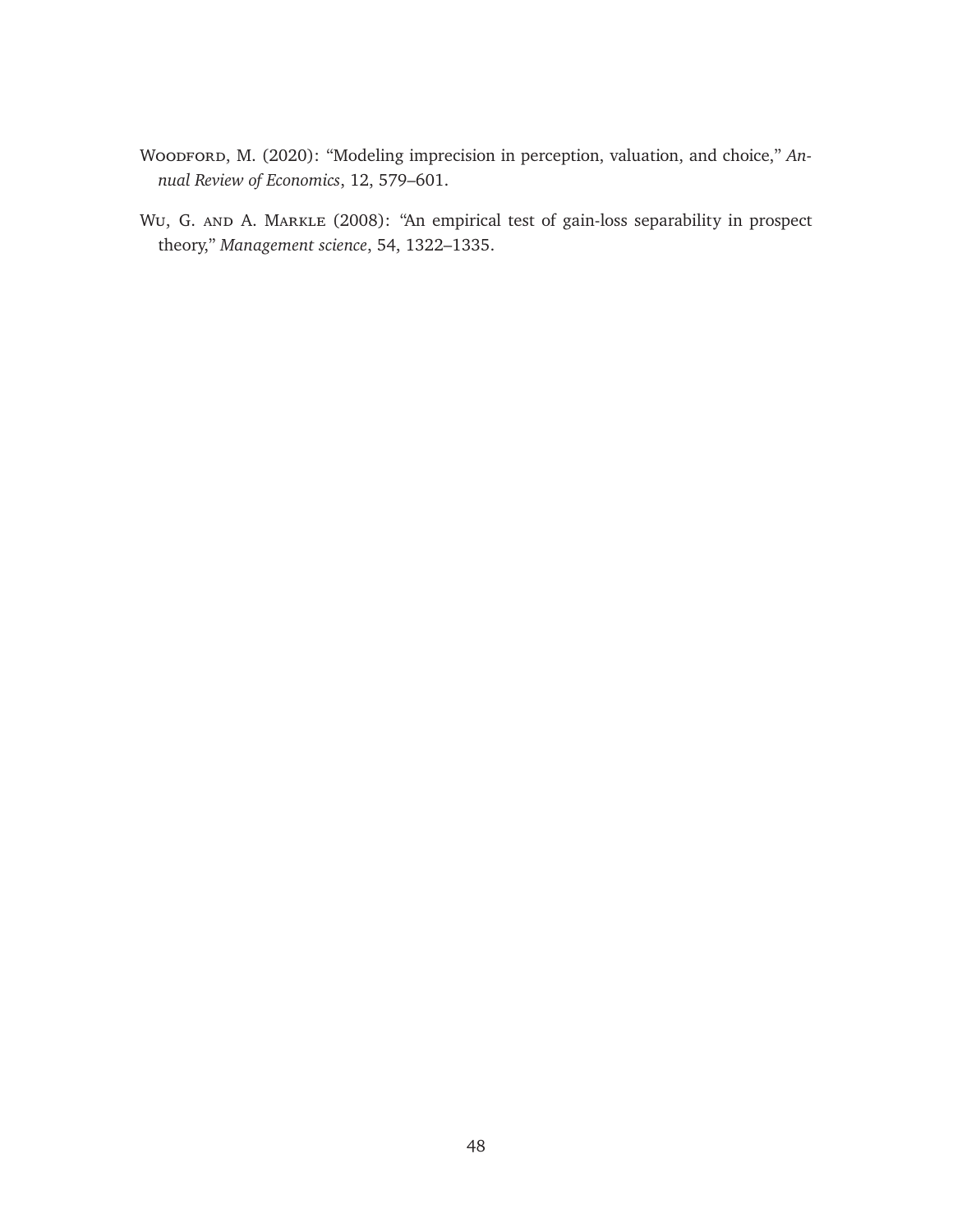Woodford, M. (2020): "Modeling imprecision in perception, valuation, and choice," *Annual Review of Economics*, 12, 579–601.

Wu, G. and A. Markle (2008): "An empirical test of gain-loss separability in prospect theory," *Management science*, 54, 1322–1335.